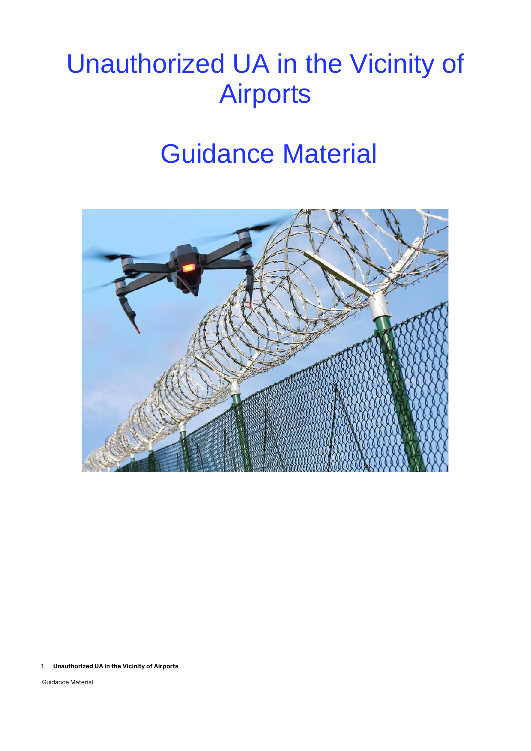# Unauthorized UA in the Vicinity of Airports

# Guidance Material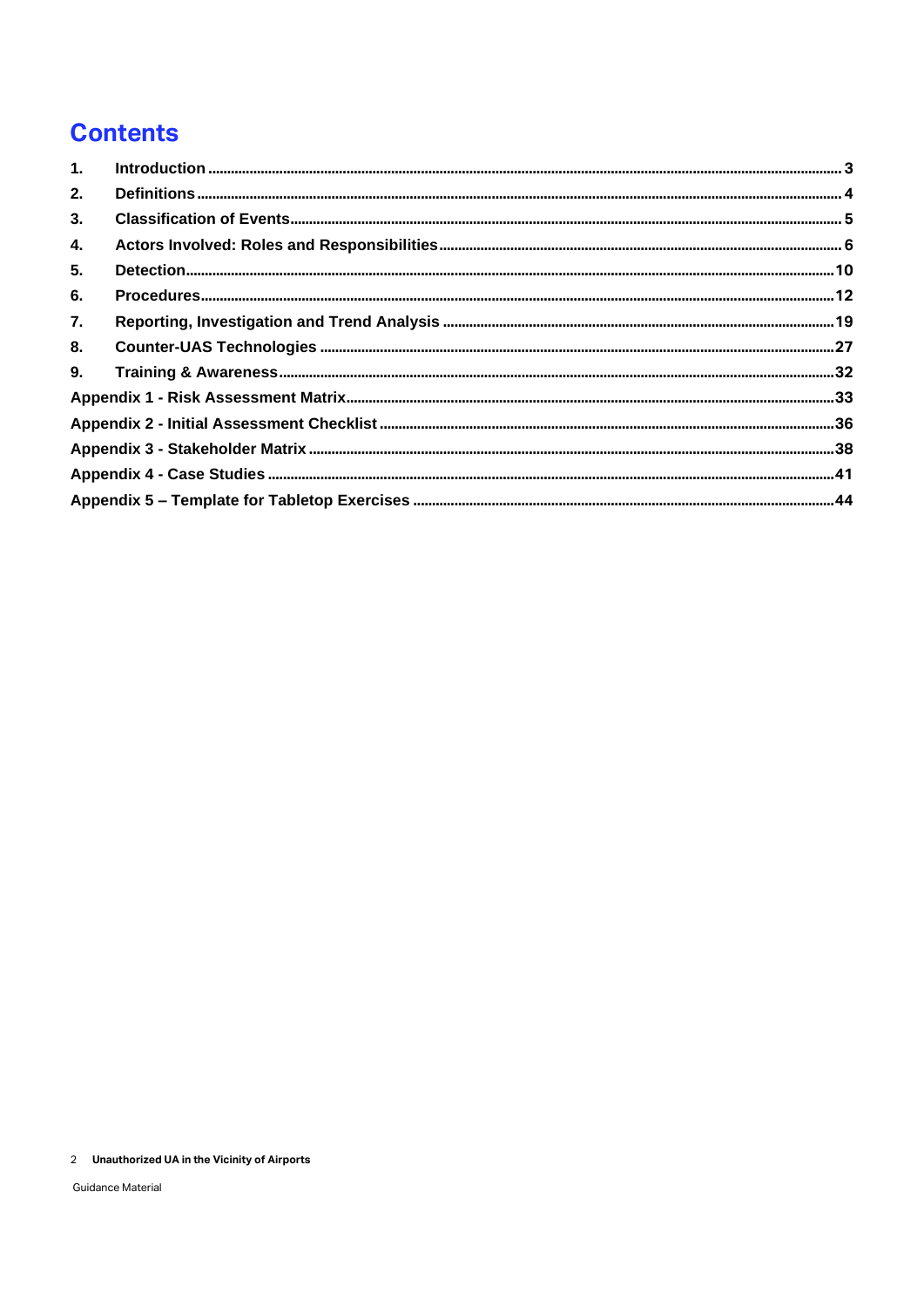# Contents

1. **Introduction** .......... 3
2. **Definitions** .......... 4
3. **Classification of Events** .......... 5
4. **Actors Involved: Roles and Responsibilities** .......... 6
5. **Detection** .......... 10
6. **Procedures** .......... 12
7. **Reporting, Investigation and Trend Analysis** .......... 19
8. **Counter-UAS Technologies** .......... 27
9. **Training & Awareness** .......... 32

**Appendix 1 - Risk Assessment Matrix** .......... 33

**Appendix 2 - Initial Assessment Checklist** .......... 36

**Appendix 3 - Stakeholder Matrix** .......... 38

**Appendix 4 - Case Studies** .......... 41

**Appendix 5 – Template for Tabletop Exercises** .......... 44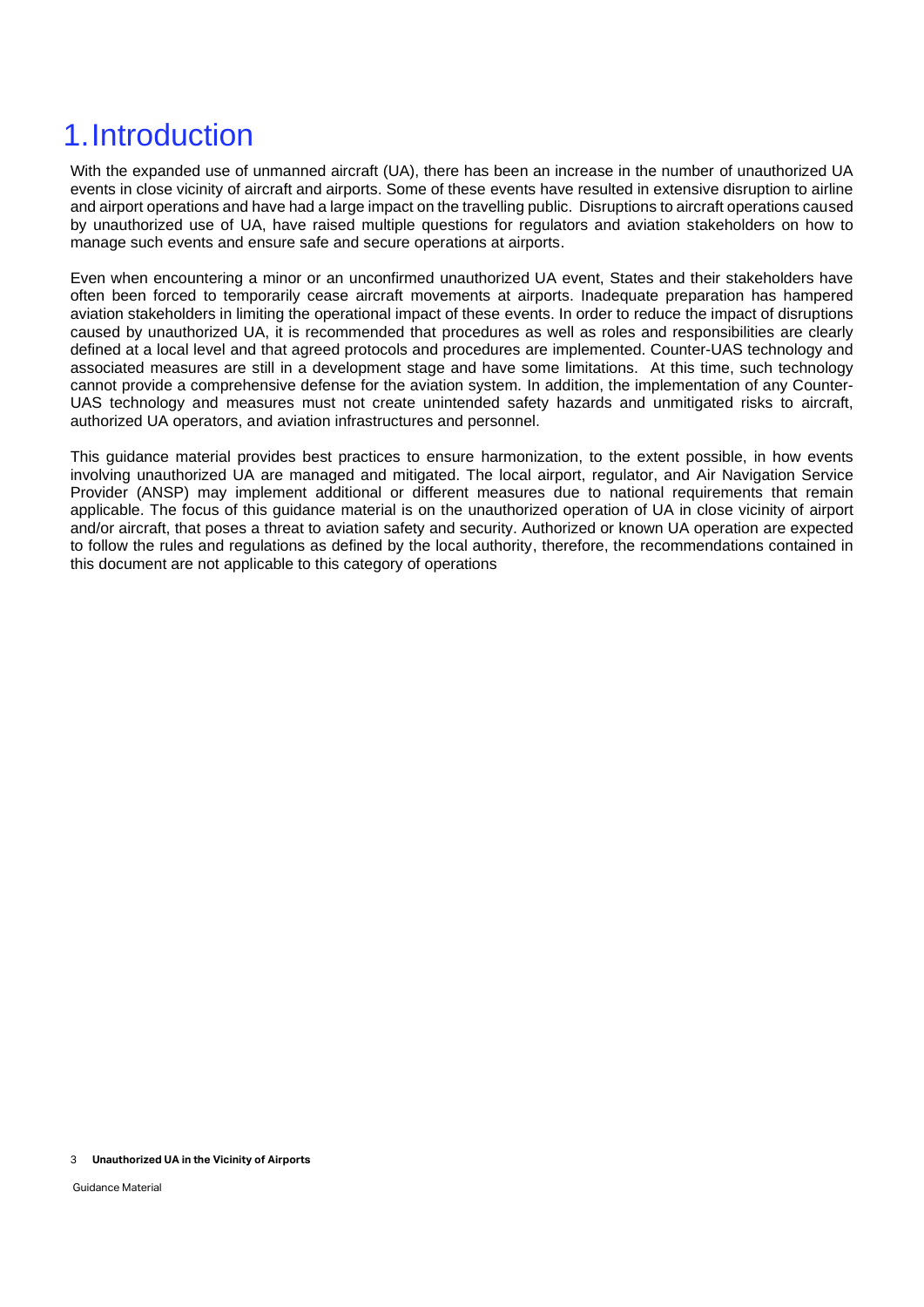# 1. Introduction

With the expanded use of unmanned aircraft (UA), there has been an increase in the number of unauthorized UA events in close vicinity of aircraft and airports. Some of these events have resulted in extensive disruption to airline and airport operations and have had a large impact on the travelling public. Disruptions to aircraft operations caused by unauthorized use of UA, have raised multiple questions for regulators and aviation stakeholders on how to manage such events and ensure safe and secure operations at airports.

Even when encountering a minor or an unconfirmed unauthorized UA event, States and their stakeholders have often been forced to temporarily cease aircraft movements at airports. Inadequate preparation has hampered aviation stakeholders in limiting the operational impact of these events. In order to reduce the impact of disruptions caused by unauthorized UA, it is recommended that procedures as well as roles and responsibilities are clearly defined at a local level and that agreed protocols and procedures are implemented. Counter-UAS technology and associated measures are still in a development stage and have some limitations. At this time, such technology cannot provide a comprehensive defense for the aviation system. In addition, the implementation of any Counter-UAS technology and measures must not create unintended safety hazards and unmitigated risks to aircraft, authorized UA operators, and aviation infrastructures and personnel.

This guidance material provides best practices to ensure harmonization, to the extent possible, in how events involving unauthorized UA are managed and mitigated. The local airport, regulator, and Air Navigation Service Provider (ANSP) may implement additional or different measures due to national requirements that remain applicable. The focus of this guidance material is on the unauthorized operation of UA in close vicinity of airport and/or aircraft, that poses a threat to aviation safety and security. Authorized or known UA operation are expected to follow the rules and regulations as defined by the local authority, therefore, the recommendations contained in this document are not applicable to this category of operations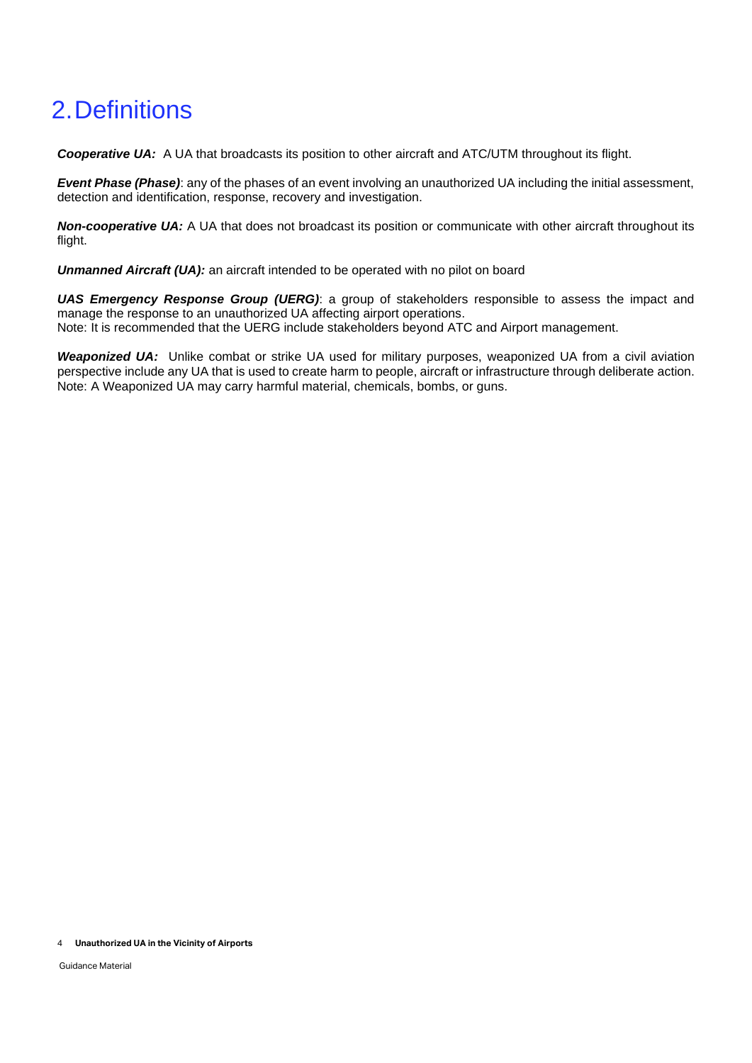# 2. Definitions

***Cooperative UA:*** A UA that broadcasts its position to other aircraft and ATC/UTM throughout its flight.

***Event Phase (Phase)***: any of the phases of an event involving an unauthorized UA including the initial assessment, detection and identification, response, recovery and investigation.

***Non-cooperative UA:*** A UA that does not broadcast its position or communicate with other aircraft throughout its flight.

***Unmanned Aircraft (UA):*** an aircraft intended to be operated with no pilot on board

***UAS Emergency Response Group (UERG)***: a group of stakeholders responsible to assess the impact and manage the response to an unauthorized UA affecting airport operations.
Note: It is recommended that the UERG include stakeholders beyond ATC and Airport management.

***Weaponized UA:*** Unlike combat or strike UA used for military purposes, weaponized UA from a civil aviation perspective include any UA that is used to create harm to people, aircraft or infrastructure through deliberate action.
Note: A Weaponized UA may carry harmful material, chemicals, bombs, or guns.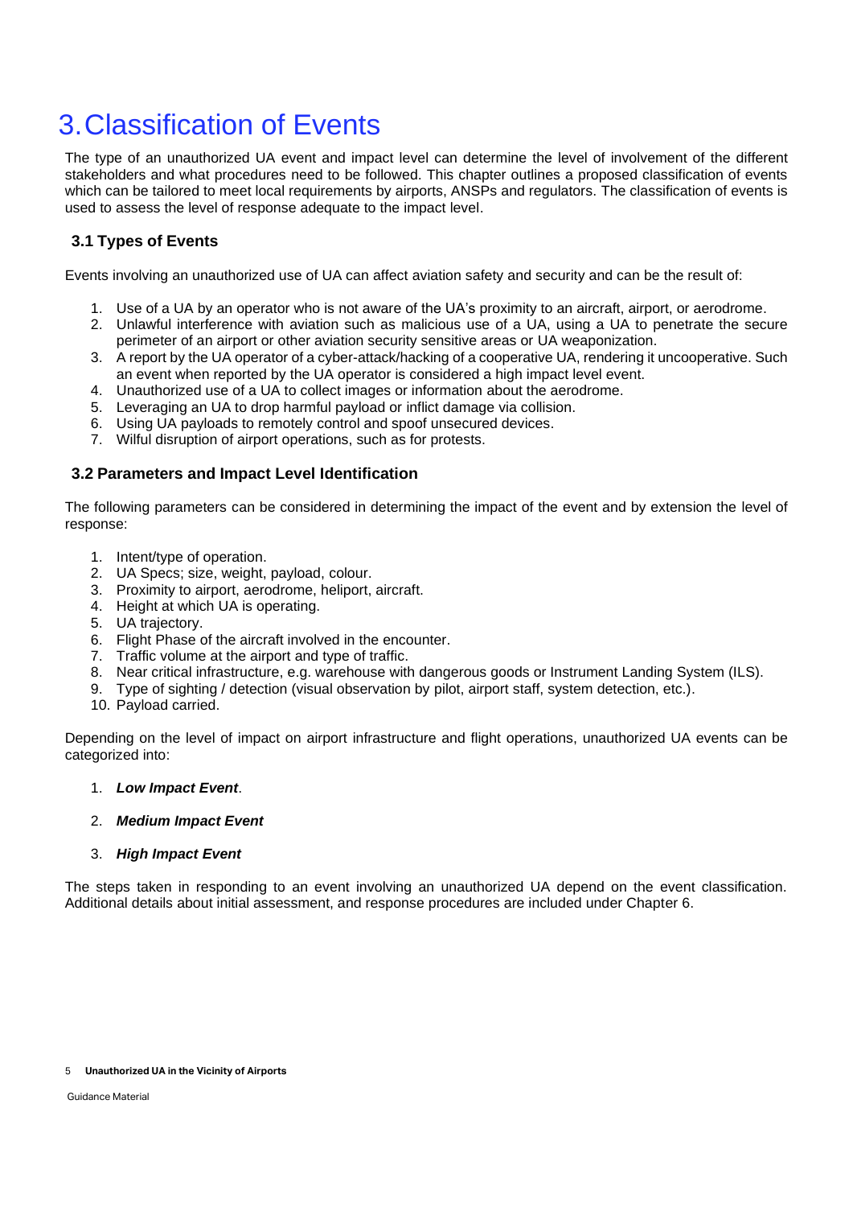# 3. Classification of Events

The type of an unauthorized UA event and impact level can determine the level of involvement of the different stakeholders and what procedures need to be followed. This chapter outlines a proposed classification of events which can be tailored to meet local requirements by airports, ANSPs and regulators. The classification of events is used to assess the level of response adequate to the impact level.

### 3.1 Types of Events

Events involving an unauthorized use of UA can affect aviation safety and security and can be the result of:

1. Use of a UA by an operator who is not aware of the UA's proximity to an aircraft, airport, or aerodrome.
2. Unlawful interference with aviation such as malicious use of a UA, using a UA to penetrate the secure perimeter of an airport or other aviation security sensitive areas or UA weaponization.
3. A report by the UA operator of a cyber-attack/hacking of a cooperative UA, rendering it uncooperative. Such an event when reported by the UA operator is considered a high impact level event.
4. Unauthorized use of a UA to collect images or information about the aerodrome.
5. Leveraging an UA to drop harmful payload or inflict damage via collision.
6. Using UA payloads to remotely control and spoof unsecured devices.
7. Wilful disruption of airport operations, such as for protests.

### 3.2 Parameters and Impact Level Identification

The following parameters can be considered in determining the impact of the event and by extension the level of response:

1. Intent/type of operation.
2. UA Specs; size, weight, payload, colour.
3. Proximity to airport, aerodrome, heliport, aircraft.
4. Height at which UA is operating.
5. UA trajectory.
6. Flight Phase of the aircraft involved in the encounter.
7. Traffic volume at the airport and type of traffic.
8. Near critical infrastructure, e.g. warehouse with dangerous goods or Instrument Landing System (ILS).
9. Type of sighting / detection (visual observation by pilot, airport staff, system detection, etc.).
10. Payload carried.

Depending on the level of impact on airport infrastructure and flight operations, unauthorized UA events can be categorized into:

1. ***Low Impact Event***.
2. ***Medium Impact Event***
3. ***High Impact Event***

The steps taken in responding to an event involving an unauthorized UA depend on the event classification. Additional details about initial assessment, and response procedures are included under Chapter 6.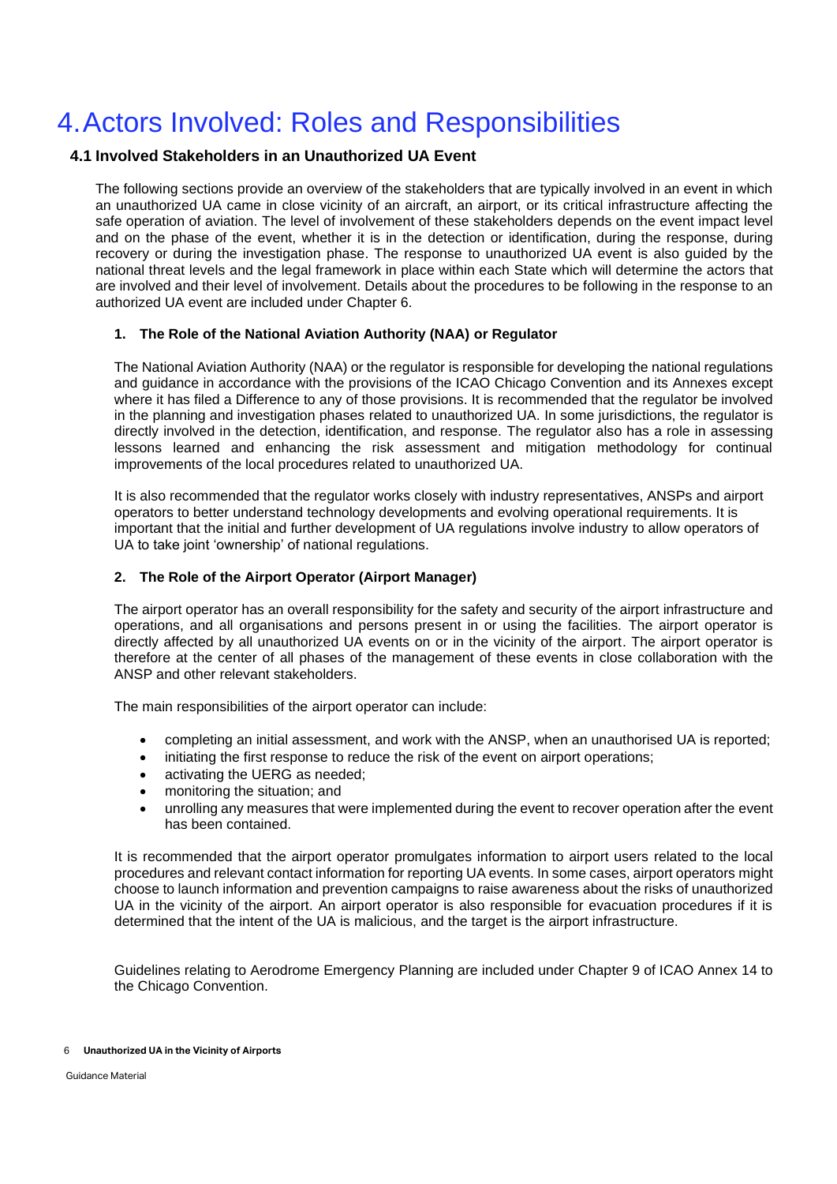# 4. Actors Involved: Roles and Responsibilities

## 4.1 Involved Stakeholders in an Unauthorized UA Event

The following sections provide an overview of the stakeholders that are typically involved in an event in which an unauthorized UA came in close vicinity of an aircraft, an airport, or its critical infrastructure affecting the safe operation of aviation. The level of involvement of these stakeholders depends on the event impact level and on the phase of the event, whether it is in the detection or identification, during the response, during recovery or during the investigation phase. The response to unauthorized UA event is also guided by the national threat levels and the legal framework in place within each State which will determine the actors that are involved and their level of involvement. Details about the procedures to be following in the response to an authorized UA event are included under Chapter 6.

### 1. The Role of the National Aviation Authority (NAA) or Regulator

The National Aviation Authority (NAA) or the regulator is responsible for developing the national regulations and guidance in accordance with the provisions of the ICAO Chicago Convention and its Annexes except where it has filed a Difference to any of those provisions. It is recommended that the regulator be involved in the planning and investigation phases related to unauthorized UA. In some jurisdictions, the regulator is directly involved in the detection, identification, and response. The regulator also has a role in assessing lessons learned and enhancing the risk assessment and mitigation methodology for continual improvements of the local procedures related to unauthorized UA.

It is also recommended that the regulator works closely with industry representatives, ANSPs and airport operators to better understand technology developments and evolving operational requirements. It is important that the initial and further development of UA regulations involve industry to allow operators of UA to take joint 'ownership' of national regulations.

### 2. The Role of the Airport Operator (Airport Manager)

The airport operator has an overall responsibility for the safety and security of the airport infrastructure and operations, and all organisations and persons present in or using the facilities. The airport operator is directly affected by all unauthorized UA events on or in the vicinity of the airport. The airport operator is therefore at the center of all phases of the management of these events in close collaboration with the ANSP and other relevant stakeholders.

The main responsibilities of the airport operator can include:

- completing an initial assessment, and work with the ANSP, when an unauthorised UA is reported;
- initiating the first response to reduce the risk of the event on airport operations;
- activating the UERG as needed;
- monitoring the situation; and
- unrolling any measures that were implemented during the event to recover operation after the event has been contained.

It is recommended that the airport operator promulgates information to airport users related to the local procedures and relevant contact information for reporting UA events. In some cases, airport operators might choose to launch information and prevention campaigns to raise awareness about the risks of unauthorized UA in the vicinity of the airport. An airport operator is also responsible for evacuation procedures if it is determined that the intent of the UA is malicious, and the target is the airport infrastructure.

Guidelines relating to Aerodrome Emergency Planning are included under Chapter 9 of ICAO Annex 14 to the Chicago Convention.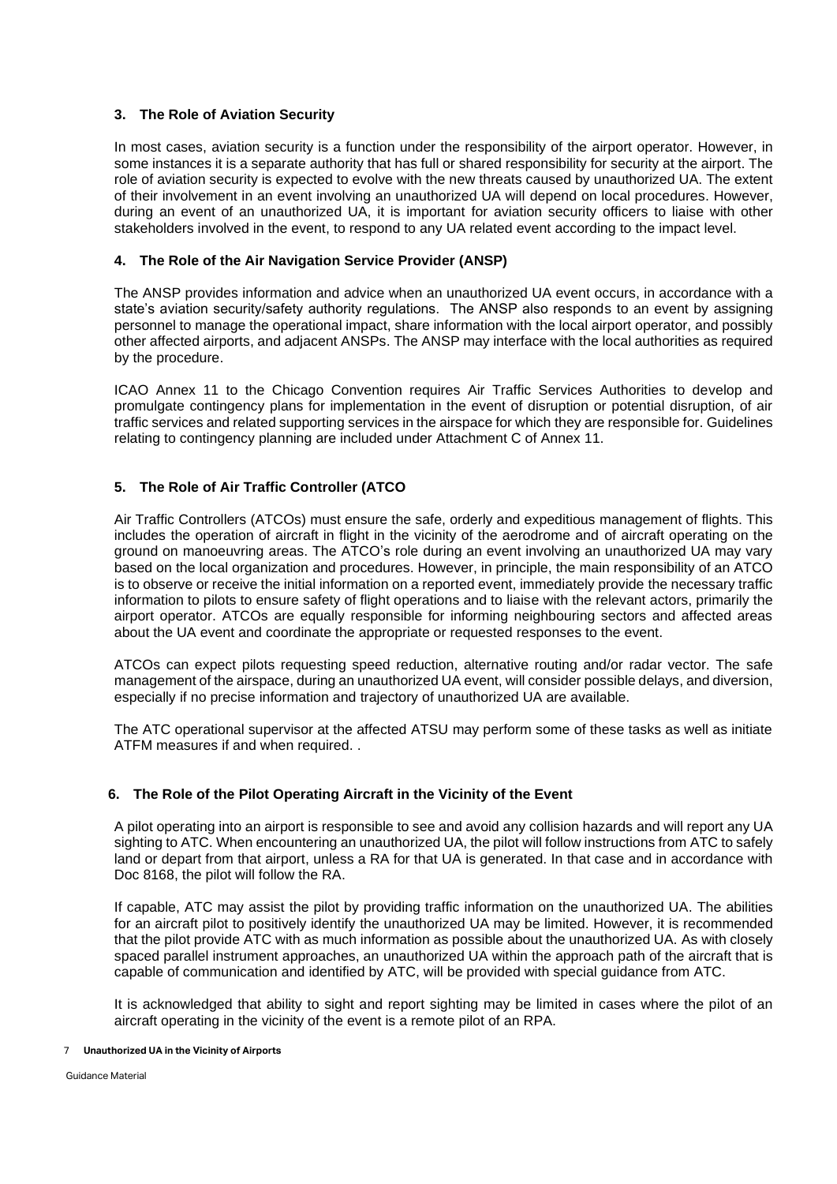## 3. The Role of Aviation Security

In most cases, aviation security is a function under the responsibility of the airport operator. However, in some instances it is a separate authority that has full or shared responsibility for security at the airport. The role of aviation security is expected to evolve with the new threats caused by unauthorized UA. The extent of their involvement in an event involving an unauthorized UA will depend on local procedures. However, during an event of an unauthorized UA, it is important for aviation security officers to liaise with other stakeholders involved in the event, to respond to any UA related event according to the impact level.

## 4. The Role of the Air Navigation Service Provider (ANSP)

The ANSP provides information and advice when an unauthorized UA event occurs, in accordance with a state's aviation security/safety authority regulations. The ANSP also responds to an event by assigning personnel to manage the operational impact, share information with the local airport operator, and possibly other affected airports, and adjacent ANSPs. The ANSP may interface with the local authorities as required by the procedure.

ICAO Annex 11 to the Chicago Convention requires Air Traffic Services Authorities to develop and promulgate contingency plans for implementation in the event of disruption or potential disruption, of air traffic services and related supporting services in the airspace for which they are responsible for. Guidelines relating to contingency planning are included under Attachment C of Annex 11.

## 5. The Role of Air Traffic Controller (ATCO

Air Traffic Controllers (ATCOs) must ensure the safe, orderly and expeditious management of flights. This includes the operation of aircraft in flight in the vicinity of the aerodrome and of aircraft operating on the ground on manoeuvring areas. The ATCO's role during an event involving an unauthorized UA may vary based on the local organization and procedures. However, in principle, the main responsibility of an ATCO is to observe or receive the initial information on a reported event, immediately provide the necessary traffic information to pilots to ensure safety of flight operations and to liaise with the relevant actors, primarily the airport operator. ATCOs are equally responsible for informing neighbouring sectors and affected areas about the UA event and coordinate the appropriate or requested responses to the event.

ATCOs can expect pilots requesting speed reduction, alternative routing and/or radar vector. The safe management of the airspace, during an unauthorized UA event, will consider possible delays, and diversion, especially if no precise information and trajectory of unauthorized UA are available.

The ATC operational supervisor at the affected ATSU may perform some of these tasks as well as initiate ATFM measures if and when required. .

## 6. The Role of the Pilot Operating Aircraft in the Vicinity of the Event

A pilot operating into an airport is responsible to see and avoid any collision hazards and will report any UA sighting to ATC. When encountering an unauthorized UA, the pilot will follow instructions from ATC to safely land or depart from that airport, unless a RA for that UA is generated. In that case and in accordance with Doc 8168, the pilot will follow the RA.

If capable, ATC may assist the pilot by providing traffic information on the unauthorized UA. The abilities for an aircraft pilot to positively identify the unauthorized UA may be limited. However, it is recommended that the pilot provide ATC with as much information as possible about the unauthorized UA. As with closely spaced parallel instrument approaches, an unauthorized UA within the approach path of the aircraft that is capable of communication and identified by ATC, will be provided with special guidance from ATC.

It is acknowledged that ability to sight and report sighting may be limited in cases where the pilot of an aircraft operating in the vicinity of the event is a remote pilot of an RPA.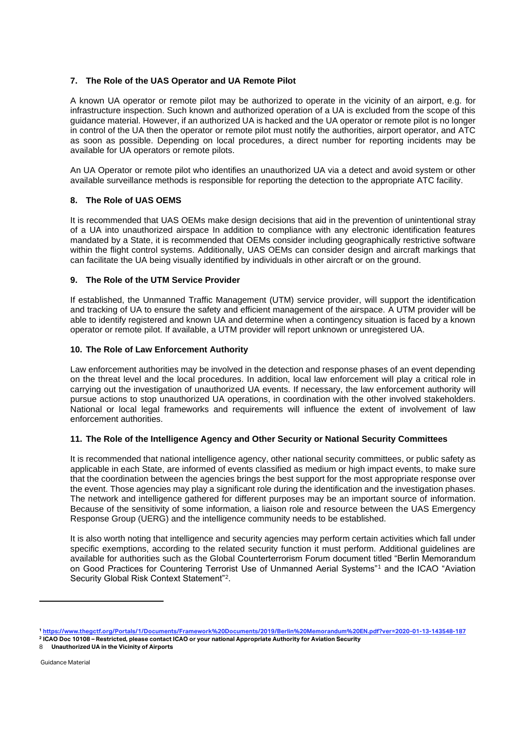## 7. The Role of the UAS Operator and UA Remote Pilot

A known UA operator or remote pilot may be authorized to operate in the vicinity of an airport, e.g. for infrastructure inspection. Such known and authorized operation of a UA is excluded from the scope of this guidance material. However, if an authorized UA is hacked and the UA operator or remote pilot is no longer in control of the UA then the operator or remote pilot must notify the authorities, airport operator, and ATC as soon as possible. Depending on local procedures, a direct number for reporting incidents may be available for UA operators or remote pilots.

An UA Operator or remote pilot who identifies an unauthorized UA via a detect and avoid system or other available surveillance methods is responsible for reporting the detection to the appropriate ATC facility.

## 8. The Role of UAS OEMS

It is recommended that UAS OEMs make design decisions that aid in the prevention of unintentional stray of a UA into unauthorized airspace In addition to compliance with any electronic identification features mandated by a State, it is recommended that OEMs consider including geographically restrictive software within the flight control systems. Additionally, UAS OEMs can consider design and aircraft markings that can facilitate the UA being visually identified by individuals in other aircraft or on the ground.

## 9. The Role of the UTM Service Provider

If established, the Unmanned Traffic Management (UTM) service provider, will support the identification and tracking of UA to ensure the safety and efficient management of the airspace. A UTM provider will be able to identify registered and known UA and determine when a contingency situation is faced by a known operator or remote pilot. If available, a UTM provider will report unknown or unregistered UA.

## 10. The Role of Law Enforcement Authority

Law enforcement authorities may be involved in the detection and response phases of an event depending on the threat level and the local procedures. In addition, local law enforcement will play a critical role in carrying out the investigation of unauthorized UA events. If necessary, the law enforcement authority will pursue actions to stop unauthorized UA operations, in coordination with the other involved stakeholders. National or local legal frameworks and requirements will influence the extent of involvement of law enforcement authorities.

## 11. The Role of the Intelligence Agency and Other Security or National Security Committees

It is recommended that national intelligence agency, other national security committees, or public safety as applicable in each State, are informed of events classified as medium or high impact events, to make sure that the coordination between the agencies brings the best support for the most appropriate response over the event. Those agencies may play a significant role during the identification and the investigation phases. The network and intelligence gathered for different purposes may be an important source of information. Because of the sensitivity of some information, a liaison role and resource between the UAS Emergency Response Group (UERG) and the intelligence community needs to be established.

It is also worth noting that intelligence and security agencies may perform certain activities which fall under specific exemptions, according to the related security function it must perform. Additional guidelines are available for authorities such as the Global Counterterrorism Forum document titled "Berlin Memorandum on Good Practices for Countering Terrorist Use of Unmanned Aerial Systems"[1] and the ICAO "Aviation Security Global Risk Context Statement"[2].

---

[1] https://www.thegctf.org/Portals/1/Documents/Framework%20Documents/2019/Berlin%20Memorandum%20EN.pdf?ver=2020-01-13-143548-187

[2] ICAO Doc 10108 – Restricted, please contact ICAO or your national Appropriate Authority for Aviation Security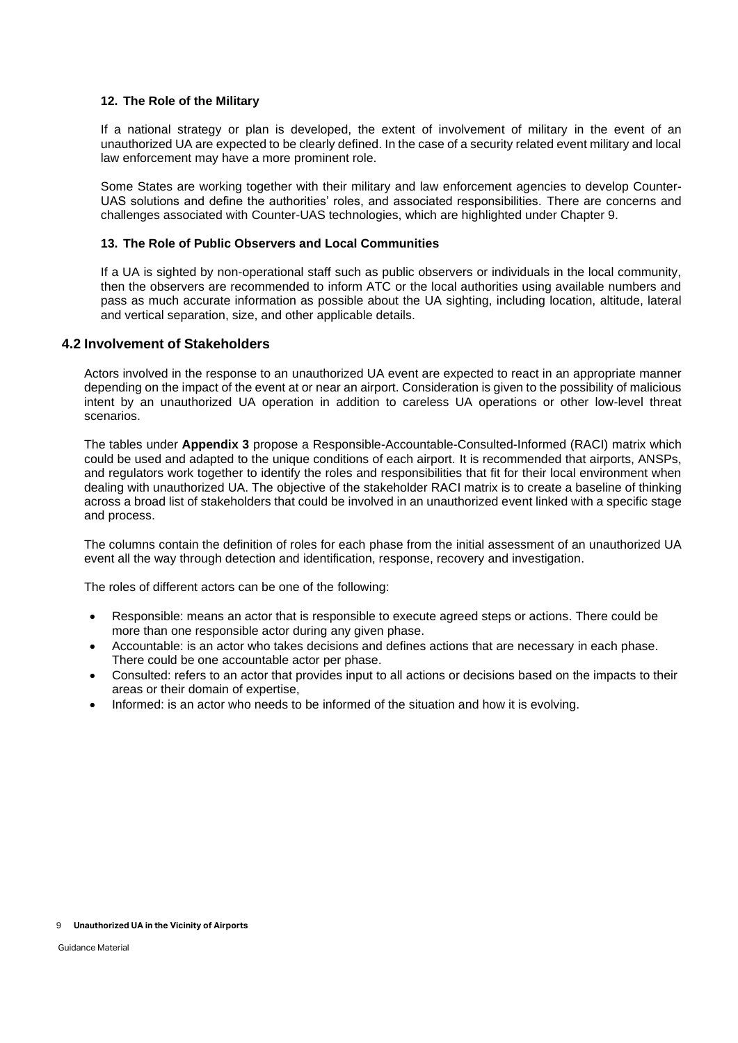#### 12. The Role of the Military

If a national strategy or plan is developed, the extent of involvement of military in the event of an unauthorized UA are expected to be clearly defined. In the case of a security related event military and local law enforcement may have a more prominent role.

Some States are working together with their military and law enforcement agencies to develop Counter-UAS solutions and define the authorities' roles, and associated responsibilities. There are concerns and challenges associated with Counter-UAS technologies, which are highlighted under Chapter 9.

#### 13. The Role of Public Observers and Local Communities

If a UA is sighted by non-operational staff such as public observers or individuals in the local community, then the observers are recommended to inform ATC or the local authorities using available numbers and pass as much accurate information as possible about the UA sighting, including location, altitude, lateral and vertical separation, size, and other applicable details.

### 4.2 Involvement of Stakeholders

Actors involved in the response to an unauthorized UA event are expected to react in an appropriate manner depending on the impact of the event at or near an airport. Consideration is given to the possibility of malicious intent by an unauthorized UA operation in addition to careless UA operations or other low-level threat scenarios.

The tables under **Appendix 3** propose a Responsible-Accountable-Consulted-Informed (RACI) matrix which could be used and adapted to the unique conditions of each airport. It is recommended that airports, ANSPs, and regulators work together to identify the roles and responsibilities that fit for their local environment when dealing with unauthorized UA. The objective of the stakeholder RACI matrix is to create a baseline of thinking across a broad list of stakeholders that could be involved in an unauthorized event linked with a specific stage and process.

The columns contain the definition of roles for each phase from the initial assessment of an unauthorized UA event all the way through detection and identification, response, recovery and investigation.

The roles of different actors can be one of the following:

- Responsible: means an actor that is responsible to execute agreed steps or actions. There could be more than one responsible actor during any given phase.
- Accountable: is an actor who takes decisions and defines actions that are necessary in each phase. There could be one accountable actor per phase.
- Consulted: refers to an actor that provides input to all actions or decisions based on the impacts to their areas or their domain of expertise,
- Informed: is an actor who needs to be informed of the situation and how it is evolving.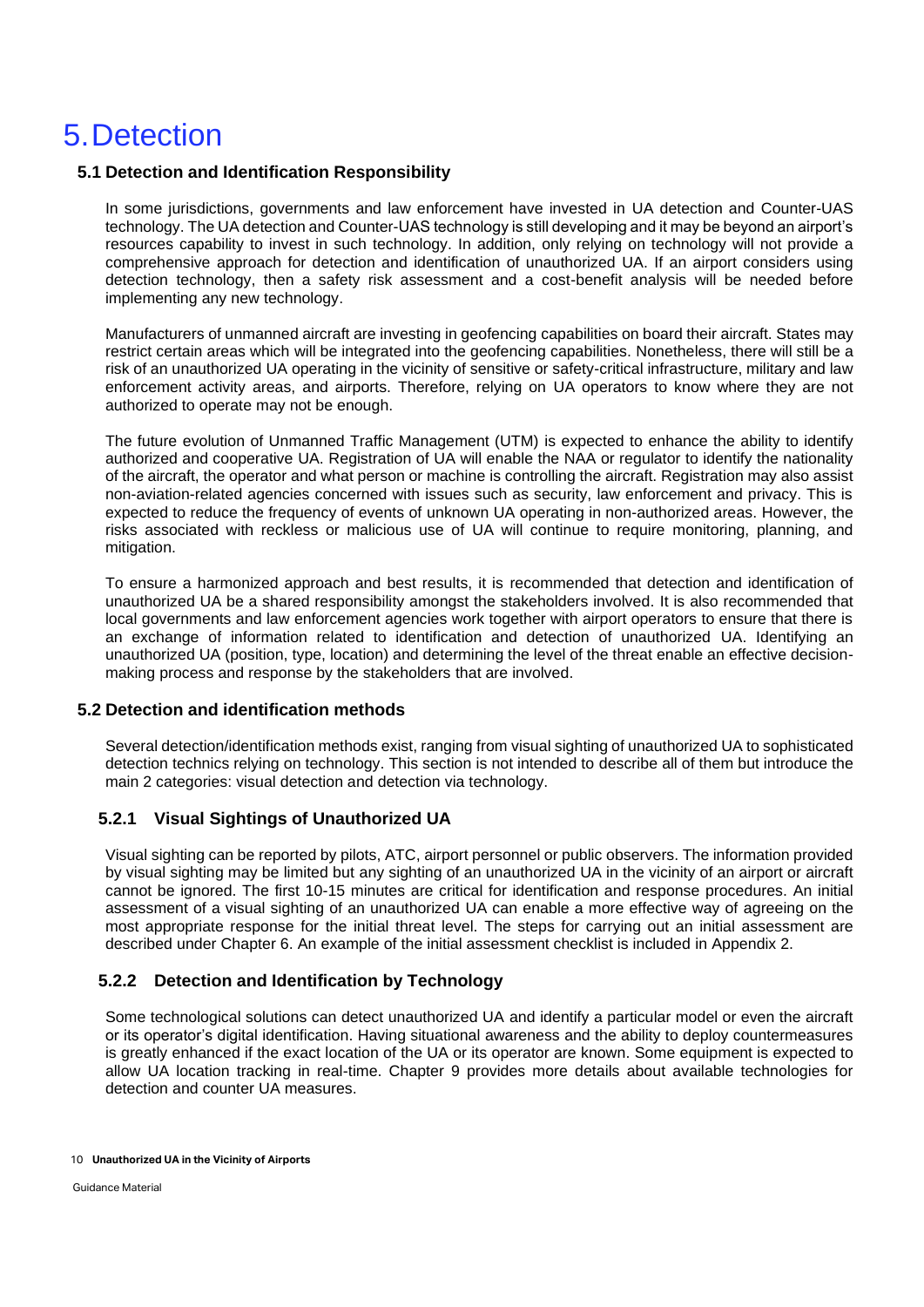# 5. Detection

## 5.1 Detection and Identification Responsibility

In some jurisdictions, governments and law enforcement have invested in UA detection and Counter-UAS technology. The UA detection and Counter-UAS technology is still developing and it may be beyond an airport's resources capability to invest in such technology. In addition, only relying on technology will not provide a comprehensive approach for detection and identification of unauthorized UA. If an airport considers using detection technology, then a safety risk assessment and a cost-benefit analysis will be needed before implementing any new technology.

Manufacturers of unmanned aircraft are investing in geofencing capabilities on board their aircraft. States may restrict certain areas which will be integrated into the geofencing capabilities. Nonetheless, there will still be a risk of an unauthorized UA operating in the vicinity of sensitive or safety-critical infrastructure, military and law enforcement activity areas, and airports. Therefore, relying on UA operators to know where they are not authorized to operate may not be enough.

The future evolution of Unmanned Traffic Management (UTM) is expected to enhance the ability to identify authorized and cooperative UA. Registration of UA will enable the NAA or regulator to identify the nationality of the aircraft, the operator and what person or machine is controlling the aircraft. Registration may also assist non-aviation-related agencies concerned with issues such as security, law enforcement and privacy. This is expected to reduce the frequency of events of unknown UA operating in non-authorized areas. However, the risks associated with reckless or malicious use of UA will continue to require monitoring, planning, and mitigation.

To ensure a harmonized approach and best results, it is recommended that detection and identification of unauthorized UA be a shared responsibility amongst the stakeholders involved. It is also recommended that local governments and law enforcement agencies work together with airport operators to ensure that there is an exchange of information related to identification and detection of unauthorized UA. Identifying an unauthorized UA (position, type, location) and determining the level of the threat enable an effective decision-making process and response by the stakeholders that are involved.

## 5.2 Detection and identification methods

Several detection/identification methods exist, ranging from visual sighting of unauthorized UA to sophisticated detection technics relying on technology. This section is not intended to describe all of them but introduce the main 2 categories: visual detection and detection via technology.

### 5.2.1 Visual Sightings of Unauthorized UA

Visual sighting can be reported by pilots, ATC, airport personnel or public observers. The information provided by visual sighting may be limited but any sighting of an unauthorized UA in the vicinity of an airport or aircraft cannot be ignored. The first 10-15 minutes are critical for identification and response procedures. An initial assessment of a visual sighting of an unauthorized UA can enable a more effective way of agreeing on the most appropriate response for the initial threat level. The steps for carrying out an initial assessment are described under Chapter 6. An example of the initial assessment checklist is included in Appendix 2.

### 5.2.2 Detection and Identification by Technology

Some technological solutions can detect unauthorized UA and identify a particular model or even the aircraft or its operator's digital identification. Having situational awareness and the ability to deploy countermeasures is greatly enhanced if the exact location of the UA or its operator are known. Some equipment is expected to allow UA location tracking in real-time. Chapter 9 provides more details about available technologies for detection and counter UA measures.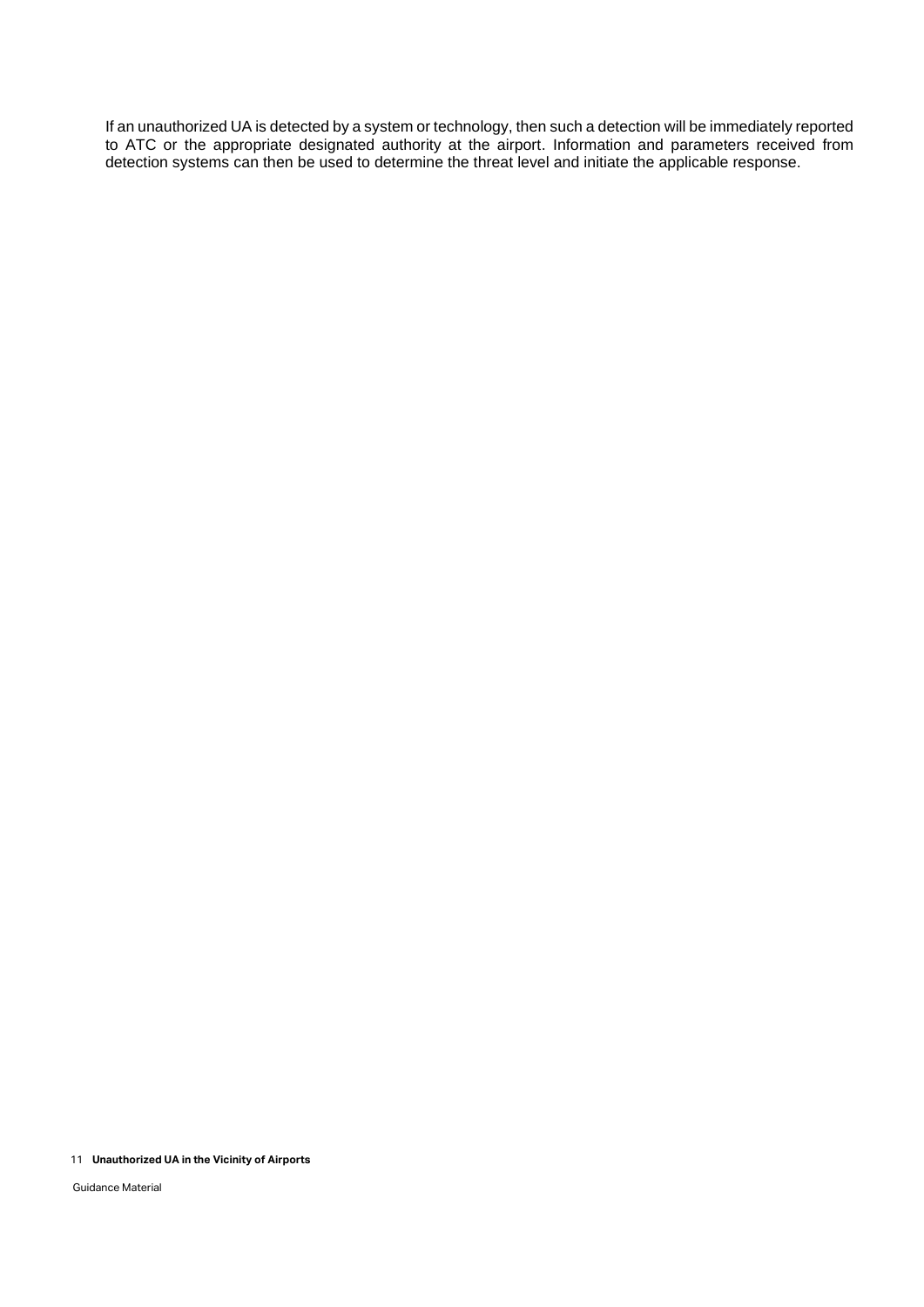If an unauthorized UA is detected by a system or technology, then such a detection will be immediately reported to ATC or the appropriate designated authority at the airport. Information and parameters received from detection systems can then be used to determine the threat level and initiate the applicable response.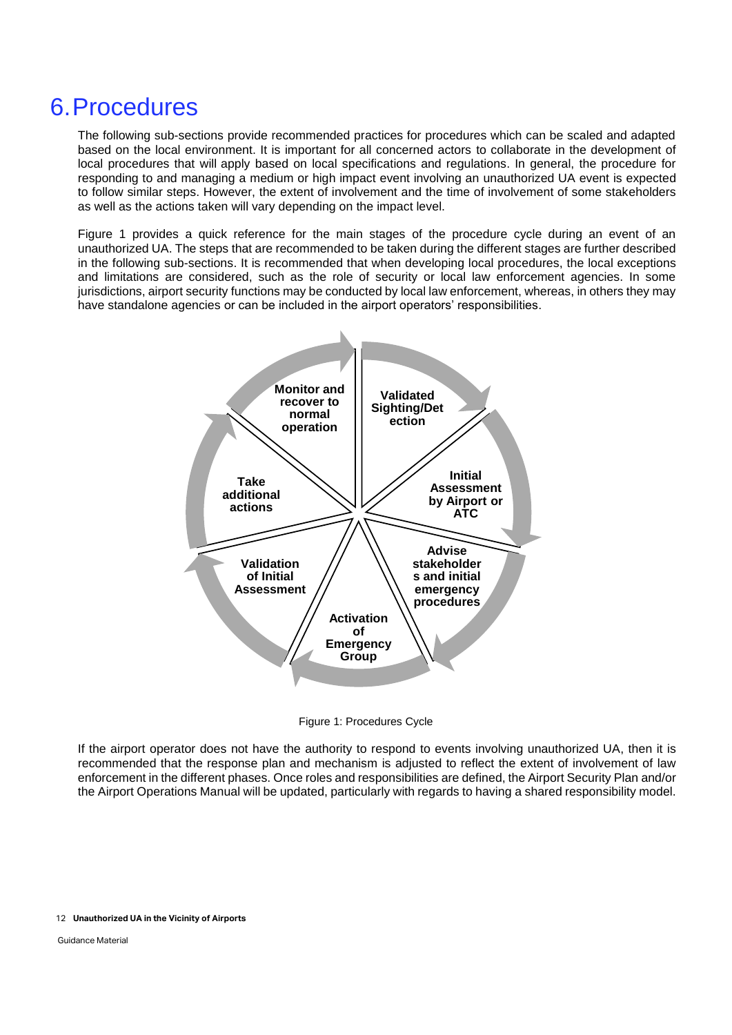# 6. Procedures

The following sub-sections provide recommended practices for procedures which can be scaled and adapted based on the local environment. It is important for all concerned actors to collaborate in the development of local procedures that will apply based on local specifications and regulations. In general, the procedure for responding to and managing a medium or high impact event involving an unauthorized UA event is expected to follow similar steps. However, the extent of involvement and the time of involvement of some stakeholders as well as the actions taken will vary depending on the impact level.

Figure 1 provides a quick reference for the main stages of the procedure cycle during an event of an unauthorized UA. The steps that are recommended to be taken during the different stages are further described in the following sub-sections. It is recommended that when developing local procedures, the local exceptions and limitations are considered, such as the role of security or local law enforcement agencies. In some jurisdictions, airport security functions may be conducted by local law enforcement, whereas, in others they may have standalone agencies or can be included in the airport operators' responsibilities.

Validated Sighting/Detection

Initial Assessment by Airport or ATC

Advise stakeholders and initial emergency procedures

Activation of Emergency Group

Validation of Initial Assessment

Take additional actions

Monitor and recover to normal operation

Figure 1: Procedures Cycle

If the airport operator does not have the authority to respond to events involving unauthorized UA, then it is recommended that the response plan and mechanism is adjusted to reflect the extent of involvement of law enforcement in the different phases. Once roles and responsibilities are defined, the Airport Security Plan and/or the Airport Operations Manual will be updated, particularly with regards to having a shared responsibility model.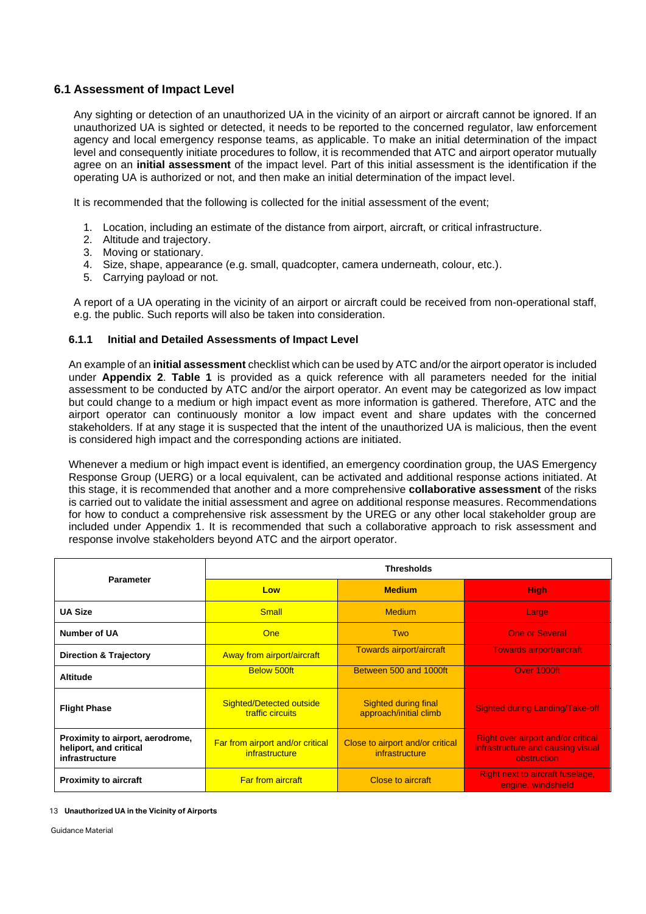## 6.1 Assessment of Impact Level

Any sighting or detection of an unauthorized UA in the vicinity of an airport or aircraft cannot be ignored. If an unauthorized UA is sighted or detected, it needs to be reported to the concerned regulator, law enforcement agency and local emergency response teams, as applicable. To make an initial determination of the impact level and consequently initiate procedures to follow, it is recommended that ATC and airport operator mutually agree on an **initial assessment** of the impact level. Part of this initial assessment is the identification if the operating UA is authorized or not, and then make an initial determination of the impact level.

It is recommended that the following is collected for the initial assessment of the event;

1. Location, including an estimate of the distance from airport, aircraft, or critical infrastructure.
2. Altitude and trajectory.
3. Moving or stationary.
4. Size, shape, appearance (e.g. small, quadcopter, camera underneath, colour, etc.).
5. Carrying payload or not.

A report of a UA operating in the vicinity of an airport or aircraft could be received from non-operational staff, e.g. the public. Such reports will also be taken into consideration.

### 6.1.1 Initial and Detailed Assessments of Impact Level

An example of an **initial assessment** checklist which can be used by ATC and/or the airport operator is included under **Appendix 2**. **Table 1** is provided as a quick reference with all parameters needed for the initial assessment to be conducted by ATC and/or the airport operator. An event may be categorized as low impact but could change to a medium or high impact event as more information is gathered. Therefore, ATC and the airport operator can continuously monitor a low impact event and share updates with the concerned stakeholders. If at any stage it is suspected that the intent of the unauthorized UA is malicious, then the event is considered high impact and the corresponding actions are initiated.

Whenever a medium or high impact event is identified, an emergency coordination group, the UAS Emergency Response Group (UERG) or a local equivalent, can be activated and additional response actions initiated. At this stage, it is recommended that another and a more comprehensive **collaborative assessment** of the risks is carried out to validate the initial assessment and agree on additional response measures. Recommendations for how to conduct a comprehensive risk assessment by the UREG or any other local stakeholder group are included under Appendix 1. It is recommended that such a collaborative approach to risk assessment and response involve stakeholders beyond ATC and the airport operator.

| Parameter | Thresholds | | |
|---|---|---|---|
| | **Low** | **Medium** | **High** |
| **UA Size** | Small | Medium | Large |
| **Number of UA** | One | Two | One or Several |
| **Direction & Trajectory** | Away from airport/aircraft | Towards airport/aircraft | Towards airport/aircraft |
| **Altitude** | Below 500ft | Between 500 and 1000ft | Over 1000ft |
| **Flight Phase** | Sighted/Detected outside traffic circuits | Sighted during final approach/initial climb | Sighted during Landing/Take-off |
| **Proximity to airport, aerodrome, heliport, and critical infrastructure** | Far from airport and/or critical infrastructure | Close to airport and/or critical infrastructure | Right over airport and/or critical infrastructure and causing visual obstruction |
| **Proximity to aircraft** | Far from aircraft | Close to aircraft | Right next to aircraft fuselage, engine, windshield |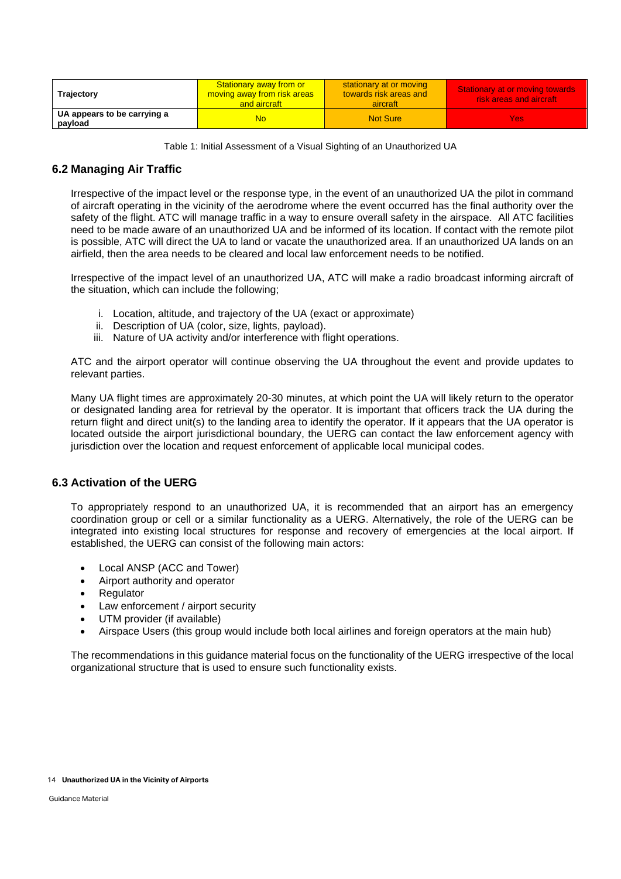| Trajectory | Stationary away from or moving away from risk areas and aircraft | stationary at or moving towards risk areas and aircraft | Stationary at or moving towards risk areas and aircraft |
|---|---|---|---|
| UA appears to be carrying a payload | No | Not Sure | Yes |

Table 1: Initial Assessment of a Visual Sighting of an Unauthorized UA

## 6.2 Managing Air Traffic

Irrespective of the impact level or the response type, in the event of an unauthorized UA the pilot in command of aircraft operating in the vicinity of the aerodrome where the event occurred has the final authority over the safety of the flight. ATC will manage traffic in a way to ensure overall safety in the airspace. All ATC facilities need to be made aware of an unauthorized UA and be informed of its location. If contact with the remote pilot is possible, ATC will direct the UA to land or vacate the unauthorized area. If an unauthorized UA lands on an airfield, then the area needs to be cleared and local law enforcement needs to be notified.

Irrespective of the impact level of an unauthorized UA, ATC will make a radio broadcast informing aircraft of the situation, which can include the following;

i. Location, altitude, and trajectory of the UA (exact or approximate)
ii. Description of UA (color, size, lights, payload).
iii. Nature of UA activity and/or interference with flight operations.

ATC and the airport operator will continue observing the UA throughout the event and provide updates to relevant parties.

Many UA flight times are approximately 20-30 minutes, at which point the UA will likely return to the operator or designated landing area for retrieval by the operator. It is important that officers track the UA during the return flight and direct unit(s) to the landing area to identify the operator. If it appears that the UA operator is located outside the airport jurisdictional boundary, the UERG can contact the law enforcement agency with jurisdiction over the location and request enforcement of applicable local municipal codes.

## 6.3 Activation of the UERG

To appropriately respond to an unauthorized UA, it is recommended that an airport has an emergency coordination group or cell or a similar functionality as a UERG. Alternatively, the role of the UERG can be integrated into existing local structures for response and recovery of emergencies at the local airport. If established, the UERG can consist of the following main actors:

- Local ANSP (ACC and Tower)
- Airport authority and operator
- Regulator
- Law enforcement / airport security
- UTM provider (if available)
- Airspace Users (this group would include both local airlines and foreign operators at the main hub)

The recommendations in this guidance material focus on the functionality of the UERG irrespective of the local organizational structure that is used to ensure such functionality exists.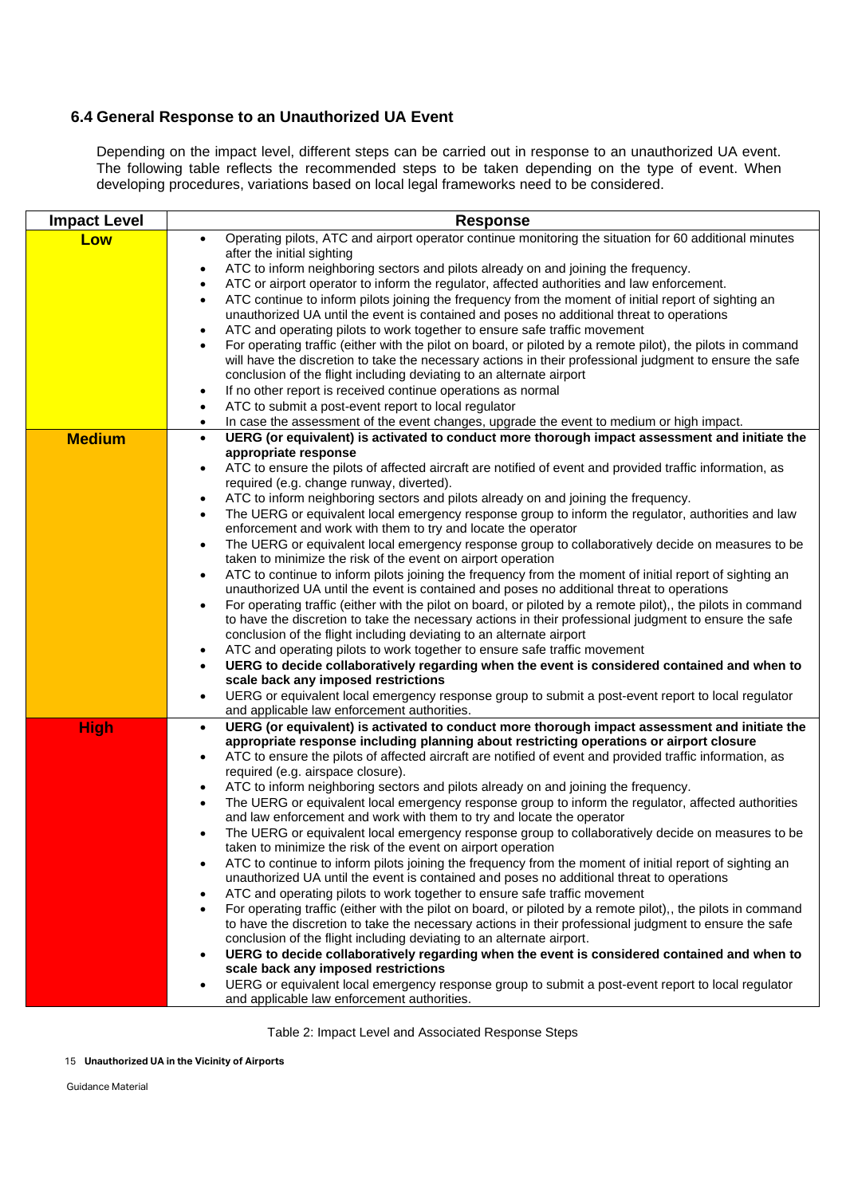### 6.4 General Response to an Unauthorized UA Event

Depending on the impact level, different steps can be carried out in response to an unauthorized UA event. The following table reflects the recommended steps to be taken depending on the type of event. When developing procedures, variations based on local legal frameworks need to be considered.

| Impact Level | Response |
|---|---|
| **Low** | • Operating pilots, ATC and airport operator continue monitoring the situation for 60 additional minutes after the initial sighting<br>• ATC to inform neighboring sectors and pilots already on and joining the frequency.<br>• ATC or airport operator to inform the regulator, affected authorities and law enforcement.<br>• ATC continue to inform pilots joining the frequency from the moment of initial report of sighting an unauthorized UA until the event is contained and poses no additional threat to operations<br>• ATC and operating pilots to work together to ensure safe traffic movement<br>• For operating traffic (either with the pilot on board, or piloted by a remote pilot), the pilots in command will have the discretion to take the necessary actions in their professional judgment to ensure the safe conclusion of the flight including deviating to an alternate airport<br>• If no other report is received continue operations as normal<br>• ATC to submit a post-event report to local regulator<br>• In case the assessment of the event changes, upgrade the event to medium or high impact. |
| **Medium** | • **UERG (or equivalent) is activated to conduct more thorough impact assessment and initiate the appropriate response**<br>• ATC to ensure the pilots of affected aircraft are notified of event and provided traffic information, as required (e.g. change runway, diverted).<br>• ATC to inform neighboring sectors and pilots already on and joining the frequency.<br>• The UERG or equivalent local emergency response group to inform the regulator, authorities and law enforcement and work with them to try and locate the operator<br>• The UERG or equivalent local emergency response group to collaboratively decide on measures to be taken to minimize the risk of the event on airport operation<br>• ATC to continue to inform pilots joining the frequency from the moment of initial report of sighting an unauthorized UA until the event is contained and poses no additional threat to operations<br>• For operating traffic (either with the pilot on board, or piloted by a remote pilot),, the pilots in command to have the discretion to take the necessary actions in their professional judgment to ensure the safe conclusion of the flight including deviating to an alternate airport<br>• ATC and operating pilots to work together to ensure safe traffic movement<br>• **UERG to decide collaboratively regarding when the event is considered contained and when to scale back any imposed restrictions**<br>• UERG or equivalent local emergency response group to submit a post-event report to local regulator and applicable law enforcement authorities. |
| **High** | • **UERG (or equivalent) is activated to conduct more thorough impact assessment and initiate the appropriate response including planning about restricting operations or airport closure**<br>• ATC to ensure the pilots of affected aircraft are notified of event and provided traffic information, as required (e.g. airspace closure).<br>• ATC to inform neighboring sectors and pilots already on and joining the frequency.<br>• The UERG or equivalent local emergency response group to inform the regulator, affected authorities and law enforcement and work with them to try and locate the operator<br>• The UERG or equivalent local emergency response group to collaboratively decide on measures to be taken to minimize the risk of the event on airport operation<br>• ATC to continue to inform pilots joining the frequency from the moment of initial report of sighting an unauthorized UA until the event is contained and poses no additional threat to operations<br>• ATC and operating pilots to work together to ensure safe traffic movement<br>• For operating traffic (either with the pilot on board, or piloted by a remote pilot),, the pilots in command to have the discretion to take the necessary actions in their professional judgment to ensure the safe conclusion of the flight including deviating to an alternate airport.<br>• **UERG to decide collaboratively regarding when the event is considered contained and when to scale back any imposed restrictions**<br>• UERG or equivalent local emergency response group to submit a post-event report to local regulator and applicable law enforcement authorities. |

Table 2: Impact Level and Associated Response Steps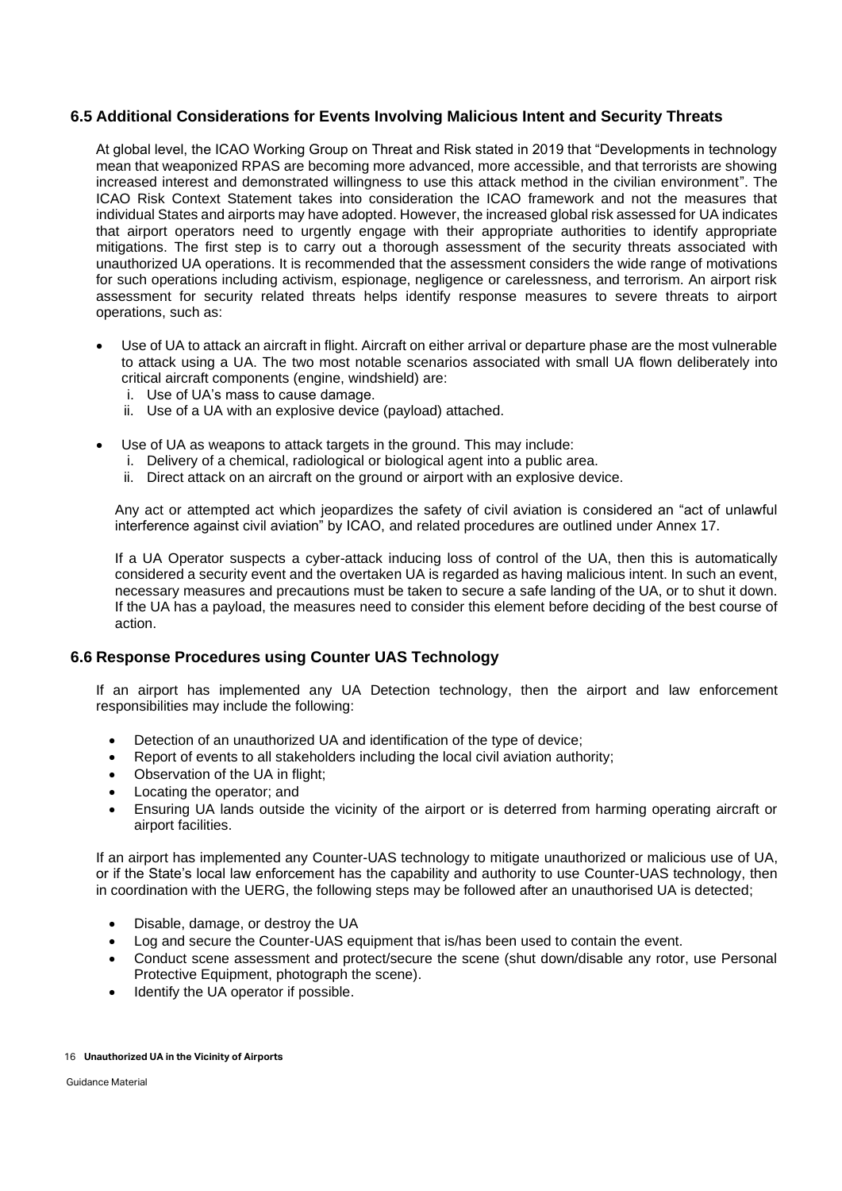## 6.5 Additional Considerations for Events Involving Malicious Intent and Security Threats

At global level, the ICAO Working Group on Threat and Risk stated in 2019 that "Developments in technology mean that weaponized RPAS are becoming more advanced, more accessible, and that terrorists are showing increased interest and demonstrated willingness to use this attack method in the civilian environment". The ICAO Risk Context Statement takes into consideration the ICAO framework and not the measures that individual States and airports may have adopted. However, the increased global risk assessed for UA indicates that airport operators need to urgently engage with their appropriate authorities to identify appropriate mitigations. The first step is to carry out a thorough assessment of the security threats associated with unauthorized UA operations. It is recommended that the assessment considers the wide range of motivations for such operations including activism, espionage, negligence or carelessness, and terrorism. An airport risk assessment for security related threats helps identify response measures to severe threats to airport operations, such as:

- Use of UA to attack an aircraft in flight. Aircraft on either arrival or departure phase are the most vulnerable to attack using a UA. The two most notable scenarios associated with small UA flown deliberately into critical aircraft components (engine, windshield) are:
  i. Use of UA's mass to cause damage.
  ii. Use of a UA with an explosive device (payload) attached.

- Use of UA as weapons to attack targets in the ground. This may include:
  i. Delivery of a chemical, radiological or biological agent into a public area.
  ii. Direct attack on an aircraft on the ground or airport with an explosive device.

Any act or attempted act which jeopardizes the safety of civil aviation is considered an "act of unlawful interference against civil aviation" by ICAO, and related procedures are outlined under Annex 17.

If a UA Operator suspects a cyber-attack inducing loss of control of the UA, then this is automatically considered a security event and the overtaken UA is regarded as having malicious intent. In such an event, necessary measures and precautions must be taken to secure a safe landing of the UA, or to shut it down. If the UA has a payload, the measures need to consider this element before deciding of the best course of action.

## 6.6 Response Procedures using Counter UAS Technology

If an airport has implemented any UA Detection technology, then the airport and law enforcement responsibilities may include the following:

- Detection of an unauthorized UA and identification of the type of device;
- Report of events to all stakeholders including the local civil aviation authority;
- Observation of the UA in flight;
- Locating the operator; and
- Ensuring UA lands outside the vicinity of the airport or is deterred from harming operating aircraft or airport facilities.

If an airport has implemented any Counter-UAS technology to mitigate unauthorized or malicious use of UA, or if the State's local law enforcement has the capability and authority to use Counter-UAS technology, then in coordination with the UERG, the following steps may be followed after an unauthorised UA is detected;

- Disable, damage, or destroy the UA
- Log and secure the Counter-UAS equipment that is/has been used to contain the event.
- Conduct scene assessment and protect/secure the scene (shut down/disable any rotor, use Personal Protective Equipment, photograph the scene).
- Identify the UA operator if possible.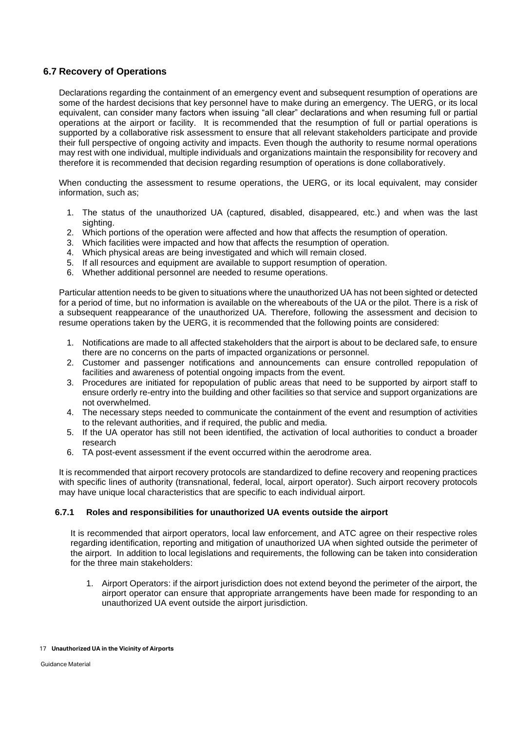## 6.7 Recovery of Operations

Declarations regarding the containment of an emergency event and subsequent resumption of operations are some of the hardest decisions that key personnel have to make during an emergency. The UERG, or its local equivalent, can consider many factors when issuing "all clear" declarations and when resuming full or partial operations at the airport or facility. It is recommended that the resumption of full or partial operations is supported by a collaborative risk assessment to ensure that all relevant stakeholders participate and provide their full perspective of ongoing activity and impacts. Even though the authority to resume normal operations may rest with one individual, multiple individuals and organizations maintain the responsibility for recovery and therefore it is recommended that decision regarding resumption of operations is done collaboratively.

When conducting the assessment to resume operations, the UERG, or its local equivalent, may consider information, such as;

1. The status of the unauthorized UA (captured, disabled, disappeared, etc.) and when was the last sighting.
2. Which portions of the operation were affected and how that affects the resumption of operation.
3. Which facilities were impacted and how that affects the resumption of operation.
4. Which physical areas are being investigated and which will remain closed.
5. If all resources and equipment are available to support resumption of operation.
6. Whether additional personnel are needed to resume operations.

Particular attention needs to be given to situations where the unauthorized UA has not been sighted or detected for a period of time, but no information is available on the whereabouts of the UA or the pilot. There is a risk of a subsequent reappearance of the unauthorized UA. Therefore, following the assessment and decision to resume operations taken by the UERG, it is recommended that the following points are considered:

1. Notifications are made to all affected stakeholders that the airport is about to be declared safe, to ensure there are no concerns on the parts of impacted organizations or personnel.
2. Customer and passenger notifications and announcements can ensure controlled repopulation of facilities and awareness of potential ongoing impacts from the event.
3. Procedures are initiated for repopulation of public areas that need to be supported by airport staff to ensure orderly re-entry into the building and other facilities so that service and support organizations are not overwhelmed.
4. The necessary steps needed to communicate the containment of the event and resumption of activities to the relevant authorities, and if required, the public and media.
5. If the UA operator has still not been identified, the activation of local authorities to conduct a broader research
6. TA post-event assessment if the event occurred within the aerodrome area.

It is recommended that airport recovery protocols are standardized to define recovery and reopening practices with specific lines of authority (transnational, federal, local, airport operator). Such airport recovery protocols may have unique local characteristics that are specific to each individual airport.

### 6.7.1 Roles and responsibilities for unauthorized UA events outside the airport

It is recommended that airport operators, local law enforcement, and ATC agree on their respective roles regarding identification, reporting and mitigation of unauthorized UA when sighted outside the perimeter of the airport. In addition to local legislations and requirements, the following can be taken into consideration for the three main stakeholders:

1. Airport Operators: if the airport jurisdiction does not extend beyond the perimeter of the airport, the airport operator can ensure that appropriate arrangements have been made for responding to an unauthorized UA event outside the airport jurisdiction.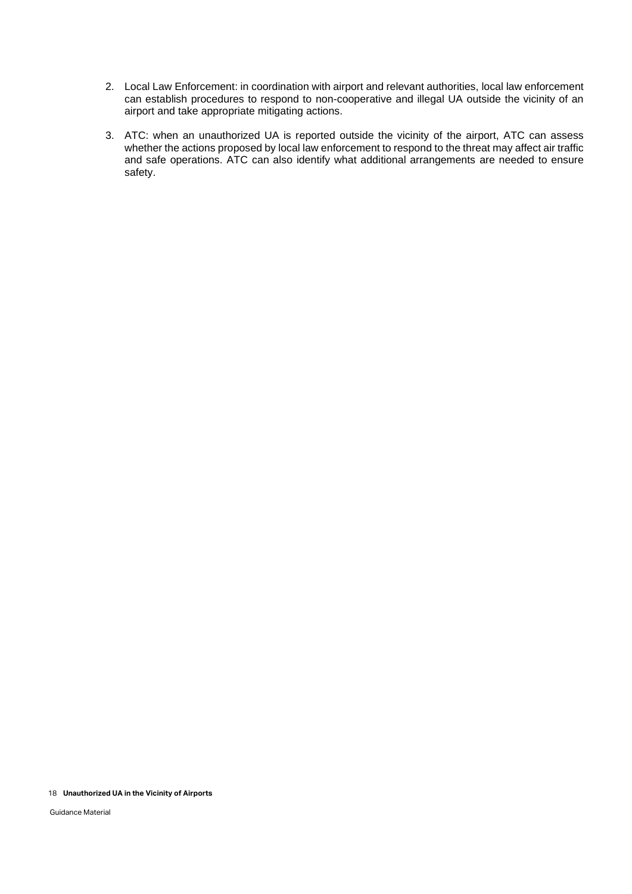2. Local Law Enforcement: in coordination with airport and relevant authorities, local law enforcement can establish procedures to respond to non-cooperative and illegal UA outside the vicinity of an airport and take appropriate mitigating actions.

3. ATC: when an unauthorized UA is reported outside the vicinity of the airport, ATC can assess whether the actions proposed by local law enforcement to respond to the threat may affect air traffic and safe operations. ATC can also identify what additional arrangements are needed to ensure safety.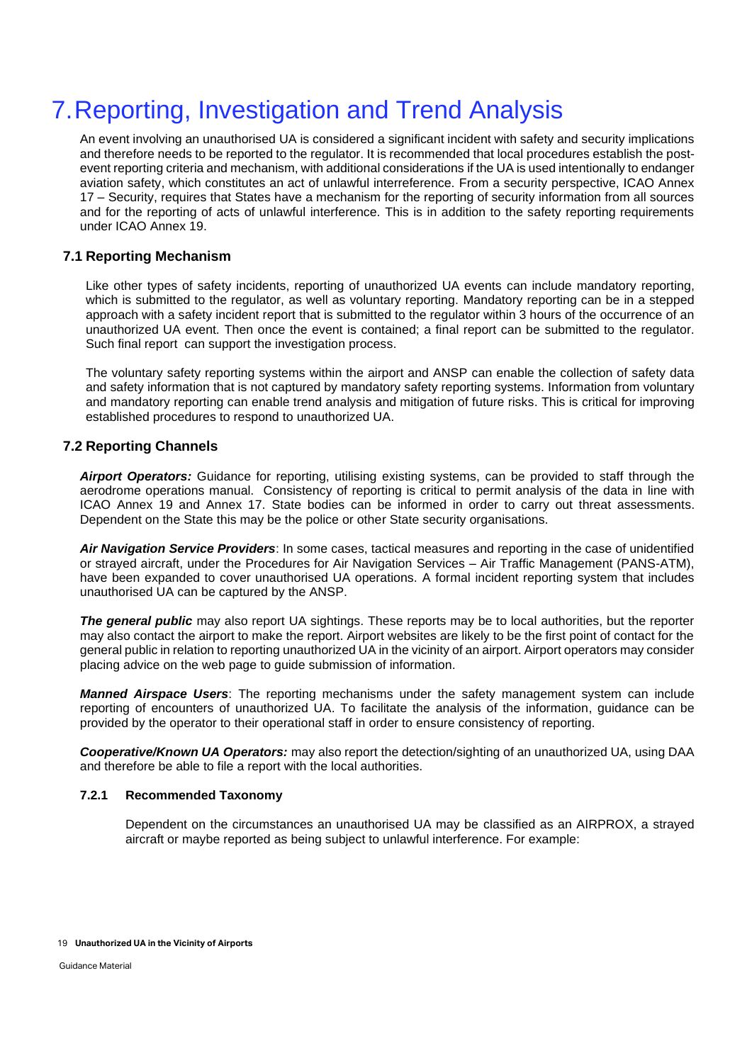# 7. Reporting, Investigation and Trend Analysis

An event involving an unauthorised UA is considered a significant incident with safety and security implications and therefore needs to be reported to the regulator. It is recommended that local procedures establish the post-event reporting criteria and mechanism, with additional considerations if the UA is used intentionally to endanger aviation safety, which constitutes an act of unlawful interreference. From a security perspective, ICAO Annex 17 – Security, requires that States have a mechanism for the reporting of security information from all sources and for the reporting of acts of unlawful interference. This is in addition to the safety reporting requirements under ICAO Annex 19.

## 7.1 Reporting Mechanism

Like other types of safety incidents, reporting of unauthorized UA events can include mandatory reporting, which is submitted to the regulator, as well as voluntary reporting. Mandatory reporting can be in a stepped approach with a safety incident report that is submitted to the regulator within 3 hours of the occurrence of an unauthorized UA event. Then once the event is contained; a final report can be submitted to the regulator. Such final report can support the investigation process.

The voluntary safety reporting systems within the airport and ANSP can enable the collection of safety data and safety information that is not captured by mandatory safety reporting systems. Information from voluntary and mandatory reporting can enable trend analysis and mitigation of future risks. This is critical for improving established procedures to respond to unauthorized UA.

## 7.2 Reporting Channels

***Airport Operators:*** Guidance for reporting, utilising existing systems, can be provided to staff through the aerodrome operations manual. Consistency of reporting is critical to permit analysis of the data in line with ICAO Annex 19 and Annex 17. State bodies can be informed in order to carry out threat assessments. Dependent on the State this may be the police or other State security organisations.

***Air Navigation Service Providers***: In some cases, tactical measures and reporting in the case of unidentified or strayed aircraft, under the Procedures for Air Navigation Services – Air Traffic Management (PANS-ATM), have been expanded to cover unauthorised UA operations. A formal incident reporting system that includes unauthorised UA can be captured by the ANSP.

***The general public*** may also report UA sightings. These reports may be to local authorities, but the reporter may also contact the airport to make the report. Airport websites are likely to be the first point of contact for the general public in relation to reporting unauthorized UA in the vicinity of an airport. Airport operators may consider placing advice on the web page to guide submission of information.

***Manned Airspace Users***: The reporting mechanisms under the safety management system can include reporting of encounters of unauthorized UA. To facilitate the analysis of the information, guidance can be provided by the operator to their operational staff in order to ensure consistency of reporting.

***Cooperative/Known UA Operators:*** may also report the detection/sighting of an unauthorized UA, using DAA and therefore be able to file a report with the local authorities.

### 7.2.1 Recommended Taxonomy

Dependent on the circumstances an unauthorised UA may be classified as an AIRPROX, a strayed aircraft or maybe reported as being subject to unlawful interference. For example: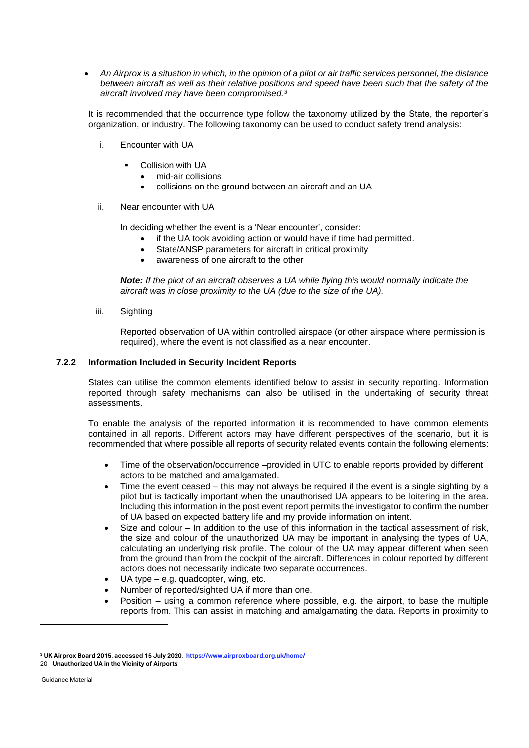- *An Airprox is a situation in which, in the opinion of a pilot or air traffic services personnel, the distance between aircraft as well as their relative positions and speed have been such that the safety of the aircraft involved may have been compromised.*[3]

It is recommended that the occurrence type follow the taxonomy utilized by the State, the reporter's organization, or industry. The following taxonomy can be used to conduct safety trend analysis:

i. Encounter with UA

   - Collision with UA
     - mid-air collisions
     - collisions on the ground between an aircraft and an UA

ii. Near encounter with UA

   In deciding whether the event is a 'Near encounter', consider:
   - if the UA took avoiding action or would have if time had permitted.
   - State/ANSP parameters for aircraft in critical proximity
   - awareness of one aircraft to the other

   ***Note:*** *If the pilot of an aircraft observes a UA while flying this would normally indicate the aircraft was in close proximity to the UA (due to the size of the UA).*

iii. Sighting

   Reported observation of UA within controlled airspace (or other airspace where permission is required), where the event is not classified as a near encounter.

### 7.2.2 Information Included in Security Incident Reports

States can utilise the common elements identified below to assist in security reporting. Information reported through safety mechanisms can also be utilised in the undertaking of security threat assessments.

To enable the analysis of the reported information it is recommended to have common elements contained in all reports. Different actors may have different perspectives of the scenario, but it is recommended that where possible all reports of security related events contain the following elements:

- Time of the observation/occurrence –provided in UTC to enable reports provided by different actors to be matched and amalgamated.
- Time the event ceased – this may not always be required if the event is a single sighting by a pilot but is tactically important when the unauthorised UA appears to be loitering in the area. Including this information in the post event report permits the investigator to confirm the number of UA based on expected battery life and my provide information on intent.
- Size and colour – In addition to the use of this information in the tactical assessment of risk, the size and colour of the unauthorized UA may be important in analysing the types of UA, calculating an underlying risk profile. The colour of the UA may appear different when seen from the ground than from the cockpit of the aircraft. Differences in colour reported by different actors does not necessarily indicate two separate occurrences.
- UA type – e.g. quadcopter, wing, etc.
- Number of reported/sighted UA if more than one.
- Position – using a common reference where possible, e.g. the airport, to base the multiple reports from. This can assist in matching and amalgamating the data. Reports in proximity to

---

[3] UK Airprox Board 2015, accessed 15 July 2020, https://www.airproxboard.org.uk/home/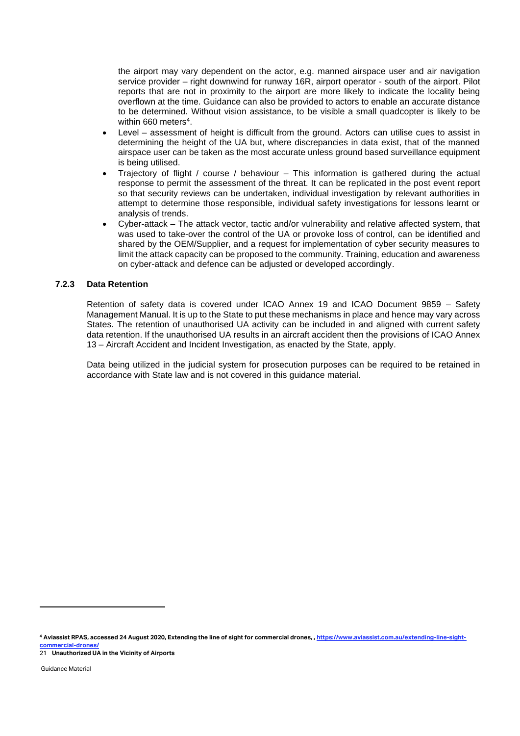the airport may vary dependent on the actor, e.g. manned airspace user and air navigation service provider – right downwind for runway 16R, airport operator - south of the airport. Pilot reports that are not in proximity to the airport are more likely to indicate the locality being overflown at the time. Guidance can also be provided to actors to enable an accurate distance to be determined. Without vision assistance, to be visible a small quadcopter is likely to be within 660 meters[4].

- Level – assessment of height is difficult from the ground. Actors can utilise cues to assist in determining the height of the UA but, where discrepancies in data exist, that of the manned airspace user can be taken as the most accurate unless ground based surveillance equipment is being utilised.
- Trajectory of flight / course / behaviour – This information is gathered during the actual response to permit the assessment of the threat. It can be replicated in the post event report so that security reviews can be undertaken, individual investigation by relevant authorities in attempt to determine those responsible, individual safety investigations for lessons learnt or analysis of trends.
- Cyber-attack – The attack vector, tactic and/or vulnerability and relative affected system, that was used to take-over the control of the UA or provoke loss of control, can be identified and shared by the OEM/Supplier, and a request for implementation of cyber security measures to limit the attack capacity can be proposed to the community. Training, education and awareness on cyber-attack and defence can be adjusted or developed accordingly.

### 7.2.3 Data Retention

Retention of safety data is covered under ICAO Annex 19 and ICAO Document 9859 – Safety Management Manual. It is up to the State to put these mechanisms in place and hence may vary across States. The retention of unauthorised UA activity can be included in and aligned with current safety data retention. If the unauthorised UA results in an aircraft accident then the provisions of ICAO Annex 13 – Aircraft Accident and Incident Investigation, as enacted by the State, apply.

Data being utilized in the judicial system for prosecution purposes can be required to be retained in accordance with State law and is not covered in this guidance material.

---

[4] **Aviassist RPAS, accessed 24 August 2020, Extending the line of sight for commercial drones, , https://www.aviassist.com.au/extending-line-sight-commercial-drones/**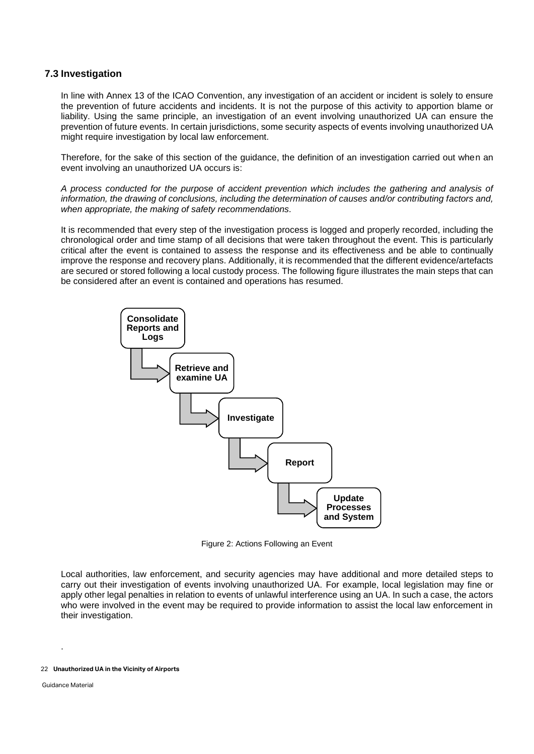### 7.3 Investigation

In line with Annex 13 of the ICAO Convention, any investigation of an accident or incident is solely to ensure the prevention of future accidents and incidents. It is not the purpose of this activity to apportion blame or liability. Using the same principle, an investigation of an event involving unauthorized UA can ensure the prevention of future events. In certain jurisdictions, some security aspects of events involving unauthorized UA might require investigation by local law enforcement.

Therefore, for the sake of this section of the guidance, the definition of an investigation carried out when an event involving an unauthorized UA occurs is:

*A process conducted for the purpose of accident prevention which includes the gathering and analysis of information, the drawing of conclusions, including the determination of causes and/or contributing factors and, when appropriate, the making of safety recommendations.*

It is recommended that every step of the investigation process is logged and properly recorded, including the chronological order and time stamp of all decisions that were taken throughout the event. This is particularly critical after the event is contained to assess the response and its effectiveness and be able to continually improve the response and recovery plans. Additionally, it is recommended that the different evidence/artefacts are secured or stored following a local custody process. The following figure illustrates the main steps that can be considered after an event is contained and operations has resumed.

**Consolidate Reports and Logs** → **Retrieve and examine UA** → **Investigate** → **Report** → **Update Processes and System**

Figure 2: Actions Following an Event

Local authorities, law enforcement, and security agencies may have additional and more detailed steps to carry out their investigation of events involving unauthorized UA. For example, local legislation may fine or apply other legal penalties in relation to events of unlawful interference using an UA. In such a case, the actors who were involved in the event may be required to provide information to assist the local law enforcement in their investigation.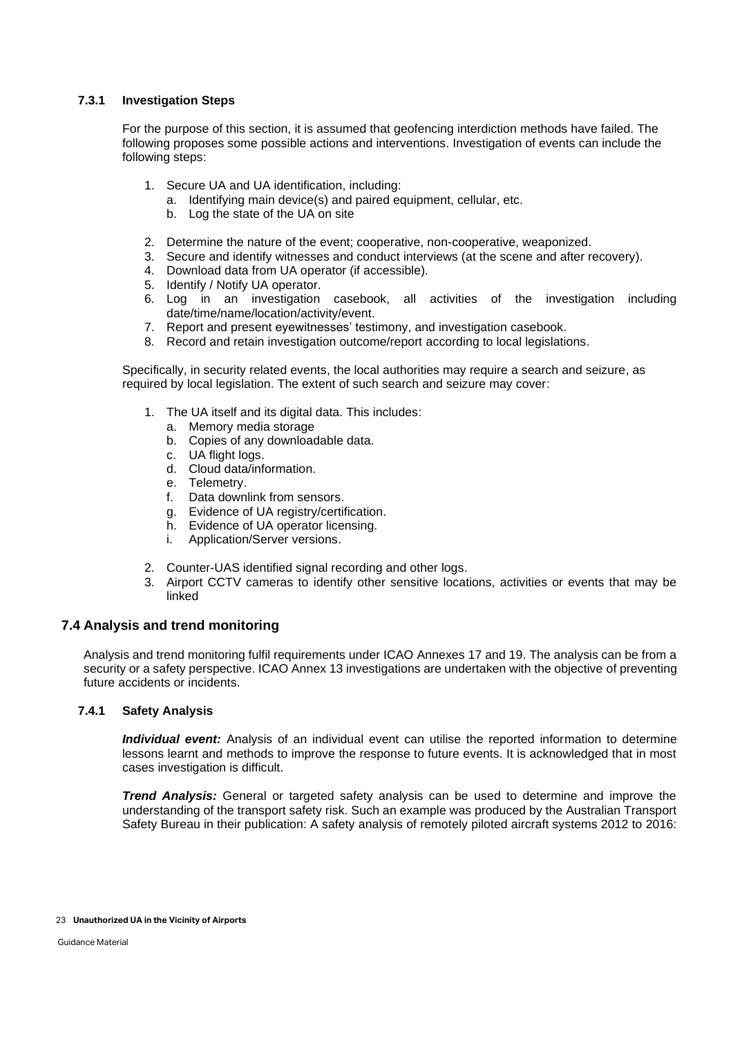#### 7.3.1 Investigation Steps

For the purpose of this section, it is assumed that geofencing interdiction methods have failed. The following proposes some possible actions and interventions. Investigation of events can include the following steps:

1. Secure UA and UA identification, including:
   a. Identifying main device(s) and paired equipment, cellular, etc.
   b. Log the state of the UA on site
2. Determine the nature of the event; cooperative, non-cooperative, weaponized.
3. Secure and identify witnesses and conduct interviews (at the scene and after recovery).
4. Download data from UA operator (if accessible).
5. Identify / Notify UA operator.
6. Log in an investigation casebook, all activities of the investigation including date/time/name/location/activity/event.
7. Report and present eyewitnesses' testimony, and investigation casebook.
8. Record and retain investigation outcome/report according to local legislations.

Specifically, in security related events, the local authorities may require a search and seizure, as required by local legislation. The extent of such search and seizure may cover:

1. The UA itself and its digital data. This includes:
   a. Memory media storage
   b. Copies of any downloadable data.
   c. UA flight logs.
   d. Cloud data/information.
   e. Telemetry.
   f. Data downlink from sensors.
   g. Evidence of UA registry/certification.
   h. Evidence of UA operator licensing.
   i. Application/Server versions.
2. Counter-UAS identified signal recording and other logs.
3. Airport CCTV cameras to identify other sensitive locations, activities or events that may be linked

### 7.4 Analysis and trend monitoring

Analysis and trend monitoring fulfil requirements under ICAO Annexes 17 and 19. The analysis can be from a security or a safety perspective. ICAO Annex 13 investigations are undertaken with the objective of preventing future accidents or incidents.

#### 7.4.1 Safety Analysis

***Individual event:*** Analysis of an individual event can utilise the reported information to determine lessons learnt and methods to improve the response to future events. It is acknowledged that in most cases investigation is difficult.

***Trend Analysis:*** General or targeted safety analysis can be used to determine and improve the understanding of the transport safety risk. Such an example was produced by the Australian Transport Safety Bureau in their publication: A safety analysis of remotely piloted aircraft systems 2012 to 2016: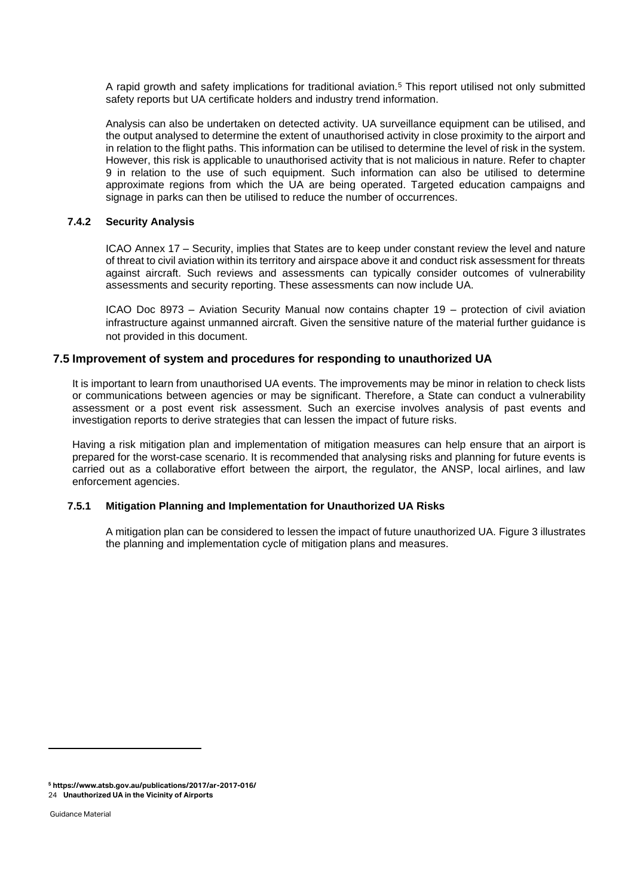A rapid growth and safety implications for traditional aviation.[5] This report utilised not only submitted safety reports but UA certificate holders and industry trend information.

Analysis can also be undertaken on detected activity. UA surveillance equipment can be utilised, and the output analysed to determine the extent of unauthorised activity in close proximity to the airport and in relation to the flight paths. This information can be utilised to determine the level of risk in the system. However, this risk is applicable to unauthorised activity that is not malicious in nature. Refer to chapter 9 in relation to the use of such equipment. Such information can also be utilised to determine approximate regions from which the UA are being operated. Targeted education campaigns and signage in parks can then be utilised to reduce the number of occurrences.

### 7.4.2 Security Analysis

ICAO Annex 17 – Security, implies that States are to keep under constant review the level and nature of threat to civil aviation within its territory and airspace above it and conduct risk assessment for threats against aircraft. Such reviews and assessments can typically consider outcomes of vulnerability assessments and security reporting. These assessments can now include UA.

ICAO Doc 8973 – Aviation Security Manual now contains chapter 19 – protection of civil aviation infrastructure against unmanned aircraft. Given the sensitive nature of the material further guidance is not provided in this document.

## 7.5 Improvement of system and procedures for responding to unauthorized UA

It is important to learn from unauthorised UA events. The improvements may be minor in relation to check lists or communications between agencies or may be significant. Therefore, a State can conduct a vulnerability assessment or a post event risk assessment. Such an exercise involves analysis of past events and investigation reports to derive strategies that can lessen the impact of future risks.

Having a risk mitigation plan and implementation of mitigation measures can help ensure that an airport is prepared for the worst-case scenario. It is recommended that analysing risks and planning for future events is carried out as a collaborative effort between the airport, the regulator, the ANSP, local airlines, and law enforcement agencies.

### 7.5.1 Mitigation Planning and Implementation for Unauthorized UA Risks

A mitigation plan can be considered to lessen the impact of future unauthorized UA. Figure 3 illustrates the planning and implementation cycle of mitigation plans and measures.

---

[5] https://www.atsb.gov.au/publications/2017/ar-2017-016/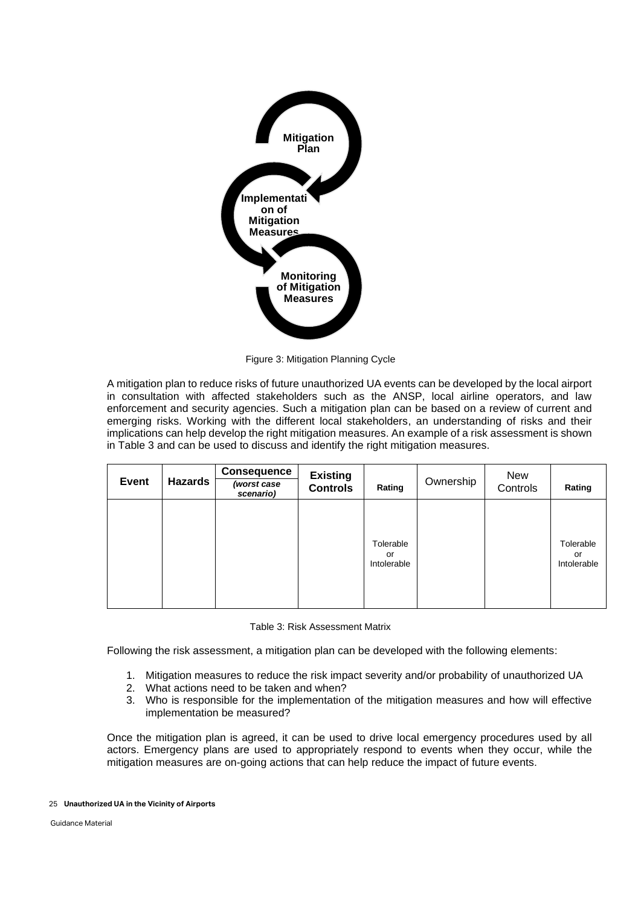Mitigation Plan

Implementation of Mitigation Measures

Monitoring of Mitigation Measures

Figure 3: Mitigation Planning Cycle

A mitigation plan to reduce risks of future unauthorized UA events can be developed by the local airport in consultation with affected stakeholders such as the ANSP, local airline operators, and law enforcement and security agencies. Such a mitigation plan can be based on a review of current and emerging risks. Working with the different local stakeholders, an understanding of risks and their implications can help develop the right mitigation measures. An example of a risk assessment is shown in Table 3 and can be used to discuss and identify the right mitigation measures.

| Event | Hazards | Consequence *(worst case scenario)* | Existing Controls | Rating | Ownership | New Controls | Rating |
|---|---|---|---|---|---|---|---|
| | | | | Tolerable or Intolerable | | | Tolerable or Intolerable |

Table 3: Risk Assessment Matrix

Following the risk assessment, a mitigation plan can be developed with the following elements:

1. Mitigation measures to reduce the risk impact severity and/or probability of unauthorized UA
2. What actions need to be taken and when?
3. Who is responsible for the implementation of the mitigation measures and how will effective implementation be measured?

Once the mitigation plan is agreed, it can be used to drive local emergency procedures used by all actors. Emergency plans are used to appropriately respond to events when they occur, while the mitigation measures are on-going actions that can help reduce the impact of future events.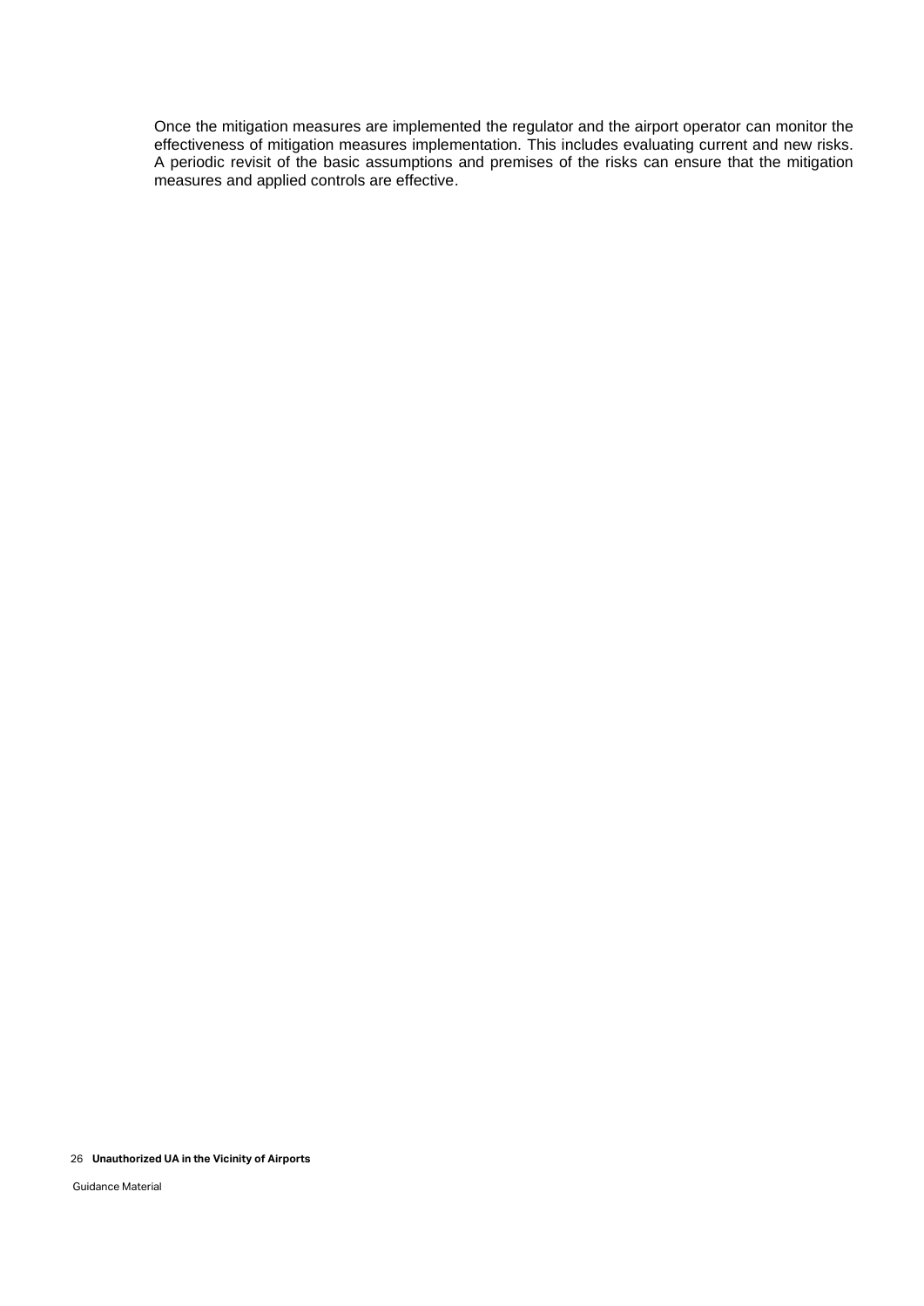Once the mitigation measures are implemented the regulator and the airport operator can monitor the effectiveness of mitigation measures implementation. This includes evaluating current and new risks. A periodic revisit of the basic assumptions and premises of the risks can ensure that the mitigation measures and applied controls are effective.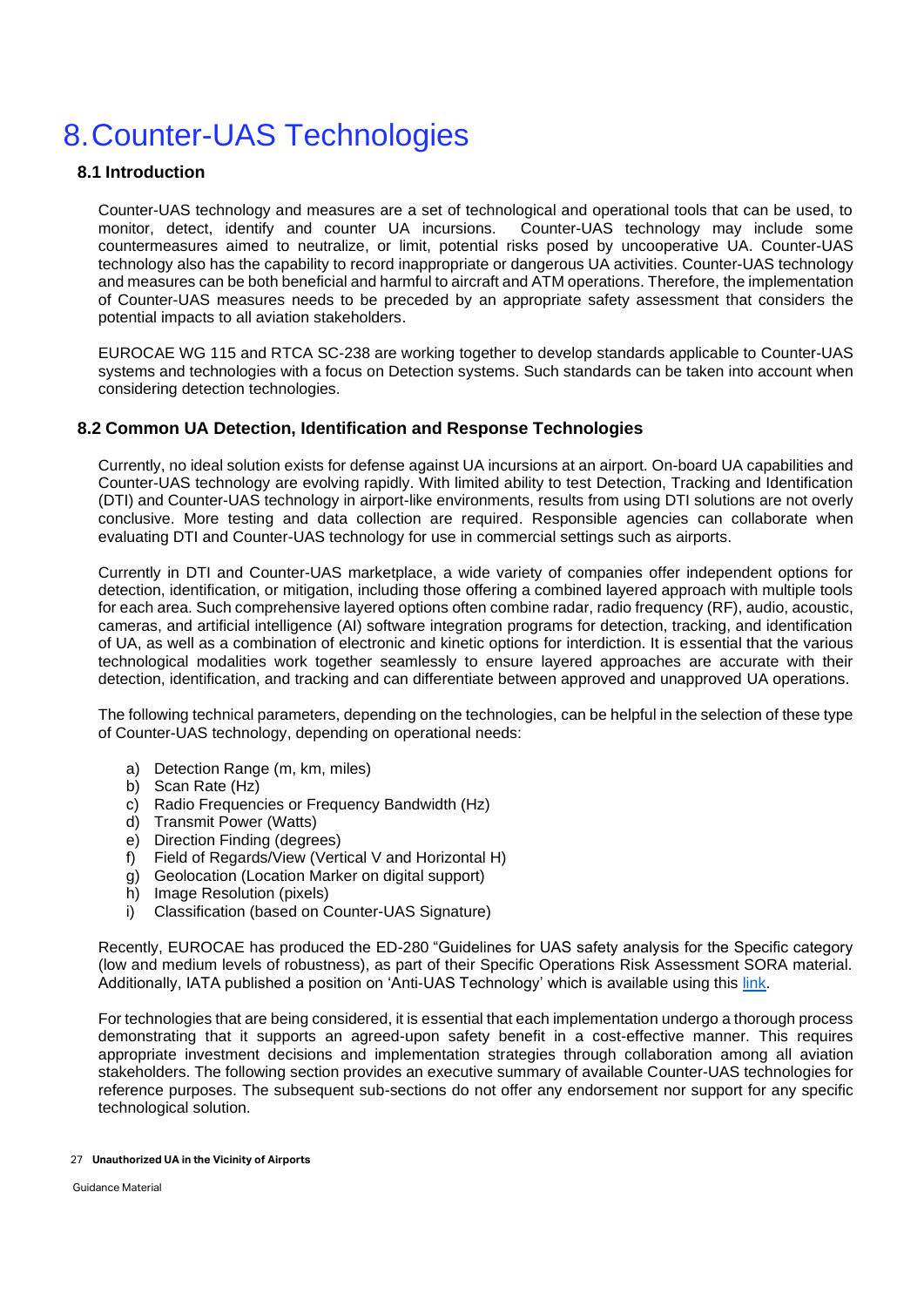# 8. Counter-UAS Technologies

## 8.1 Introduction

Counter-UAS technology and measures are a set of technological and operational tools that can be used, to monitor, detect, identify and counter UA incursions. Counter-UAS technology may include some countermeasures aimed to neutralize, or limit, potential risks posed by uncooperative UA. Counter-UAS technology also has the capability to record inappropriate or dangerous UA activities. Counter-UAS technology and measures can be both beneficial and harmful to aircraft and ATM operations. Therefore, the implementation of Counter-UAS measures needs to be preceded by an appropriate safety assessment that considers the potential impacts to all aviation stakeholders.

EUROCAE WG 115 and RTCA SC-238 are working together to develop standards applicable to Counter-UAS systems and technologies with a focus on Detection systems. Such standards can be taken into account when considering detection technologies.

## 8.2 Common UA Detection, Identification and Response Technologies

Currently, no ideal solution exists for defense against UA incursions at an airport. On-board UA capabilities and Counter-UAS technology are evolving rapidly. With limited ability to test Detection, Tracking and Identification (DTI) and Counter-UAS technology in airport-like environments, results from using DTI solutions are not overly conclusive. More testing and data collection are required. Responsible agencies can collaborate when evaluating DTI and Counter-UAS technology for use in commercial settings such as airports.

Currently in DTI and Counter-UAS marketplace, a wide variety of companies offer independent options for detection, identification, or mitigation, including those offering a combined layered approach with multiple tools for each area. Such comprehensive layered options often combine radar, radio frequency (RF), audio, acoustic, cameras, and artificial intelligence (AI) software integration programs for detection, tracking, and identification of UA, as well as a combination of electronic and kinetic options for interdiction. It is essential that the various technological modalities work together seamlessly to ensure layered approaches are accurate with their detection, identification, and tracking and can differentiate between approved and unapproved UA operations.

The following technical parameters, depending on the technologies, can be helpful in the selection of these type of Counter-UAS technology, depending on operational needs:

a) Detection Range (m, km, miles)
b) Scan Rate (Hz)
c) Radio Frequencies or Frequency Bandwidth (Hz)
d) Transmit Power (Watts)
e) Direction Finding (degrees)
f) Field of Regards/View (Vertical V and Horizontal H)
g) Geolocation (Location Marker on digital support)
h) Image Resolution (pixels)
i) Classification (based on Counter-UAS Signature)

Recently, EUROCAE has produced the ED-280 "Guidelines for UAS safety analysis for the Specific category (low and medium levels of robustness), as part of their Specific Operations Risk Assessment SORA material. Additionally, IATA published a position on 'Anti-UAS Technology' which is available using this link.

For technologies that are being considered, it is essential that each implementation undergo a thorough process demonstrating that it supports an agreed-upon safety benefit in a cost-effective manner. This requires appropriate investment decisions and implementation strategies through collaboration among all aviation stakeholders. The following section provides an executive summary of available Counter-UAS technologies for reference purposes. The subsequent sub-sections do not offer any endorsement nor support for any specific technological solution.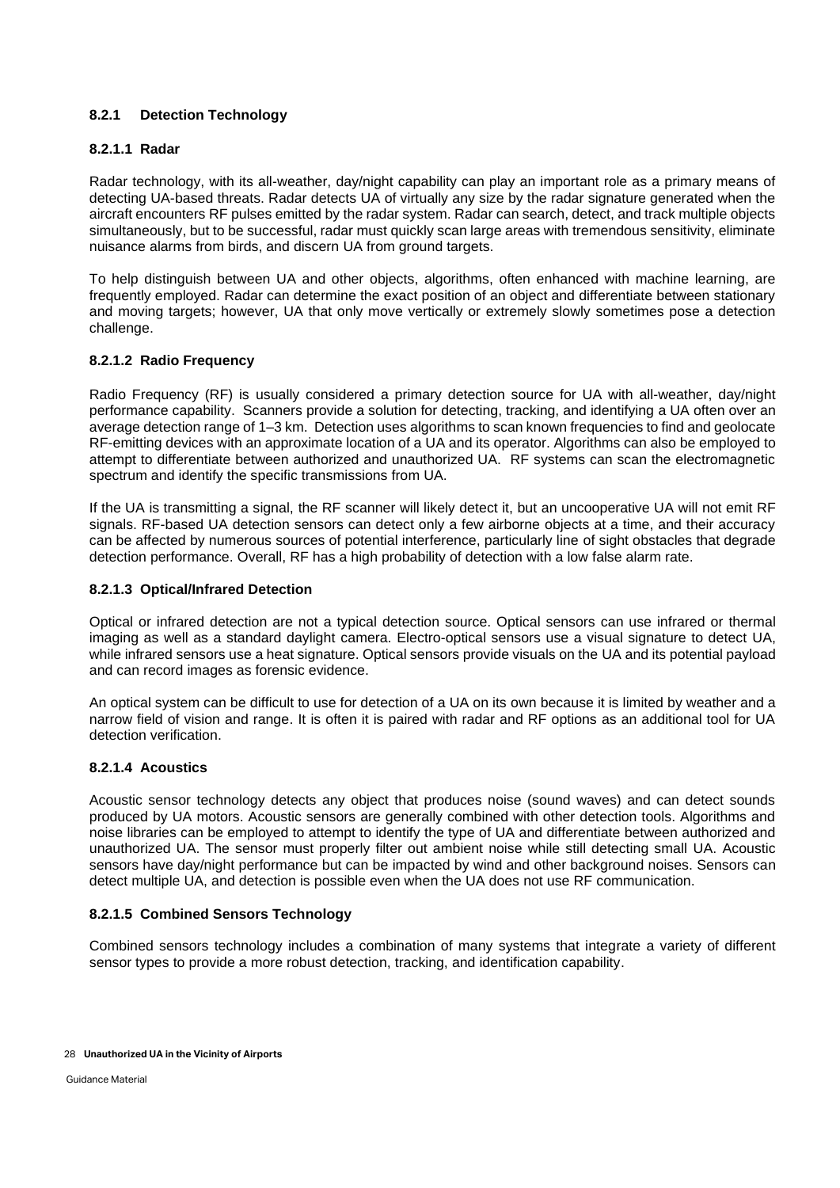### 8.2.1 Detection Technology

#### 8.2.1.1 Radar

Radar technology, with its all-weather, day/night capability can play an important role as a primary means of detecting UA-based threats. Radar detects UA of virtually any size by the radar signature generated when the aircraft encounters RF pulses emitted by the radar system. Radar can search, detect, and track multiple objects simultaneously, but to be successful, radar must quickly scan large areas with tremendous sensitivity, eliminate nuisance alarms from birds, and discern UA from ground targets.

To help distinguish between UA and other objects, algorithms, often enhanced with machine learning, are frequently employed. Radar can determine the exact position of an object and differentiate between stationary and moving targets; however, UA that only move vertically or extremely slowly sometimes pose a detection challenge.

#### 8.2.1.2 Radio Frequency

Radio Frequency (RF) is usually considered a primary detection source for UA with all-weather, day/night performance capability. Scanners provide a solution for detecting, tracking, and identifying a UA often over an average detection range of 1–3 km. Detection uses algorithms to scan known frequencies to find and geolocate RF-emitting devices with an approximate location of a UA and its operator. Algorithms can also be employed to attempt to differentiate between authorized and unauthorized UA. RF systems can scan the electromagnetic spectrum and identify the specific transmissions from UA.

If the UA is transmitting a signal, the RF scanner will likely detect it, but an uncooperative UA will not emit RF signals. RF-based UA detection sensors can detect only a few airborne objects at a time, and their accuracy can be affected by numerous sources of potential interference, particularly line of sight obstacles that degrade detection performance. Overall, RF has a high probability of detection with a low false alarm rate.

#### 8.2.1.3 Optical/Infrared Detection

Optical or infrared detection are not a typical detection source. Optical sensors can use infrared or thermal imaging as well as a standard daylight camera. Electro-optical sensors use a visual signature to detect UA, while infrared sensors use a heat signature. Optical sensors provide visuals on the UA and its potential payload and can record images as forensic evidence.

An optical system can be difficult to use for detection of a UA on its own because it is limited by weather and a narrow field of vision and range. It is often it is paired with radar and RF options as an additional tool for UA detection verification.

#### 8.2.1.4 Acoustics

Acoustic sensor technology detects any object that produces noise (sound waves) and can detect sounds produced by UA motors. Acoustic sensors are generally combined with other detection tools. Algorithms and noise libraries can be employed to attempt to identify the type of UA and differentiate between authorized and unauthorized UA. The sensor must properly filter out ambient noise while still detecting small UA. Acoustic sensors have day/night performance but can be impacted by wind and other background noises. Sensors can detect multiple UA, and detection is possible even when the UA does not use RF communication.

#### 8.2.1.5 Combined Sensors Technology

Combined sensors technology includes a combination of many systems that integrate a variety of different sensor types to provide a more robust detection, tracking, and identification capability.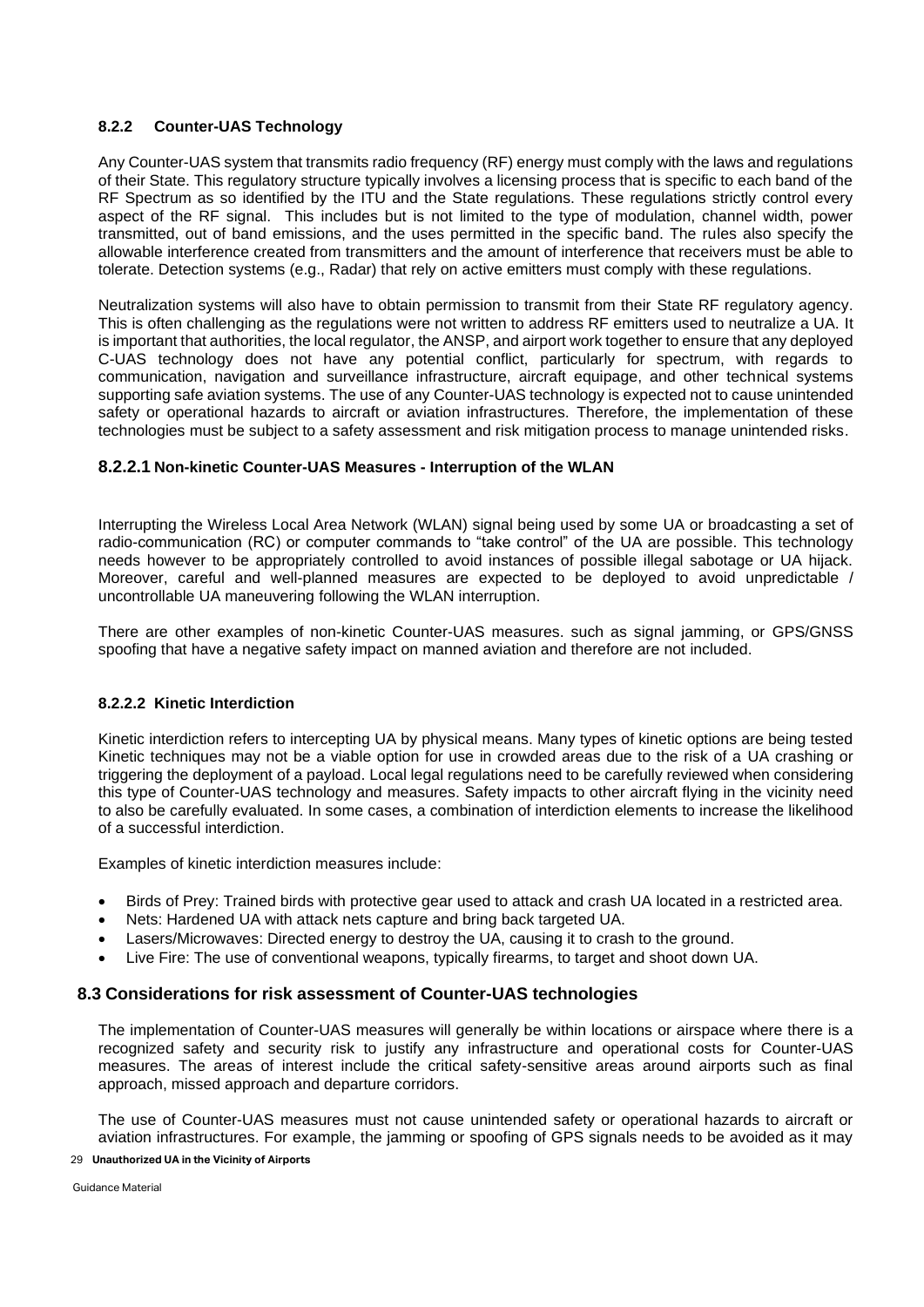#### 8.2.2 Counter-UAS Technology

Any Counter-UAS system that transmits radio frequency (RF) energy must comply with the laws and regulations of their State. This regulatory structure typically involves a licensing process that is specific to each band of the RF Spectrum as so identified by the ITU and the State regulations. These regulations strictly control every aspect of the RF signal. This includes but is not limited to the type of modulation, channel width, power transmitted, out of band emissions, and the uses permitted in the specific band. The rules also specify the allowable interference created from transmitters and the amount of interference that receivers must be able to tolerate. Detection systems (e.g., Radar) that rely on active emitters must comply with these regulations.

Neutralization systems will also have to obtain permission to transmit from their State RF regulatory agency. This is often challenging as the regulations were not written to address RF emitters used to neutralize a UA. It is important that authorities, the local regulator, the ANSP, and airport work together to ensure that any deployed C-UAS technology does not have any potential conflict, particularly for spectrum, with regards to communication, navigation and surveillance infrastructure, aircraft equipage, and other technical systems supporting safe aviation systems. The use of any Counter-UAS technology is expected not to cause unintended safety or operational hazards to aircraft or aviation infrastructures. Therefore, the implementation of these technologies must be subject to a safety assessment and risk mitigation process to manage unintended risks.

#### 8.2.2.1 Non-kinetic Counter-UAS Measures - Interruption of the WLAN

Interrupting the Wireless Local Area Network (WLAN) signal being used by some UA or broadcasting a set of radio-communication (RC) or computer commands to "take control" of the UA are possible. This technology needs however to be appropriately controlled to avoid instances of possible illegal sabotage or UA hijack. Moreover, careful and well-planned measures are expected to be deployed to avoid unpredictable / uncontrollable UA maneuvering following the WLAN interruption.

There are other examples of non-kinetic Counter-UAS measures. such as signal jamming, or GPS/GNSS spoofing that have a negative safety impact on manned aviation and therefore are not included.

#### 8.2.2.2 Kinetic Interdiction

Kinetic interdiction refers to intercepting UA by physical means. Many types of kinetic options are being tested Kinetic techniques may not be a viable option for use in crowded areas due to the risk of a UA crashing or triggering the deployment of a payload. Local legal regulations need to be carefully reviewed when considering this type of Counter-UAS technology and measures. Safety impacts to other aircraft flying in the vicinity need to also be carefully evaluated. In some cases, a combination of interdiction elements to increase the likelihood of a successful interdiction.

Examples of kinetic interdiction measures include:

- Birds of Prey: Trained birds with protective gear used to attack and crash UA located in a restricted area.
- Nets: Hardened UA with attack nets capture and bring back targeted UA.
- Lasers/Microwaves: Directed energy to destroy the UA, causing it to crash to the ground.
- Live Fire: The use of conventional weapons, typically firearms, to target and shoot down UA.

### 8.3 Considerations for risk assessment of Counter-UAS technologies

The implementation of Counter-UAS measures will generally be within locations or airspace where there is a recognized safety and security risk to justify any infrastructure and operational costs for Counter-UAS measures. The areas of interest include the critical safety-sensitive areas around airports such as final approach, missed approach and departure corridors.

The use of Counter-UAS measures must not cause unintended safety or operational hazards to aircraft or aviation infrastructures. For example, the jamming or spoofing of GPS signals needs to be avoided as it may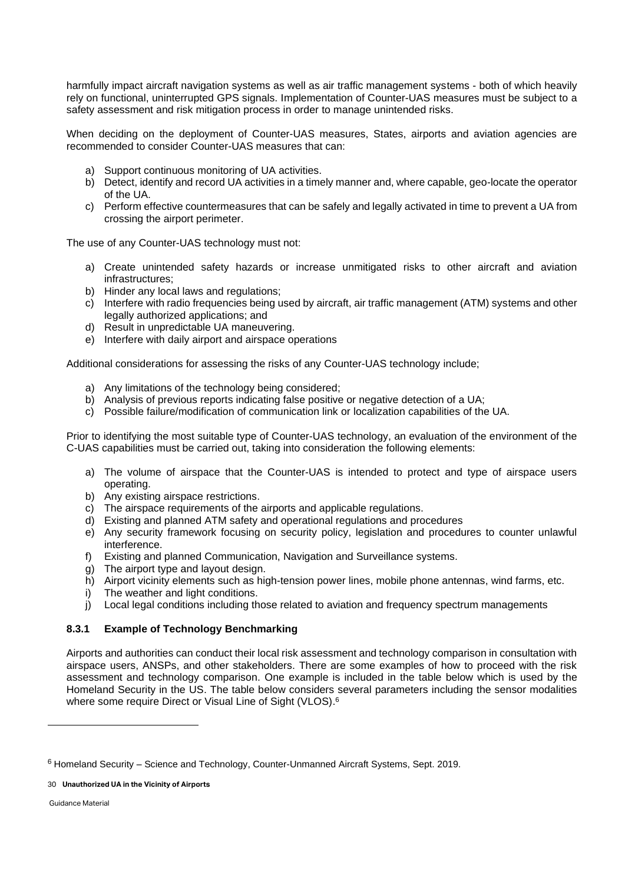harmfully impact aircraft navigation systems as well as air traffic management systems - both of which heavily rely on functional, uninterrupted GPS signals. Implementation of Counter-UAS measures must be subject to a safety assessment and risk mitigation process in order to manage unintended risks.

When deciding on the deployment of Counter-UAS measures, States, airports and aviation agencies are recommended to consider Counter-UAS measures that can:

a) Support continuous monitoring of UA activities.
b) Detect, identify and record UA activities in a timely manner and, where capable, geo-locate the operator of the UA.
c) Perform effective countermeasures that can be safely and legally activated in time to prevent a UA from crossing the airport perimeter.

The use of any Counter-UAS technology must not:

a) Create unintended safety hazards or increase unmitigated risks to other aircraft and aviation infrastructures;
b) Hinder any local laws and regulations;
c) Interfere with radio frequencies being used by aircraft, air traffic management (ATM) systems and other legally authorized applications; and
d) Result in unpredictable UA maneuvering.
e) Interfere with daily airport and airspace operations

Additional considerations for assessing the risks of any Counter-UAS technology include;

a) Any limitations of the technology being considered;
b) Analysis of previous reports indicating false positive or negative detection of a UA;
c) Possible failure/modification of communication link or localization capabilities of the UA.

Prior to identifying the most suitable type of Counter-UAS technology, an evaluation of the environment of the C-UAS capabilities must be carried out, taking into consideration the following elements:

a) The volume of airspace that the Counter-UAS is intended to protect and type of airspace users operating.
b) Any existing airspace restrictions.
c) The airspace requirements of the airports and applicable regulations.
d) Existing and planned ATM safety and operational regulations and procedures
e) Any security framework focusing on security policy, legislation and procedures to counter unlawful interference.
f) Existing and planned Communication, Navigation and Surveillance systems.
g) The airport type and layout design.
h) Airport vicinity elements such as high-tension power lines, mobile phone antennas, wind farms, etc.
i) The weather and light conditions.
j) Local legal conditions including those related to aviation and frequency spectrum managements

### 8.3.1 Example of Technology Benchmarking

Airports and authorities can conduct their local risk assessment and technology comparison in consultation with airspace users, ANSPs, and other stakeholders. There are some examples of how to proceed with the risk assessment and technology comparison. One example is included in the table below which is used by the Homeland Security in the US. The table below considers several parameters including the sensor modalities where some require Direct or Visual Line of Sight (VLOS).[6]

---

[6] Homeland Security – Science and Technology, Counter-Unmanned Aircraft Systems, Sept. 2019.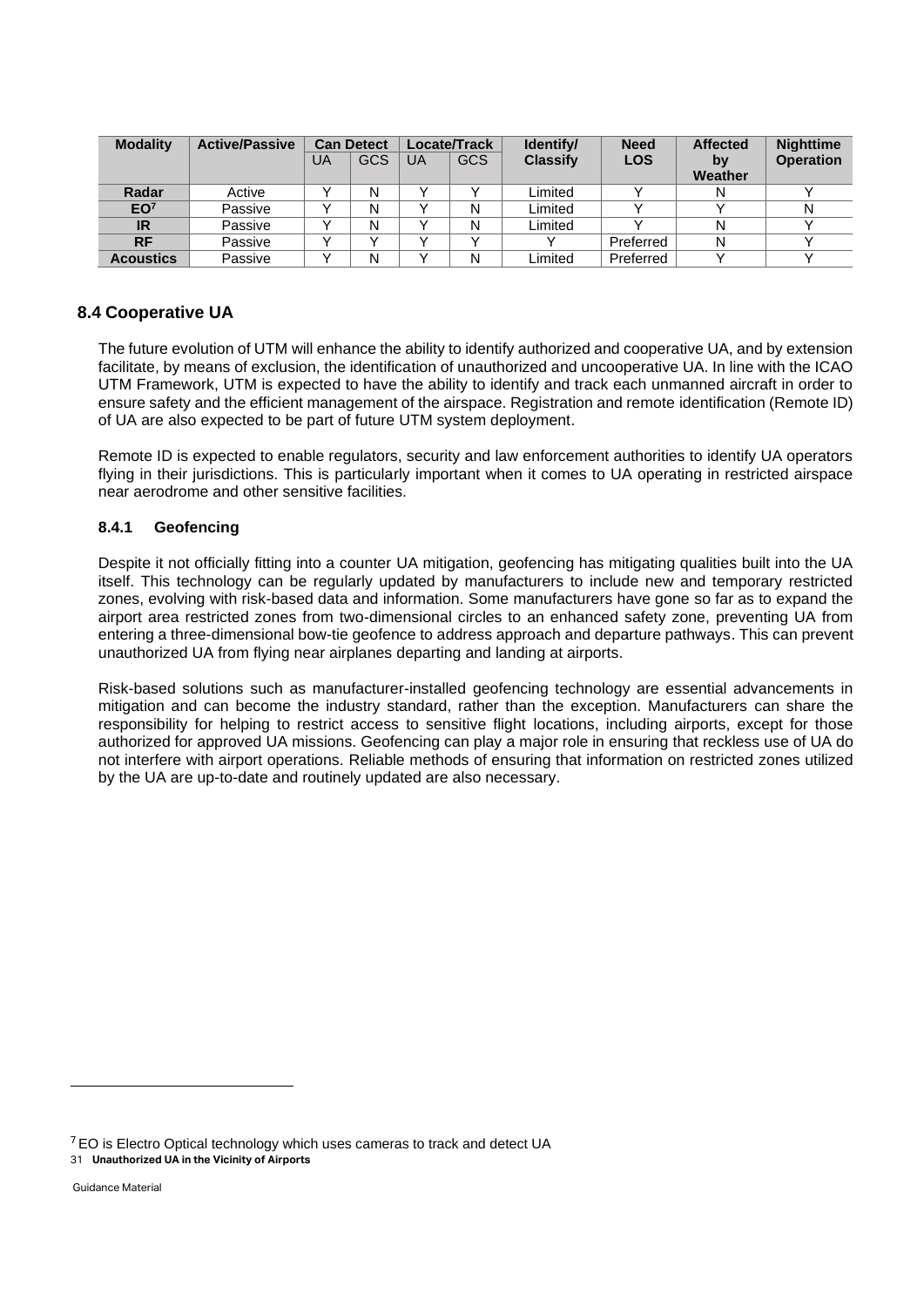| Modality | Active/Passive | Can Detect | | Locate/Track | | Identify/ Classify | Need LOS | Affected by Weather | Nighttime Operation |
|---|---|---|---|---|---|---|---|---|---|
| | | UA | GCS | UA | GCS | | | | |
| **Radar** | Active | Y | N | Y | Y | Limited | Y | N | Y |
| **EO**[7] | Passive | Y | N | Y | N | Limited | Y | Y | N |
| **IR** | Passive | Y | N | Y | N | Limited | Y | N | Y |
| **RF** | Passive | Y | Y | Y | Y | Y | Preferred | N | Y |
| **Acoustics** | Passive | Y | N | Y | N | Limited | Preferred | Y | Y |

## 8.4 Cooperative UA

The future evolution of UTM will enhance the ability to identify authorized and cooperative UA, and by extension facilitate, by means of exclusion, the identification of unauthorized and uncooperative UA. In line with the ICAO UTM Framework, UTM is expected to have the ability to identify and track each unmanned aircraft in order to ensure safety and the efficient management of the airspace. Registration and remote identification (Remote ID) of UA are also expected to be part of future UTM system deployment.

Remote ID is expected to enable regulators, security and law enforcement authorities to identify UA operators flying in their jurisdictions. This is particularly important when it comes to UA operating in restricted airspace near aerodrome and other sensitive facilities.

### 8.4.1 Geofencing

Despite it not officially fitting into a counter UA mitigation, geofencing has mitigating qualities built into the UA itself. This technology can be regularly updated by manufacturers to include new and temporary restricted zones, evolving with risk-based data and information. Some manufacturers have gone so far as to expand the airport area restricted zones from two-dimensional circles to an enhanced safety zone, preventing UA from entering a three-dimensional bow-tie geofence to address approach and departure pathways. This can prevent unauthorized UA from flying near airplanes departing and landing at airports.

Risk-based solutions such as manufacturer-installed geofencing technology are essential advancements in mitigation and can become the industry standard, rather than the exception. Manufacturers can share the responsibility for helping to restrict access to sensitive flight locations, including airports, except for those authorized for approved UA missions. Geofencing can play a major role in ensuring that reckless use of UA do not interfere with airport operations. Reliable methods of ensuring that information on restricted zones utilized by the UA are up-to-date and routinely updated are also necessary.

[7] EO is Electro Optical technology which uses cameras to track and detect UA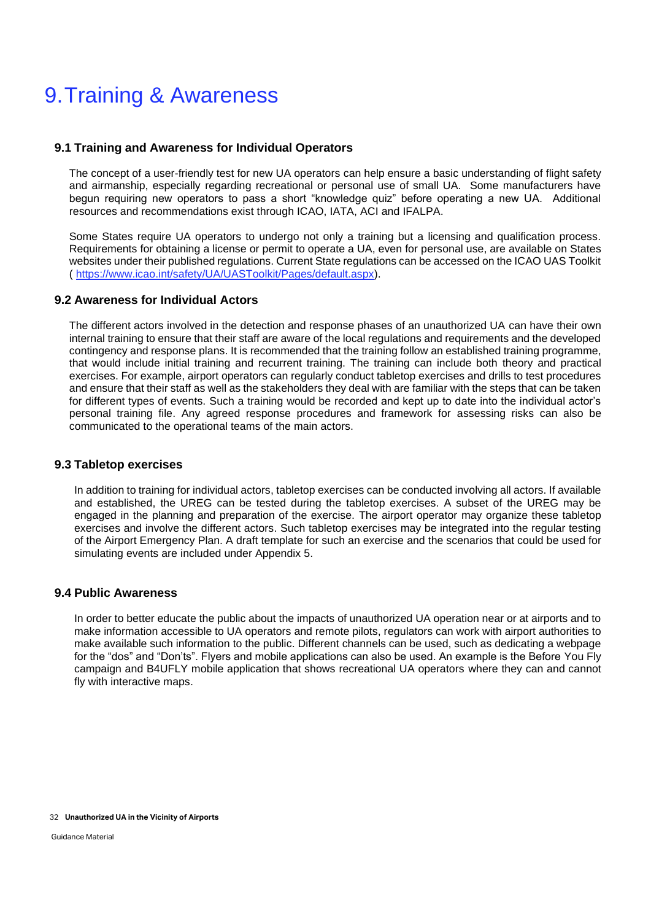# 9. Training & Awareness

### 9.1 Training and Awareness for Individual Operators

The concept of a user-friendly test for new UA operators can help ensure a basic understanding of flight safety and airmanship, especially regarding recreational or personal use of small UA. Some manufacturers have begun requiring new operators to pass a short "knowledge quiz" before operating a new UA. Additional resources and recommendations exist through ICAO, IATA, ACI and IFALPA.

Some States require UA operators to undergo not only a training but a licensing and qualification process. Requirements for obtaining a license or permit to operate a UA, even for personal use, are available on States websites under their published regulations. Current State regulations can be accessed on the ICAO UAS Toolkit ( https://www.icao.int/safety/UA/UASToolkit/Pages/default.aspx).

### 9.2 Awareness for Individual Actors

The different actors involved in the detection and response phases of an unauthorized UA can have their own internal training to ensure that their staff are aware of the local regulations and requirements and the developed contingency and response plans. It is recommended that the training follow an established training programme, that would include initial training and recurrent training. The training can include both theory and practical exercises. For example, airport operators can regularly conduct tabletop exercises and drills to test procedures and ensure that their staff as well as the stakeholders they deal with are familiar with the steps that can be taken for different types of events. Such a training would be recorded and kept up to date into the individual actor's personal training file. Any agreed response procedures and framework for assessing risks can also be communicated to the operational teams of the main actors.

### 9.3 Tabletop exercises

In addition to training for individual actors, tabletop exercises can be conducted involving all actors. If available and established, the UREG can be tested during the tabletop exercises. A subset of the UREG may be engaged in the planning and preparation of the exercise. The airport operator may organize these tabletop exercises and involve the different actors. Such tabletop exercises may be integrated into the regular testing of the Airport Emergency Plan. A draft template for such an exercise and the scenarios that could be used for simulating events are included under Appendix 5.

### 9.4 Public Awareness

In order to better educate the public about the impacts of unauthorized UA operation near or at airports and to make information accessible to UA operators and remote pilots, regulators can work with airport authorities to make available such information to the public. Different channels can be used, such as dedicating a webpage for the "dos" and "Don'ts". Flyers and mobile applications can also be used. An example is the Before You Fly campaign and B4UFLY mobile application that shows recreational UA operators where they can and cannot fly with interactive maps.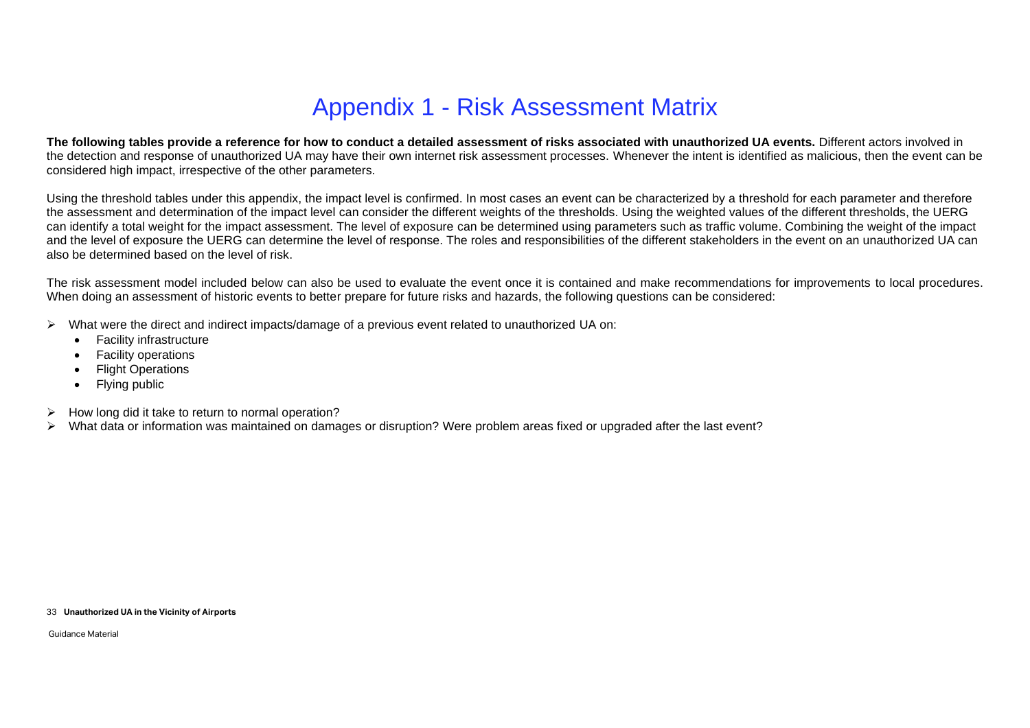# Appendix 1 - Risk Assessment Matrix

**The following tables provide a reference for how to conduct a detailed assessment of risks associated with unauthorized UA events.** Different actors involved in the detection and response of unauthorized UA may have their own internet risk assessment processes. Whenever the intent is identified as malicious, then the event can be considered high impact, irrespective of the other parameters.

Using the threshold tables under this appendix, the impact level is confirmed. In most cases an event can be characterized by a threshold for each parameter and therefore the assessment and determination of the impact level can consider the different weights of the thresholds. Using the weighted values of the different thresholds, the UERG can identify a total weight for the impact assessment. The level of exposure can be determined using parameters such as traffic volume. Combining the weight of the impact and the level of exposure the UERG can determine the level of response. The roles and responsibilities of the different stakeholders in the event on an unauthorized UA can also be determined based on the level of risk.

The risk assessment model included below can also be used to evaluate the event once it is contained and make recommendations for improvements to local procedures. When doing an assessment of historic events to better prepare for future risks and hazards, the following questions can be considered:

- What were the direct and indirect impacts/damage of a previous event related to unauthorized UA on:
  - Facility infrastructure
  - Facility operations
  - Flight Operations
  - Flying public
- How long did it take to return to normal operation?
- What data or information was maintained on damages or disruption? Were problem areas fixed or upgraded after the last event?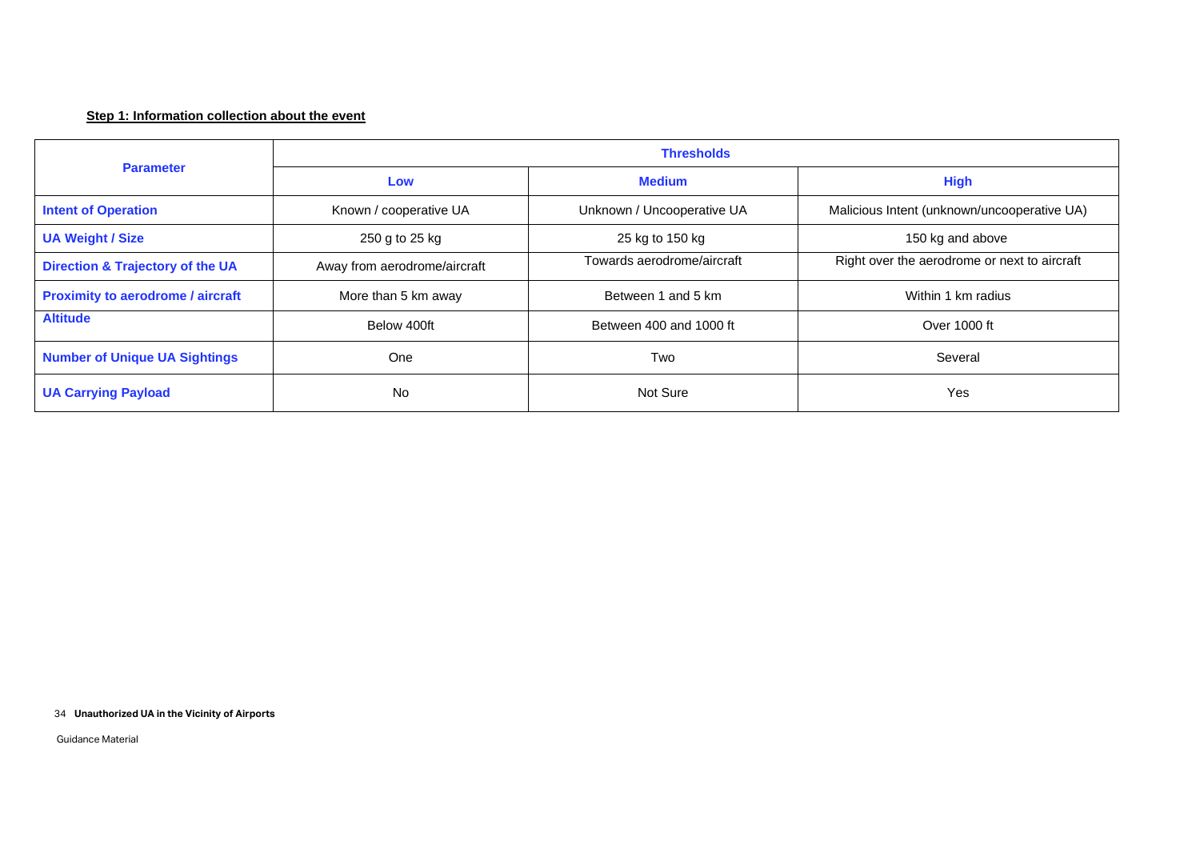**Step 1: Information collection about the event**

| Parameter | Thresholds | | |
|---|---|---|---|
| | Low | Medium | High |
| **Intent of Operation** | Known / cooperative UA | Unknown / Uncooperative UA | Malicious Intent (unknown/uncooperative UA) |
| **UA Weight / Size** | 250 g to 25 kg | 25 kg to 150 kg | 150 kg and above |
| **Direction & Trajectory of the UA** | Away from aerodrome/aircraft | Towards aerodrome/aircraft | Right over the aerodrome or next to aircraft |
| **Proximity to aerodrome / aircraft** | More than 5 km away | Between 1 and 5 km | Within 1 km radius |
| **Altitude** | Below 400ft | Between 400 and 1000 ft | Over 1000 ft |
| **Number of Unique UA Sightings** | One | Two | Several |
| **UA Carrying Payload** | No | Not Sure | Yes |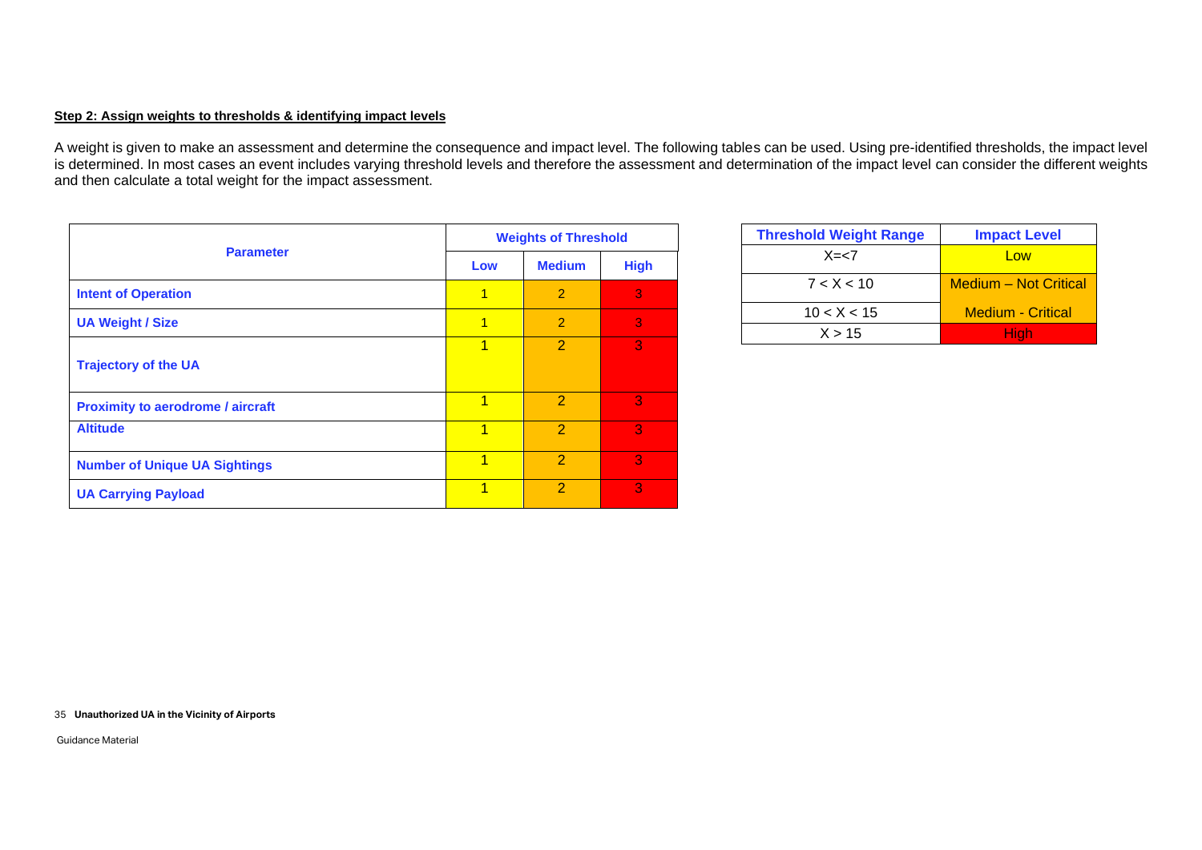**Step 2: Assign weights to thresholds & identifying impact levels**

A weight is given to make an assessment and determine the consequence and impact level. The following tables can be used. Using pre-identified thresholds, the impact level is determined. In most cases an event includes varying threshold levels and therefore the assessment and determination of the impact level can consider the different weights and then calculate a total weight for the impact assessment.

| Parameter | Weights of Threshold | | |
|---|---|---|---|
| | Low | Medium | High |
| Intent of Operation | 1 | 2 | 3 |
| UA Weight / Size | 1 | 2 | 3 |
| Trajectory of the UA | 1 | 2 | 3 |
| Proximity to aerodrome / aircraft | 1 | 2 | 3 |
| Altitude | 1 | 2 | 3 |
| Number of Unique UA Sightings | 1 | 2 | 3 |
| UA Carrying Payload | 1 | 2 | 3 |

| Threshold Weight Range | Impact Level |
|---|---|
| X=<7 | Low |
| 7 < X < 10 | Medium – Not Critical |
| 10 < X < 15 | Medium - Critical |
| X > 15 | High |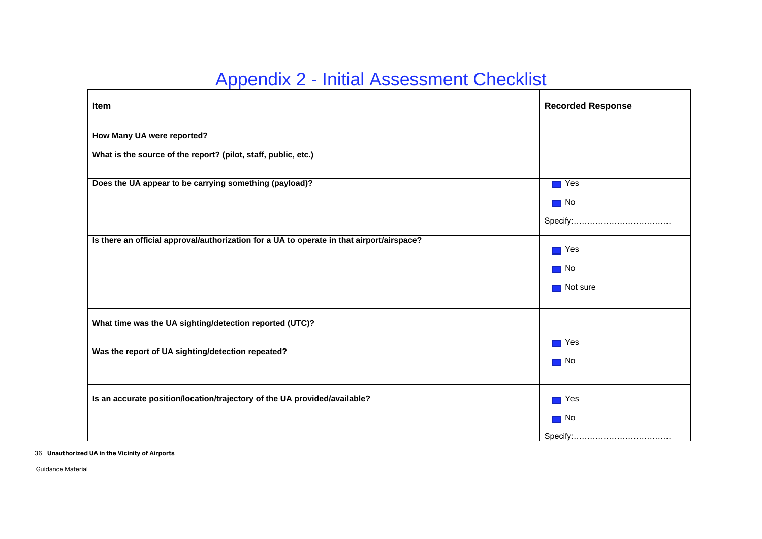# Appendix 2 - Initial Assessment Checklist

| Item | Recorded Response |
|---|---|
| **How Many UA were reported?** | |
| **What is the source of the report? (pilot, staff, public, etc.)** | |
| **Does the UA appear to be carrying something (payload)?** | ☐ Yes<br>☐ No<br>Specify:……………………………… |
| **Is there an official approval/authorization for a UA to operate in that airport/airspace?** | ☐ Yes<br>☐ No<br>☐ Not sure |
| **What time was the UA sighting/detection reported (UTC)?** | |
| **Was the report of UA sighting/detection repeated?** | ☐ Yes<br>☐ No |
| **Is an accurate position/location/trajectory of the UA provided/available?** | ☐ Yes<br>☐ No<br>Specify:……………………………… |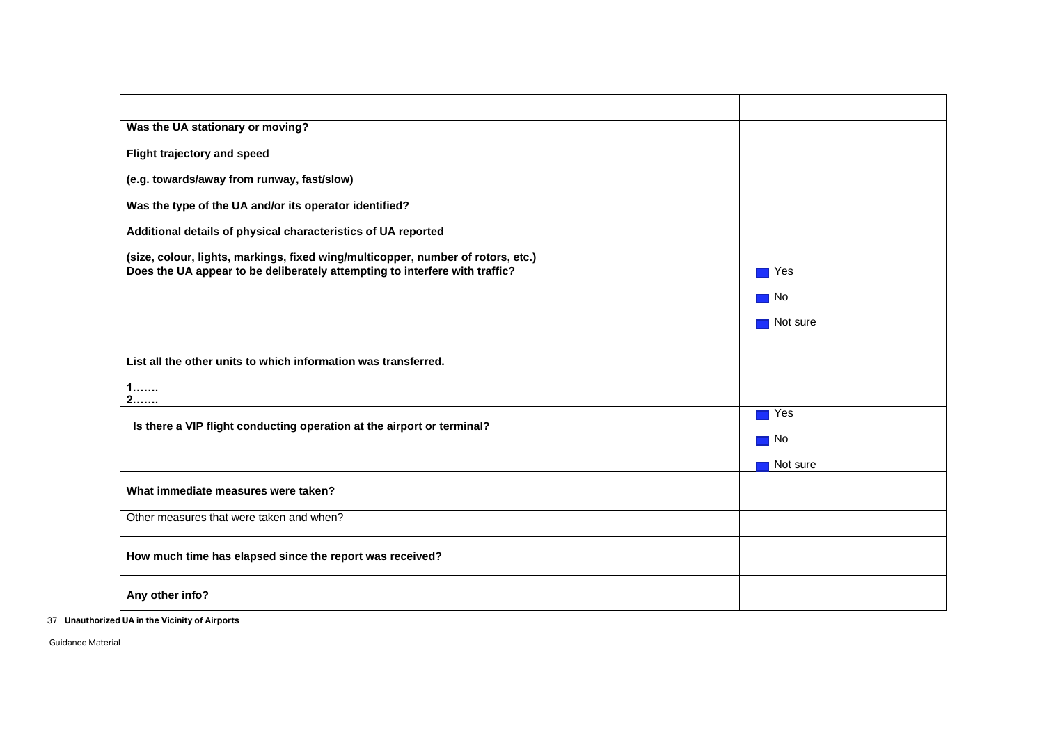| | |
|---|---|
| **Was the UA stationary or moving?** | |
| **Flight trajectory and speed**<br><br>**(e.g. towards/away from runway, fast/slow)** | |
| **Was the type of the UA and/or its operator identified?** | |
| **Additional details of physical characteristics of UA reported**<br><br>**(size, colour, lights, markings, fixed wing/multicopper, number of rotors, etc.)** | |
| **Does the UA appear to be deliberately attempting to interfere with traffic?** | ☐ Yes<br><br>☐ No<br><br>☐ Not sure |
| **List all the other units to which information was transferred.**<br><br>**1…….**<br>**2…….** | |
| **Is there a VIP flight conducting operation at the airport or terminal?** | ☐ Yes<br><br>☐ No<br><br>☐ Not sure |
| **What immediate measures were taken?** | |
| Other measures that were taken and when? | |
| **How much time has elapsed since the report was received?** | |
| **Any other info?** | |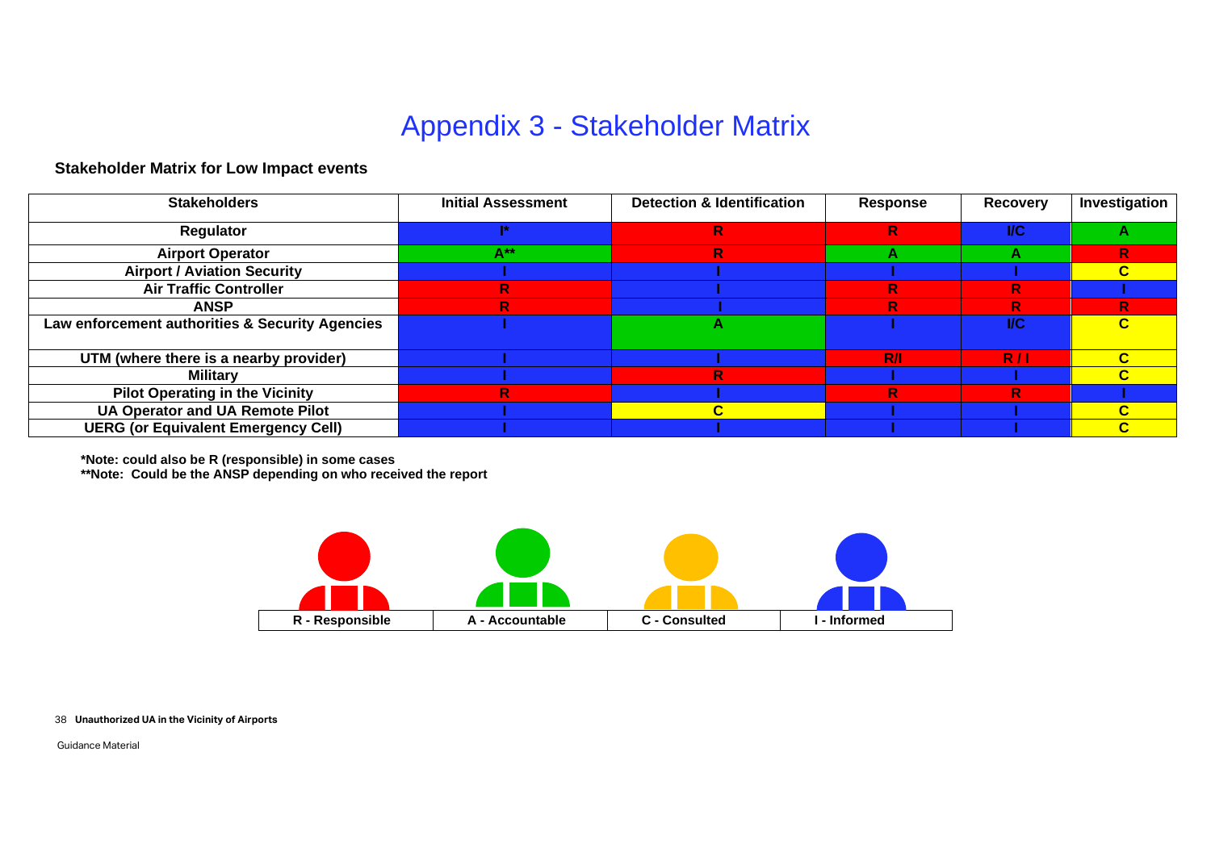# Appendix 3 - Stakeholder Matrix

**Stakeholder Matrix for Low Impact events**

| Stakeholders | Initial Assessment | Detection & Identification | Response | Recovery | Investigation |
|---|---|---|---|---|---|
| Regulator | I* | R | R | I/C | A |
| Airport Operator | A** | R | A | A | R |
| Airport / Aviation Security | I | I | I | I | C |
| Air Traffic Controller | R | I | R | R | I |
| ANSP | R | I | R | R | R |
| Law enforcement authorities & Security Agencies | I | A | I | I/C | C |
| UTM (where there is a nearby provider) | I | I | R/I | R / I | C |
| Military | I | R | I | I | C |
| Pilot Operating in the Vicinity | R | I | R | R | I |
| UA Operator and UA Remote Pilot | I | C | I | I | C |
| UERG (or Equivalent Emergency Cell) | I | I | I | I | C |

**\*Note: could also be R (responsible) in some cases**
**\*\*Note: Could be the ANSP depending on who received the report**

| R - Responsible | A - Accountable | C - Consulted | I - Informed |
|---|---|---|---|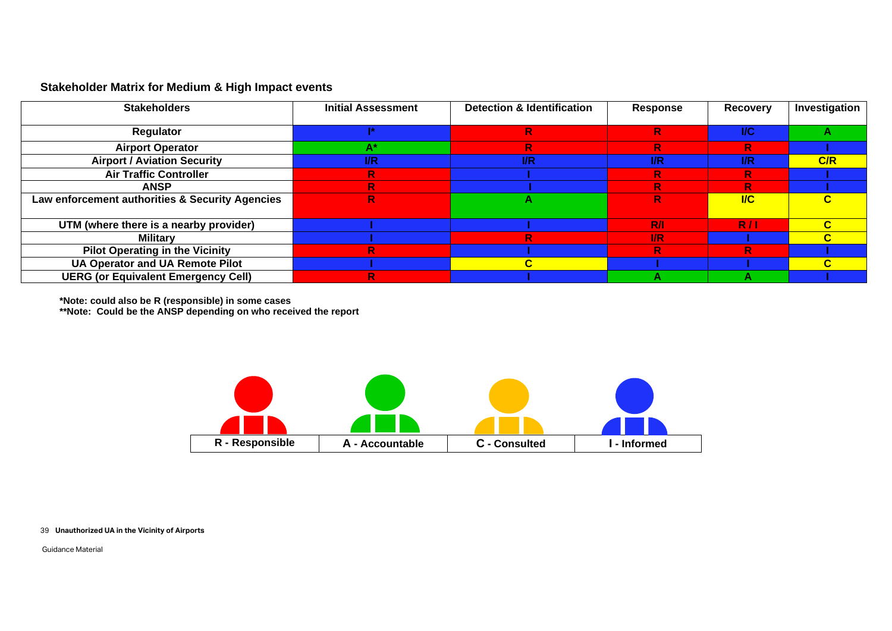**Stakeholder Matrix for Medium & High Impact events**

| Stakeholders | Initial Assessment | Detection & Identification | Response | Recovery | Investigation |
|---|---|---|---|---|---|
| Regulator | I* | R | R | I/C | A |
| Airport Operator | A* | R | R | R | I |
| Airport / Aviation Security | I/R | I/R | I/R | I/R | C/R |
| Air Traffic Controller | R | I | R | R | I |
| ANSP | R | I | R | R | I |
| Law enforcement authorities & Security Agencies | R | A | R | I/C | C |
| UTM (where there is a nearby provider) | I | I | R/I | R / I | C |
| Military | I | R | I/R | I | C |
| Pilot Operating in the Vicinity | R | I | R | R | I |
| UA Operator and UA Remote Pilot | I | C | I | I | C |
| UERG (or Equivalent Emergency Cell) | R | I | A | A | I |

**\*Note: could also be R (responsible) in some cases**
**\*\*Note: Could be the ANSP depending on who received the report**

| R - Responsible | A - Accountable | C - Consulted | I - Informed |
|---|---|---|---|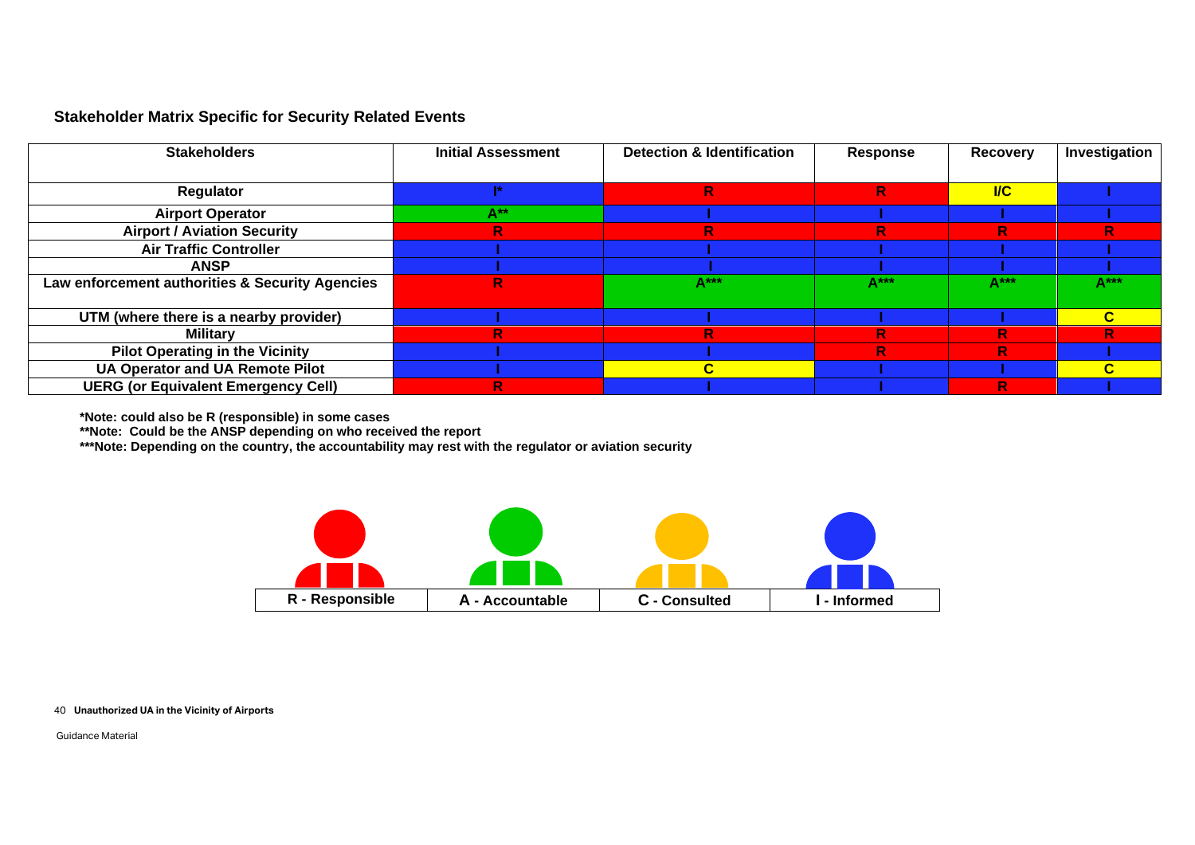### Stakeholder Matrix Specific for Security Related Events

| Stakeholders | Initial Assessment | Detection & Identification | Response | Recovery | Investigation |
|---|---|---|---|---|---|
| Regulator | I* | R | R | I/C | I |
| Airport Operator | A** | I | I | I | I |
| Airport / Aviation Security | R | R | R | R | R |
| Air Traffic Controller | I | I | I | I | I |
| ANSP | I | I | I | I | I |
| Law enforcement authorities & Security Agencies | R | A*** | A*** | A*** | A*** |
| UTM (where there is a nearby provider) | I | I | I | I | C |
| Military | R | R | R | R | R |
| Pilot Operating in the Vicinity | I | I | R | R | I |
| UA Operator and UA Remote Pilot | I | C | I | I | C |
| UERG (or Equivalent Emergency Cell) | R | I | I | R | I |

**\*Note: could also be R (responsible) in some cases**

**\*\*Note: Could be the ANSP depending on who received the report**

**\*\*\*Note: Depending on the country, the accountability may rest with the regulator or aviation security**

| R - Responsible | A - Accountable | C - Consulted | I - Informed |
|---|---|---|---|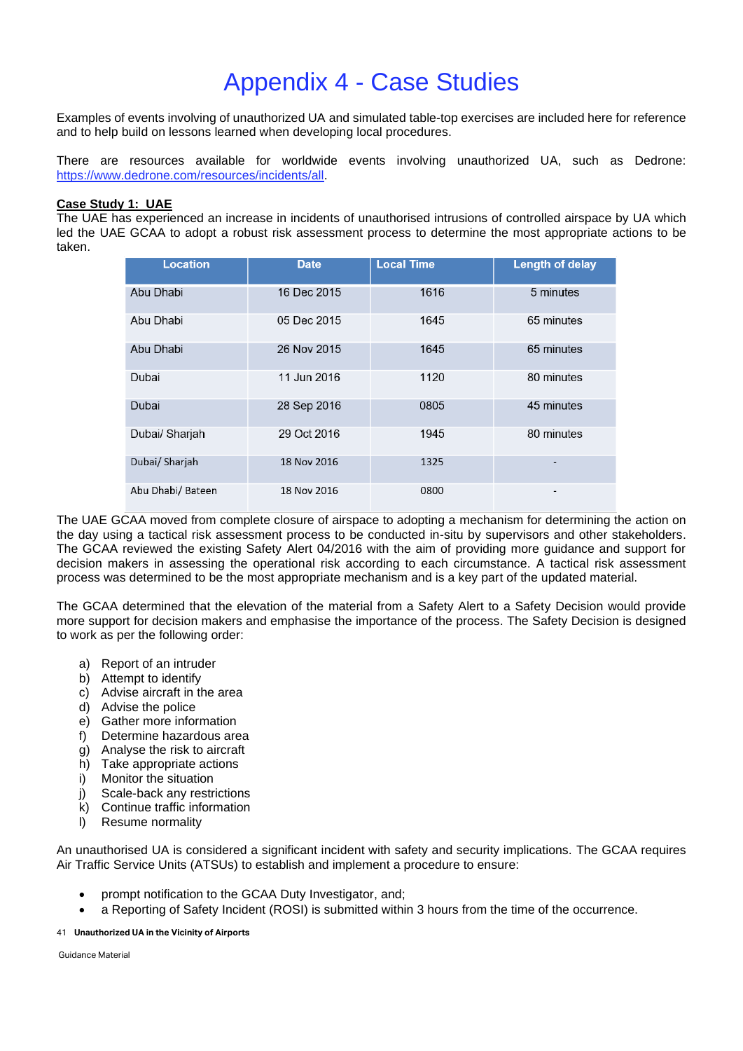# Appendix 4 - Case Studies

Examples of events involving of unauthorized UA and simulated table-top exercises are included here for reference and to help build on lessons learned when developing local procedures.

There are resources available for worldwide events involving unauthorized UA, such as Dedrone: https://www.dedrone.com/resources/incidents/all.

**Case Study 1: UAE**

The UAE has experienced an increase in incidents of unauthorised intrusions of controlled airspace by UA which led the UAE GCAA to adopt a robust risk assessment process to determine the most appropriate actions to be taken.

| Location | Date | Local Time | Length of delay |
|---|---|---|---|
| Abu Dhabi | 16 Dec 2015 | 1616 | 5 minutes |
| Abu Dhabi | 05 Dec 2015 | 1645 | 65 minutes |
| Abu Dhabi | 26 Nov 2015 | 1645 | 65 minutes |
| Dubai | 11 Jun 2016 | 1120 | 80 minutes |
| Dubai | 28 Sep 2016 | 0805 | 45 minutes |
| Dubai/ Sharjah | 29 Oct 2016 | 1945 | 80 minutes |
| Dubai/ Sharjah | 18 Nov 2016 | 1325 | - |
| Abu Dhabi/ Bateen | 18 Nov 2016 | 0800 | - |

The UAE GCAA moved from complete closure of airspace to adopting a mechanism for determining the action on the day using a tactical risk assessment process to be conducted in-situ by supervisors and other stakeholders. The GCAA reviewed the existing Safety Alert 04/2016 with the aim of providing more guidance and support for decision makers in assessing the operational risk according to each circumstance. A tactical risk assessment process was determined to be the most appropriate mechanism and is a key part of the updated material.

The GCAA determined that the elevation of the material from a Safety Alert to a Safety Decision would provide more support for decision makers and emphasise the importance of the process. The Safety Decision is designed to work as per the following order:

a) Report of an intruder
b) Attempt to identify
c) Advise aircraft in the area
d) Advise the police
e) Gather more information
f) Determine hazardous area
g) Analyse the risk to aircraft
h) Take appropriate actions
i) Monitor the situation
j) Scale-back any restrictions
k) Continue traffic information
l) Resume normality

An unauthorised UA is considered a significant incident with safety and security implications. The GCAA requires Air Traffic Service Units (ATSUs) to establish and implement a procedure to ensure:

- prompt notification to the GCAA Duty Investigator, and;
- a Reporting of Safety Incident (ROSI) is submitted within 3 hours from the time of the occurrence.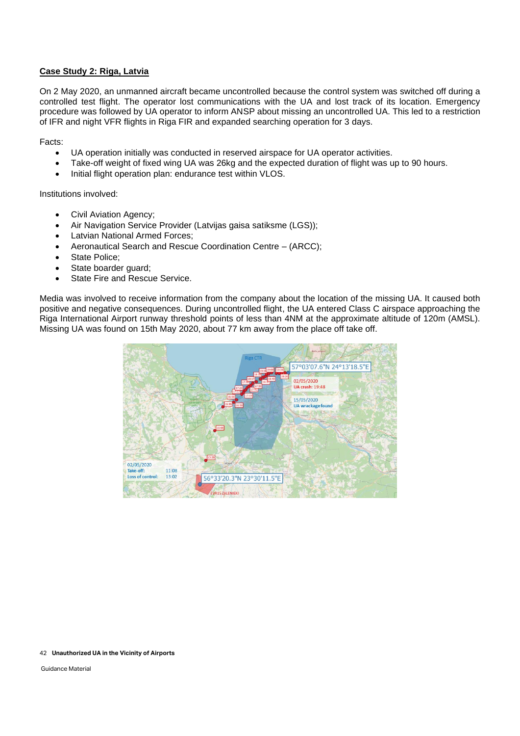**Case Study 2: Riga, Latvia**

On 2 May 2020, an unmanned aircraft became uncontrolled because the control system was switched off during a controlled test flight. The operator lost communications with the UA and lost track of its location. Emergency procedure was followed by UA operator to inform ANSP about missing an uncontrolled UA. This led to a restriction of IFR and night VFR flights in Riga FIR and expanded searching operation for 3 days.

Facts:

- UA operation initially was conducted in reserved airspace for UA operator activities.
- Take-off weight of fixed wing UA was 26kg and the expected duration of flight was up to 90 hours.
- Initial flight operation plan: endurance test within VLOS.

Institutions involved:

- Civil Aviation Agency;
- Air Navigation Service Provider (Latvijas gaisa satiksme (LGS));
- Latvian National Armed Forces;
- Aeronautical Search and Rescue Coordination Centre – (ARCC);
- State Police;
- State boarder guard;
- State Fire and Rescue Service.

Media was involved to receive information from the company about the location of the missing UA. It caused both positive and negative consequences. During uncontrolled flight, the UA entered Class C airspace approaching the Riga International Airport runway threshold points of less than 4NM at the approximate altitude of 120m (AMSL). Missing UA was found on 15th May 2020, about 77 km away from the place off take off.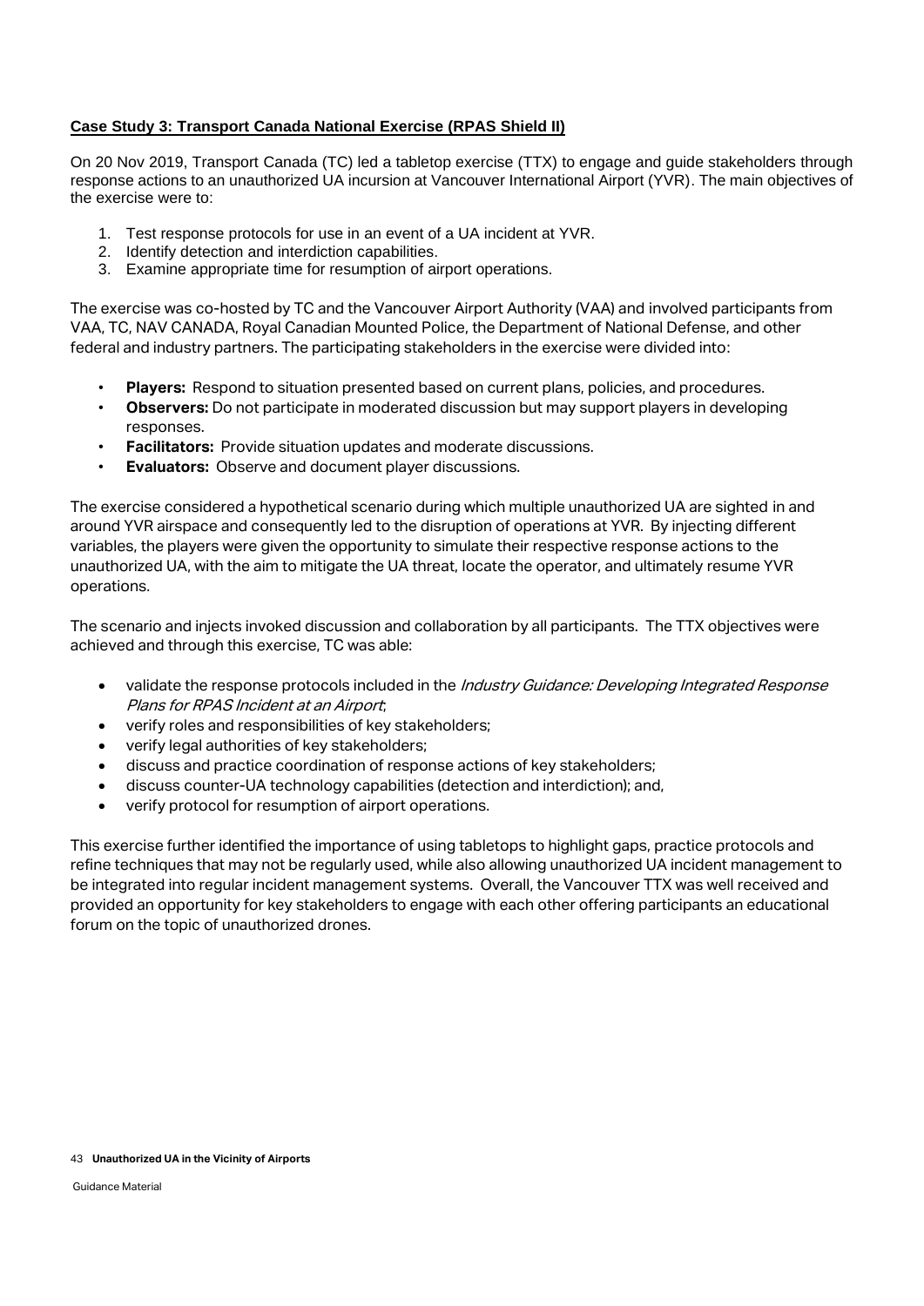**Case Study 3: Transport Canada National Exercise (RPAS Shield II)**

On 20 Nov 2019, Transport Canada (TC) led a tabletop exercise (TTX) to engage and guide stakeholders through response actions to an unauthorized UA incursion at Vancouver International Airport (YVR). The main objectives of the exercise were to:

1. Test response protocols for use in an event of a UA incident at YVR.
2. Identify detection and interdiction capabilities.
3. Examine appropriate time for resumption of airport operations.

The exercise was co-hosted by TC and the Vancouver Airport Authority (VAA) and involved participants from VAA, TC, NAV CANADA, Royal Canadian Mounted Police, the Department of National Defense, and other federal and industry partners. The participating stakeholders in the exercise were divided into:

- **Players:** Respond to situation presented based on current plans, policies, and procedures.
- **Observers:** Do not participate in moderated discussion but may support players in developing responses.
- **Facilitators:** Provide situation updates and moderate discussions.
- **Evaluators:** Observe and document player discussions.

The exercise considered a hypothetical scenario during which multiple unauthorized UA are sighted in and around YVR airspace and consequently led to the disruption of operations at YVR. By injecting different variables, the players were given the opportunity to simulate their respective response actions to the unauthorized UA, with the aim to mitigate the UA threat, locate the operator, and ultimately resume YVR operations.

The scenario and injects invoked discussion and collaboration by all participants. The TTX objectives were achieved and through this exercise, TC was able:

- validate the response protocols included in the *Industry Guidance: Developing Integrated Response Plans for RPAS Incident at an Airport*;
- verify roles and responsibilities of key stakeholders;
- verify legal authorities of key stakeholders;
- discuss and practice coordination of response actions of key stakeholders;
- discuss counter-UA technology capabilities (detection and interdiction); and,
- verify protocol for resumption of airport operations.

This exercise further identified the importance of using tabletops to highlight gaps, practice protocols and refine techniques that may not be regularly used, while also allowing unauthorized UA incident management to be integrated into regular incident management systems. Overall, the Vancouver TTX was well received and provided an opportunity for key stakeholders to engage with each other offering participants an educational forum on the topic of unauthorized drones.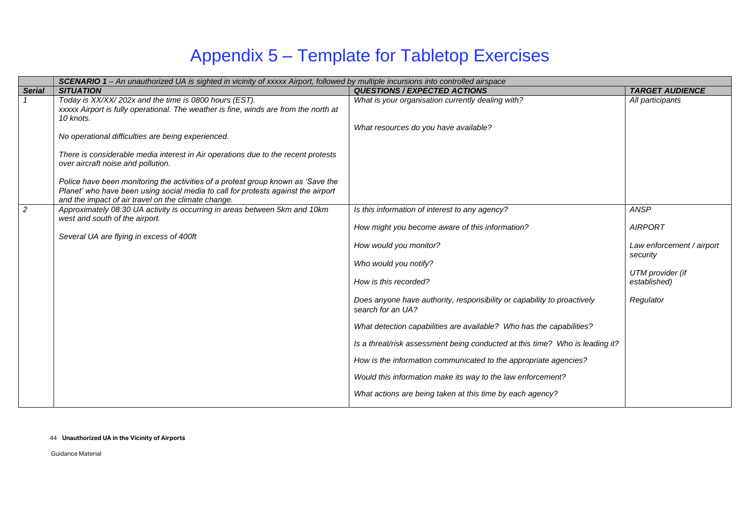# Appendix 5 – Template for Tabletop Exercises

| | *SCENARIO 1 – An unauthorized UA is sighted in vicinity of xxxxx Airport, followed by multiple incursions into controlled airspace* | | |
|---|---|---|---|
| ***Serial*** | ***SITUATION*** | ***QUESTIONS / EXPECTED ACTIONS*** | ***TARGET AUDIENCE*** |
| *1* | *Today is XX/XX/ 202x and the time is 0800 hours (EST).*<br>*xxxxx Airport is fully operational. The weather is fine, winds are from the north at 10 knots.*<br><br>*No operational difficulties are being experienced.*<br><br>*There is considerable media interest in Air operations due to the recent protests over aircraft noise and pollution.*<br><br>*Police have been monitoring the activities of a protest group known as 'Save the Planet' who have been using social media to call for protests against the airport and the impact of air travel on the climate change.* | *What is your organisation currently dealing with?*<br><br>*What resources do you have available?* | *All participants* |
| *2* | *Approximately 08:30 UA activity is occurring in areas between 5km and 10km west and south of the airport.*<br><br>*Several UA are flying in excess of 400ft* | *Is this information of interest to any agency?*<br><br>*How might you become aware of this information?*<br><br>*How would you monitor?*<br><br>*Who would you notify?*<br><br>*How is this recorded?*<br><br>*Does anyone have authority, responsibility or capability to proactively search for an UA?*<br><br>*What detection capabilities are available? Who has the capabilities?*<br><br>*Is a threat/risk assessment being conducted at this time? Who is leading it?*<br><br>*How is the information communicated to the appropriate agencies?*<br><br>*Would this information make its way to the law enforcement?*<br><br>*What actions are being taken at this time by each agency?* | *ANSP*<br><br>*AIRPORT*<br><br>*Law enforcement / airport security*<br><br>*UTM provider (if established)*<br><br>*Regulator* |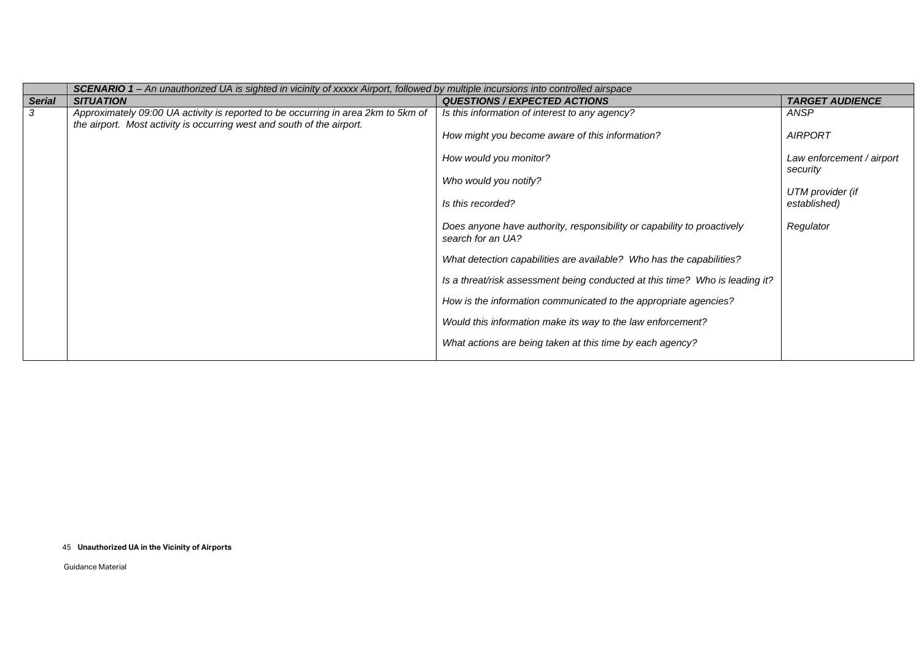| | *SCENARIO 1 – An unauthorized UA is sighted in vicinity of xxxxx Airport, followed by multiple incursions into controlled airspace* | | |
|---|---|---|---|
| ***Serial*** | ***SITUATION*** | ***QUESTIONS / EXPECTED ACTIONS*** | ***TARGET AUDIENCE*** |
| *3* | *Approximately 09:00 UA activity is reported to be occurring in area 2km to 5km of the airport. Most activity is occurring west and south of the airport.* | *Is this information of interest to any agency?*<br><br>*How might you become aware of this information?*<br><br>*How would you monitor?*<br><br>*Who would you notify?*<br><br>*Is this recorded?*<br><br>*Does anyone have authority, responsibility or capability to proactively search for an UA?*<br><br>*What detection capabilities are available? Who has the capabilities?*<br><br>*Is a threat/risk assessment being conducted at this time? Who is leading it?*<br><br>*How is the information communicated to the appropriate agencies?*<br><br>*Would this information make its way to the law enforcement?*<br><br>*What actions are being taken at this time by each agency?* | *ANSP*<br><br>*AIRPORT*<br><br>*Law enforcement / airport security*<br><br>*UTM provider (if established)*<br><br>*Regulator* |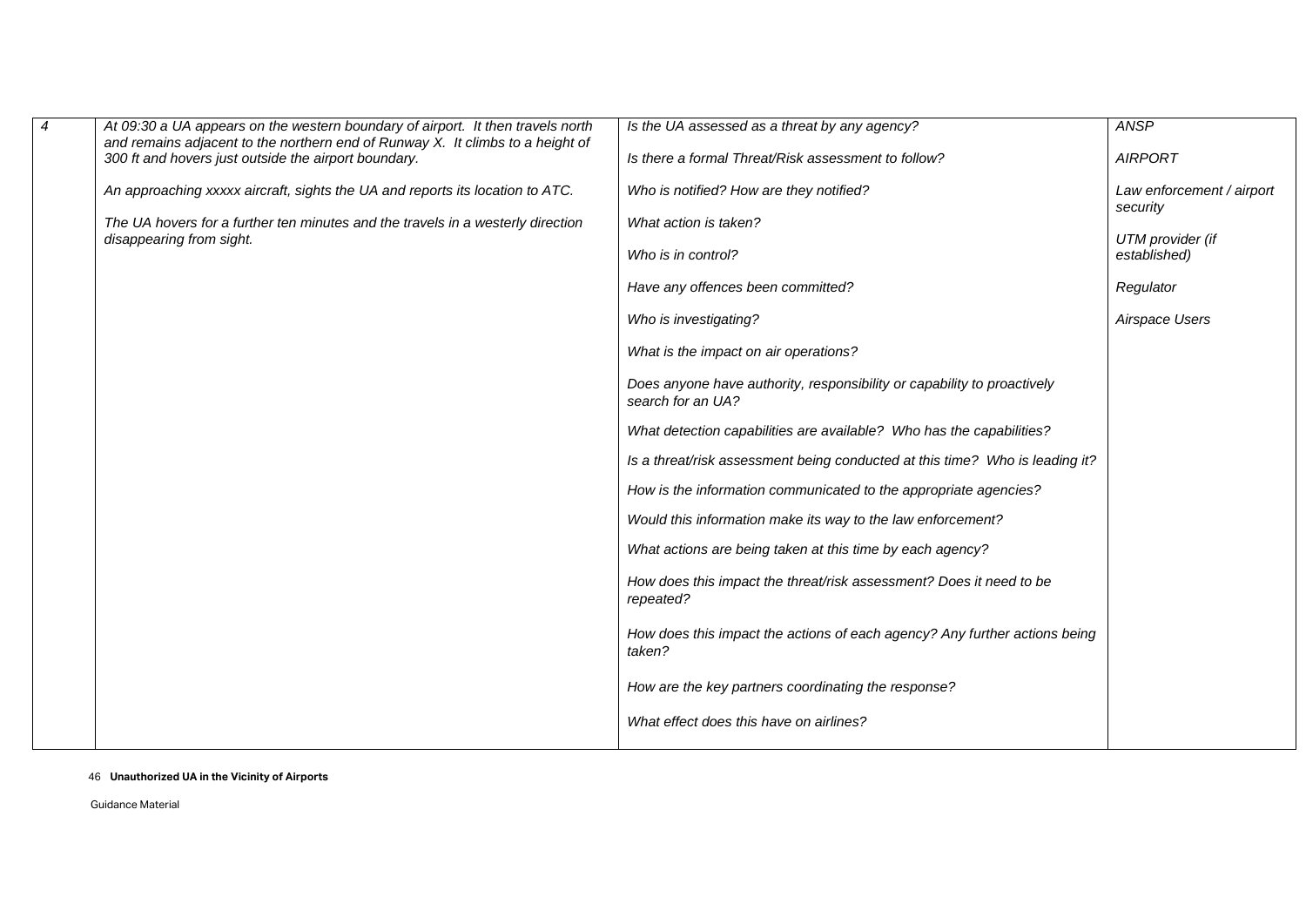| | | | |
|---|---|---|---|
| *4* | *At 09:30 a UA appears on the western boundary of airport. It then travels north and remains adjacent to the northern end of Runway X. It climbs to a height of 300 ft and hovers just outside the airport boundary.*<br><br>*An approaching xxxxx aircraft, sights the UA and reports its location to ATC.*<br><br>*The UA hovers for a further ten minutes and the travels in a westerly direction disappearing from sight.* | *Is the UA assessed as a threat by any agency?*<br><br>*Is there a formal Threat/Risk assessment to follow?*<br><br>*Who is notified? How are they notified?*<br><br>*What action is taken?*<br><br>*Who is in control?*<br><br>*Have any offences been committed?*<br><br>*Who is investigating?*<br><br>*What is the impact on air operations?*<br><br>*Does anyone have authority, responsibility or capability to proactively search for an UA?*<br><br>*What detection capabilities are available? Who has the capabilities?*<br><br>*Is a threat/risk assessment being conducted at this time? Who is leading it?*<br><br>*How is the information communicated to the appropriate agencies?*<br><br>*Would this information make its way to the law enforcement?*<br><br>*What actions are being taken at this time by each agency?*<br><br>*How does this impact the threat/risk assessment? Does it need to be repeated?*<br><br>*How does this impact the actions of each agency? Any further actions being taken?*<br><br>*How are the key partners coordinating the response?*<br><br>*What effect does this have on airlines?* | *ANSP*<br><br>*AIRPORT*<br><br>*Law enforcement / airport security*<br><br>*UTM provider (if established)*<br><br>*Regulator*<br><br>*Airspace Users* |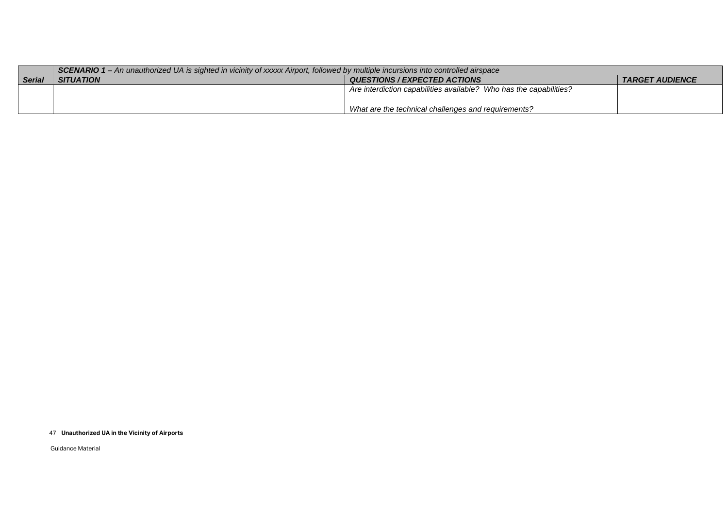| | ***SCENARIO 1** – An unauthorized UA is sighted in vicinity of xxxxx Airport, followed by multiple incursions into controlled airspace* | | |
|---|---|---|---|
| ***Serial*** | ***SITUATION*** | ***QUESTIONS / EXPECTED ACTIONS*** | ***TARGET AUDIENCE*** |
| | | *Are interdiction capabilities available? Who has the capabilities?*<br><br>*What are the technical challenges and requirements?* | |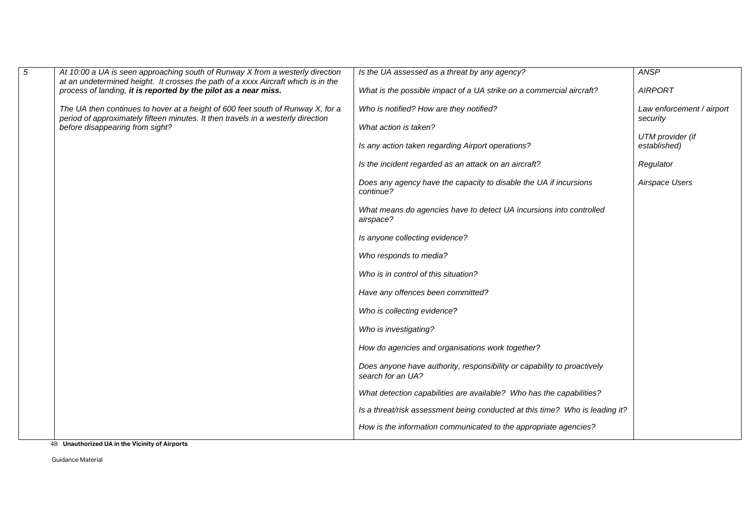| 5 | *At 10:00 a UA is seen approaching south of Runway X from a westerly direction at an undetermined height. It crosses the path of a xxxx Aircraft which is in the process of landing,* ***it is reported by the pilot as a near miss.***<br><br>*The UA then continues to hover at a height of 600 feet south of Runway X, for a period of approximately fifteen minutes. It then travels in a westerly direction before disappearing from sight?* | *Is the UA assessed as a threat by any agency?*<br><br>*What is the possible impact of a UA strike on a commercial aircraft?*<br><br>*Who is notified? How are they notified?*<br><br>*What action is taken?*<br><br>*Is any action taken regarding Airport operations?*<br><br>*Is the incident regarded as an attack on an aircraft?*<br><br>*Does any agency have the capacity to disable the UA if incursions continue?*<br><br>*What means do agencies have to detect UA incursions into controlled airspace?*<br><br>*Is anyone collecting evidence?*<br><br>*Who responds to media?*<br><br>*Who is in control of this situation?*<br><br>*Have any offences been committed?*<br><br>*Who is collecting evidence?*<br><br>*Who is investigating?*<br><br>*How do agencies and organisations work together?*<br><br>*Does anyone have authority, responsibility or capability to proactively search for an UA?*<br><br>*What detection capabilities are available? Who has the capabilities?*<br><br>*Is a threat/risk assessment being conducted at this time? Who is leading it?*<br><br>*How is the information communicated to the appropriate agencies?* | *ANSP*<br><br>*AIRPORT*<br><br>*Law enforcement / airport security*<br><br>*UTM provider (if established)*<br><br>*Regulator*<br><br>*Airspace Users* |
|---|---|---|---|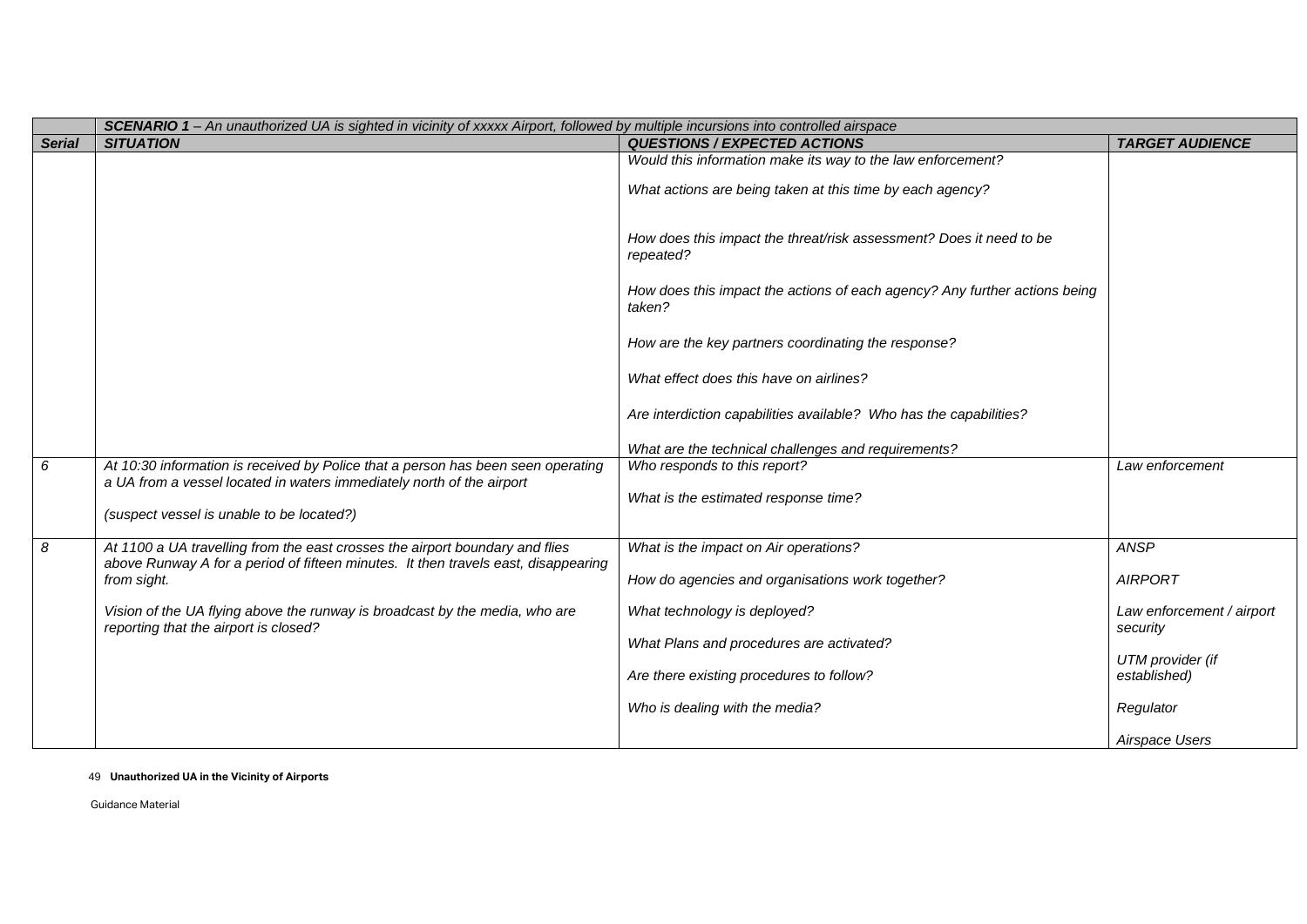| Serial | SITUATION | QUESTIONS / EXPECTED ACTIONS | TARGET AUDIENCE |
|---|---|---|---|
| | ***SCENARIO 1*** *– An unauthorized UA is sighted in vicinity of xxxxx Airport, followed by multiple incursions into controlled airspace* | | |
| | | *Would this information make its way to the law enforcement?*<br><br>*What actions are being taken at this time by each agency?*<br><br>*How does this impact the threat/risk assessment? Does it need to be repeated?*<br><br>*How does this impact the actions of each agency? Any further actions being taken?*<br><br>*How are the key partners coordinating the response?*<br><br>*What effect does this have on airlines?*<br><br>*Are interdiction capabilities available? Who has the capabilities?*<br><br>*What are the technical challenges and requirements?* | |
| *6* | *At 10:30 information is received by Police that a person has been seen operating a UA from a vessel located in waters immediately north of the airport*<br><br>*(suspect vessel is unable to be located?)* | *Who responds to this report?*<br><br>*What is the estimated response time?* | *Law enforcement* |
| *8* | *At 1100 a UA travelling from the east crosses the airport boundary and flies above Runway A for a period of fifteen minutes. It then travels east, disappearing from sight.*<br><br>*Vision of the UA flying above the runway is broadcast by the media, who are reporting that the airport is closed?* | *What is the impact on Air operations?*<br><br>*How do agencies and organisations work together?*<br><br>*What technology is deployed?*<br><br>*What Plans and procedures are activated?*<br><br>*Are there existing procedures to follow?*<br><br>*Who is dealing with the media?* | *ANSP*<br><br>*AIRPORT*<br><br>*Law enforcement / airport security*<br><br>*UTM provider (if established)*<br><br>*Regulator*<br><br>*Airspace Users* |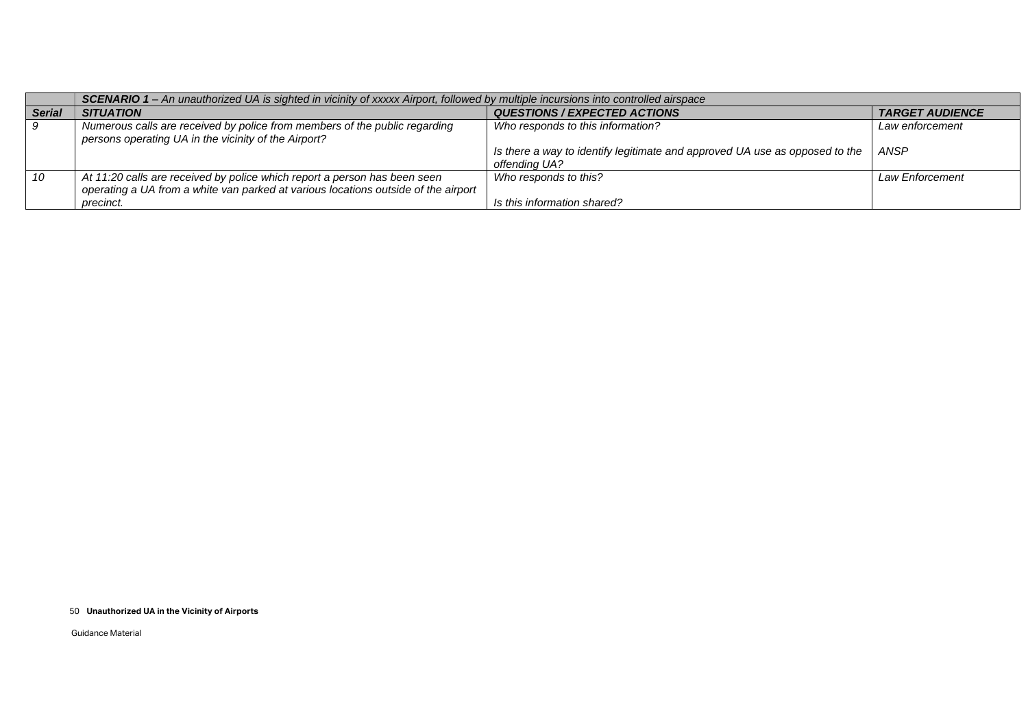| | ***SCENARIO 1** – An unauthorized UA is sighted in vicinity of xxxxx Airport, followed by multiple incursions into controlled airspace* | | |
|---|---|---|---|
| ***Serial*** | ***SITUATION*** | ***QUESTIONS / EXPECTED ACTIONS*** | ***TARGET AUDIENCE*** |
| *9* | *Numerous calls are received by police from members of the public regarding persons operating UA in the vicinity of the Airport?* | *Who responds to this information?*<br><br>*Is there a way to identify legitimate and approved UA use as opposed to the offending UA?* | *Law enforcement*<br><br>*ANSP* |
| *10* | *At 11:20 calls are received by police which report a person has been seen operating a UA from a white van parked at various locations outside of the airport precinct.* | *Who responds to this?*<br><br>*Is this information shared?* | *Law Enforcement* |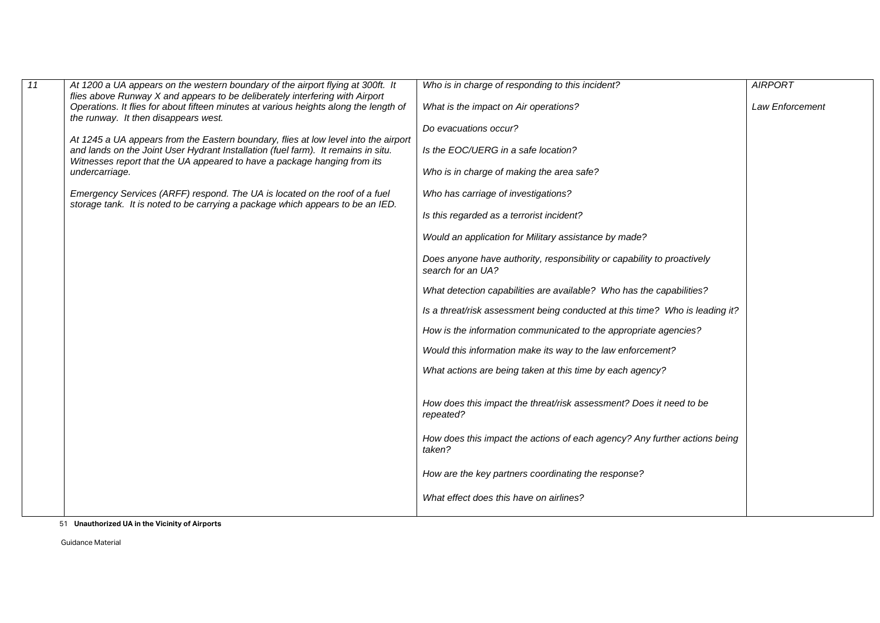| 11 | *At 1200 a UA appears on the western boundary of the airport flying at 300ft. It flies above Runway X and appears to be deliberately interfering with Airport Operations. It flies for about fifteen minutes at various heights along the length of the runway. It then disappears west.*<br><br>*At 1245 a UA appears from the Eastern boundary, flies at low level into the airport and lands on the Joint User Hydrant Installation (fuel farm). It remains in situ. Witnesses report that the UA appeared to have a package hanging from its undercarriage.*<br><br>*Emergency Services (ARFF) respond. The UA is located on the roof of a fuel storage tank. It is noted to be carrying a package which appears to be an IED.* | *Who is in charge of responding to this incident?*<br><br>*What is the impact on Air operations?*<br><br>*Do evacuations occur?*<br><br>*Is the EOC/UERG in a safe location?*<br><br>*Who is in charge of making the area safe?*<br><br>*Who has carriage of investigations?*<br><br>*Is this regarded as a terrorist incident?*<br><br>*Would an application for Military assistance by made?*<br><br>*Does anyone have authority, responsibility or capability to proactively search for an UA?*<br><br>*What detection capabilities are available? Who has the capabilities?*<br><br>*Is a threat/risk assessment being conducted at this time? Who is leading it?*<br><br>*How is the information communicated to the appropriate agencies?*<br><br>*Would this information make its way to the law enforcement?*<br><br>*What actions are being taken at this time by each agency?*<br><br>*How does this impact the threat/risk assessment? Does it need to be repeated?*<br><br>*How does this impact the actions of each agency? Any further actions being taken?*<br><br>*How are the key partners coordinating the response?*<br><br>*What effect does this have on airlines?* | *AIRPORT*<br><br>*Law Enforcement* |
|---|---|---|---|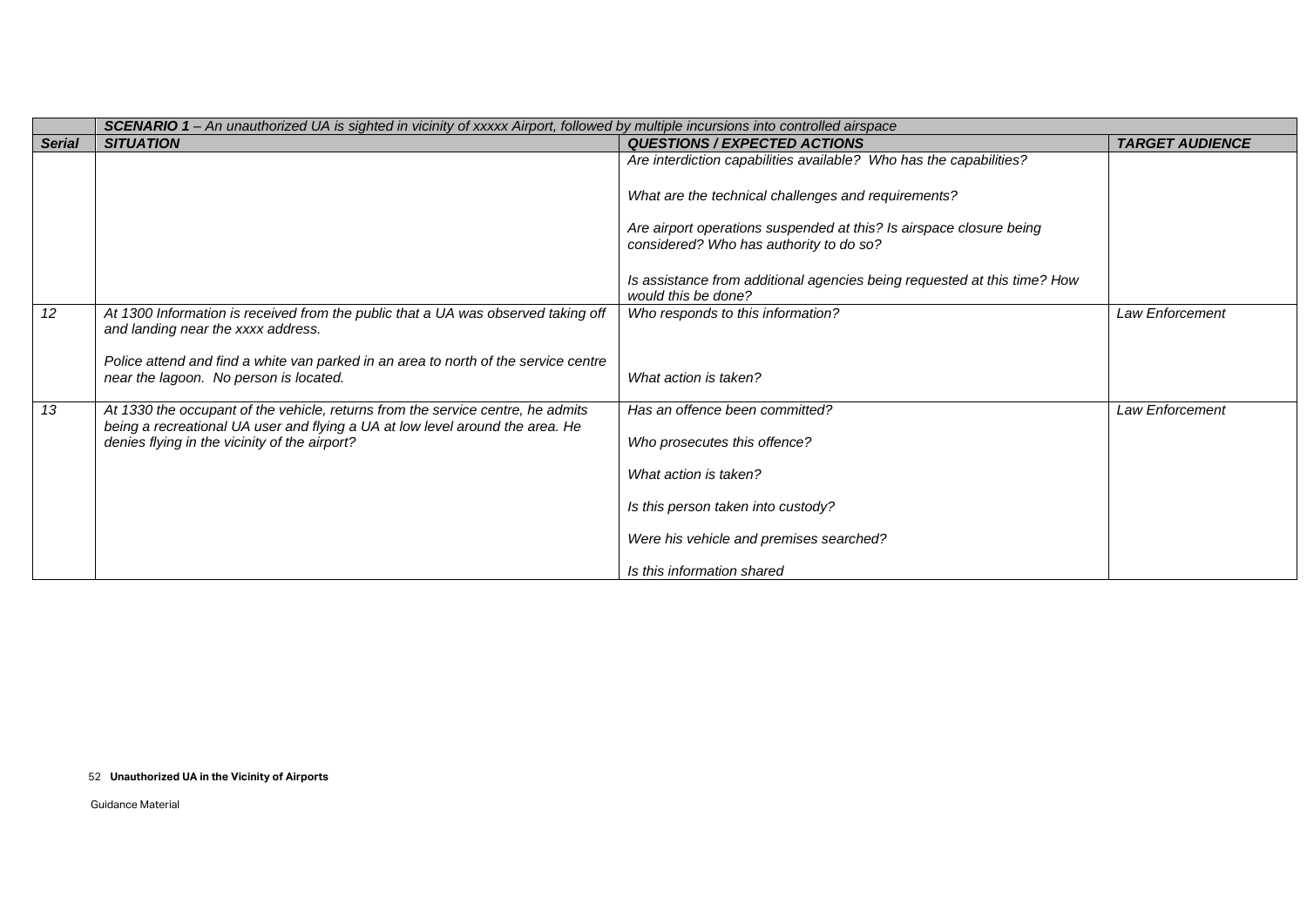| | *SCENARIO 1 – An unauthorized UA is sighted in vicinity of xxxxx Airport, followed by multiple incursions into controlled airspace* | | |
|---|---|---|---|
| ***Serial*** | ***SITUATION*** | ***QUESTIONS / EXPECTED ACTIONS*** | ***TARGET AUDIENCE*** |
| | | *Are interdiction capabilities available? Who has the capabilities?*<br><br>*What are the technical challenges and requirements?*<br><br>*Are airport operations suspended at this? Is airspace closure being considered? Who has authority to do so?*<br><br>*Is assistance from additional agencies being requested at this time? How would this be done?* | |
| *12* | *At 1300 Information is received from the public that a UA was observed taking off and landing near the xxxx address.*<br><br>*Police attend and find a white van parked in an area to north of the service centre near the lagoon. No person is located.* | *Who responds to this information?*<br><br>*What action is taken?* | *Law Enforcement* |
| *13* | *At 1330 the occupant of the vehicle, returns from the service centre, he admits being a recreational UA user and flying a UA at low level around the area. He denies flying in the vicinity of the airport?* | *Has an offence been committed?*<br><br>*Who prosecutes this offence?*<br><br>*What action is taken?*<br><br>*Is this person taken into custody?*<br><br>*Were his vehicle and premises searched?*<br><br>*Is this information shared* | *Law Enforcement* |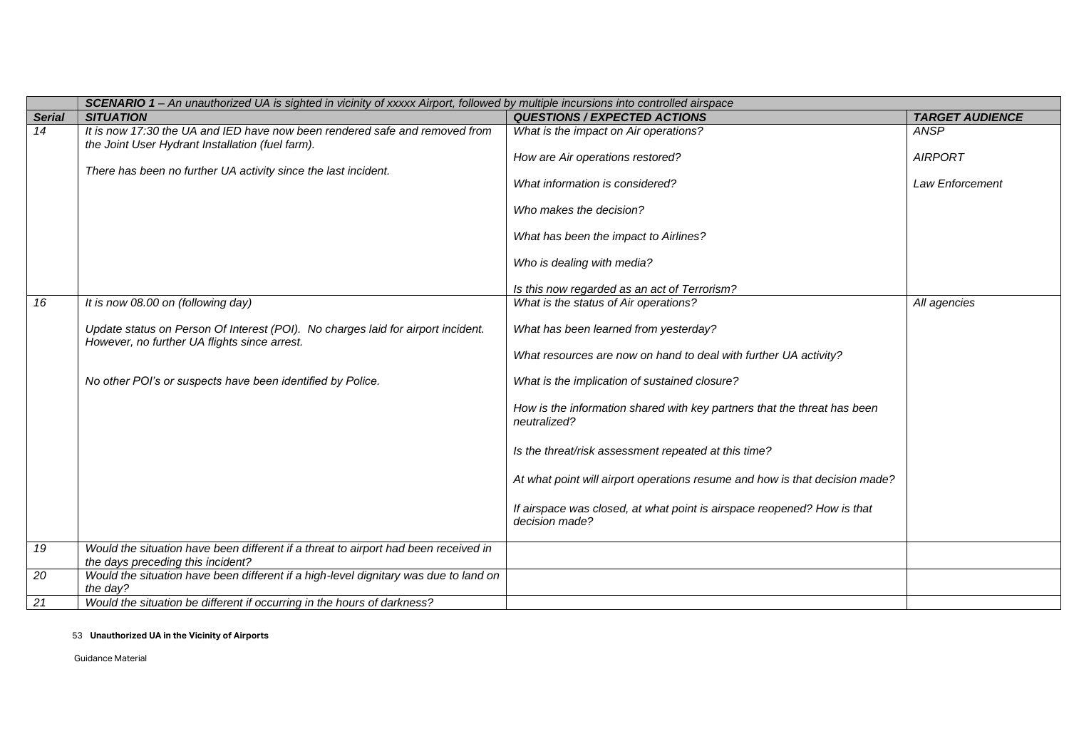| | *SCENARIO 1 – An unauthorized UA is sighted in vicinity of xxxxx Airport, followed by multiple incursions into controlled airspace* | | |
|---|---|---|---|
| ***Serial*** | ***SITUATION*** | ***QUESTIONS / EXPECTED ACTIONS*** | ***TARGET AUDIENCE*** |
| *14* | *It is now 17:30 the UA and IED have now been rendered safe and removed from the Joint User Hydrant Installation (fuel farm).*<br><br>*There has been no further UA activity since the last incident.* | *What is the impact on Air operations?*<br><br>*How are Air operations restored?*<br><br>*What information is considered?*<br><br>*Who makes the decision?*<br><br>*What has been the impact to Airlines?*<br><br>*Who is dealing with media?*<br><br>*Is this now regarded as an act of Terrorism?* | *ANSP*<br><br>*AIRPORT*<br><br>*Law Enforcement* |
| *16* | *It is now 08.00 on (following day)*<br><br>*Update status on Person Of Interest (POI). No charges laid for airport incident. However, no further UA flights since arrest.*<br><br>*No other POI's or suspects have been identified by Police.* | *What is the status of Air operations?*<br><br>*What has been learned from yesterday?*<br><br>*What resources are now on hand to deal with further UA activity?*<br><br>*What is the implication of sustained closure?*<br><br>*How is the information shared with key partners that the threat has been neutralized?*<br><br>*Is the threat/risk assessment repeated at this time?*<br><br>*At what point will airport operations resume and how is that decision made?*<br><br>*If airspace was closed, at what point is airspace reopened? How is that decision made?* | *All agencies* |
| *19* | *Would the situation have been different if a threat to airport had been received in the days preceding this incident?* | | |
| *20* | *Would the situation have been different if a high-level dignitary was due to land on the day?* | | |
| *21* | *Would the situation be different if occurring in the hours of darkness?* | | |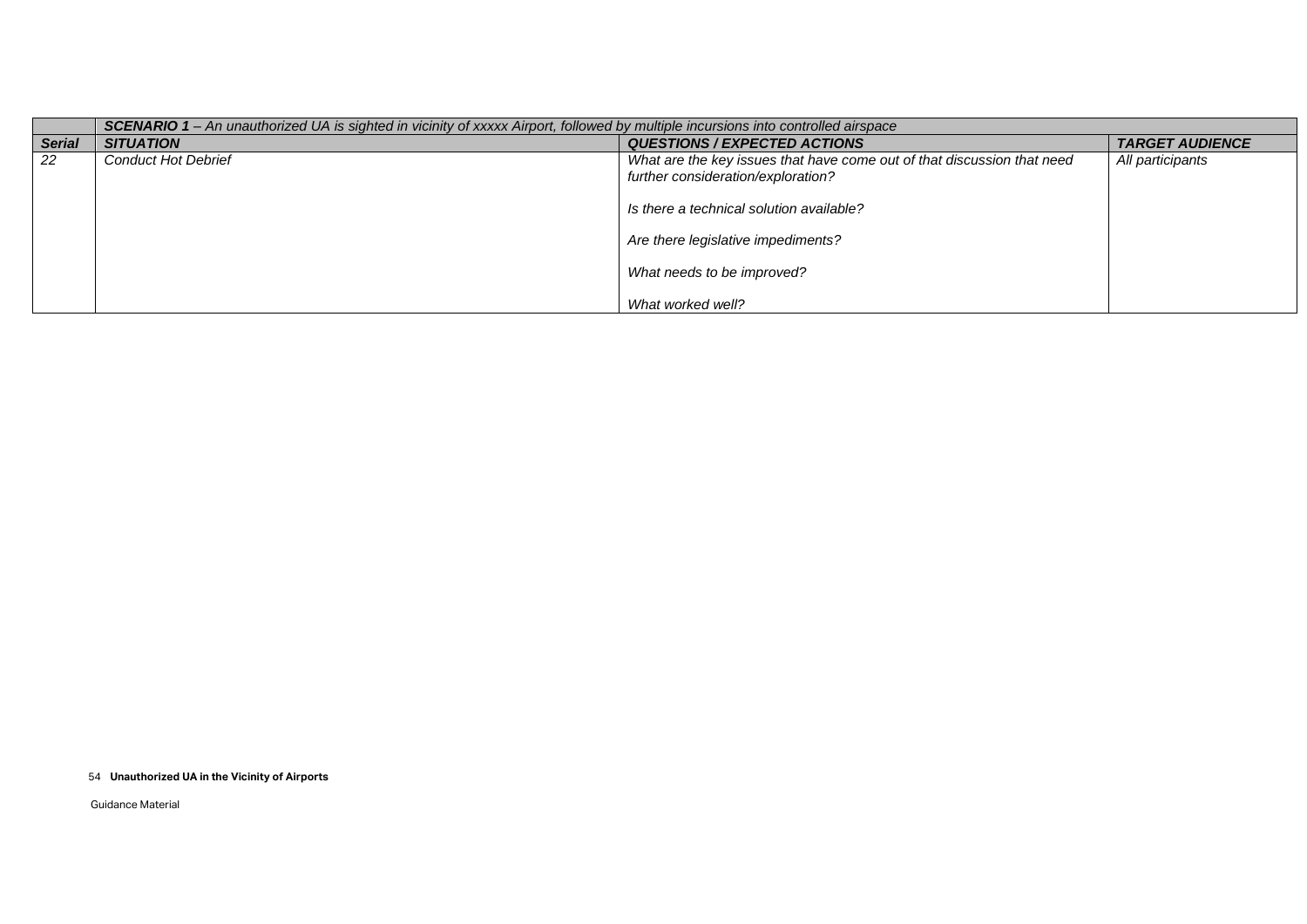| | *SCENARIO 1 – An unauthorized UA is sighted in vicinity of xxxxx Airport, followed by multiple incursions into controlled airspace* | | |
|---|---|---|---|
| ***Serial*** | ***SITUATION*** | ***QUESTIONS / EXPECTED ACTIONS*** | ***TARGET AUDIENCE*** |
| *22* | *Conduct Hot Debrief* | *What are the key issues that have come out of that discussion that need further consideration/exploration?*<br><br>*Is there a technical solution available?*<br><br>*Are there legislative impediments?*<br><br>*What needs to be improved?*<br><br>*What worked well?* | *All participants* |